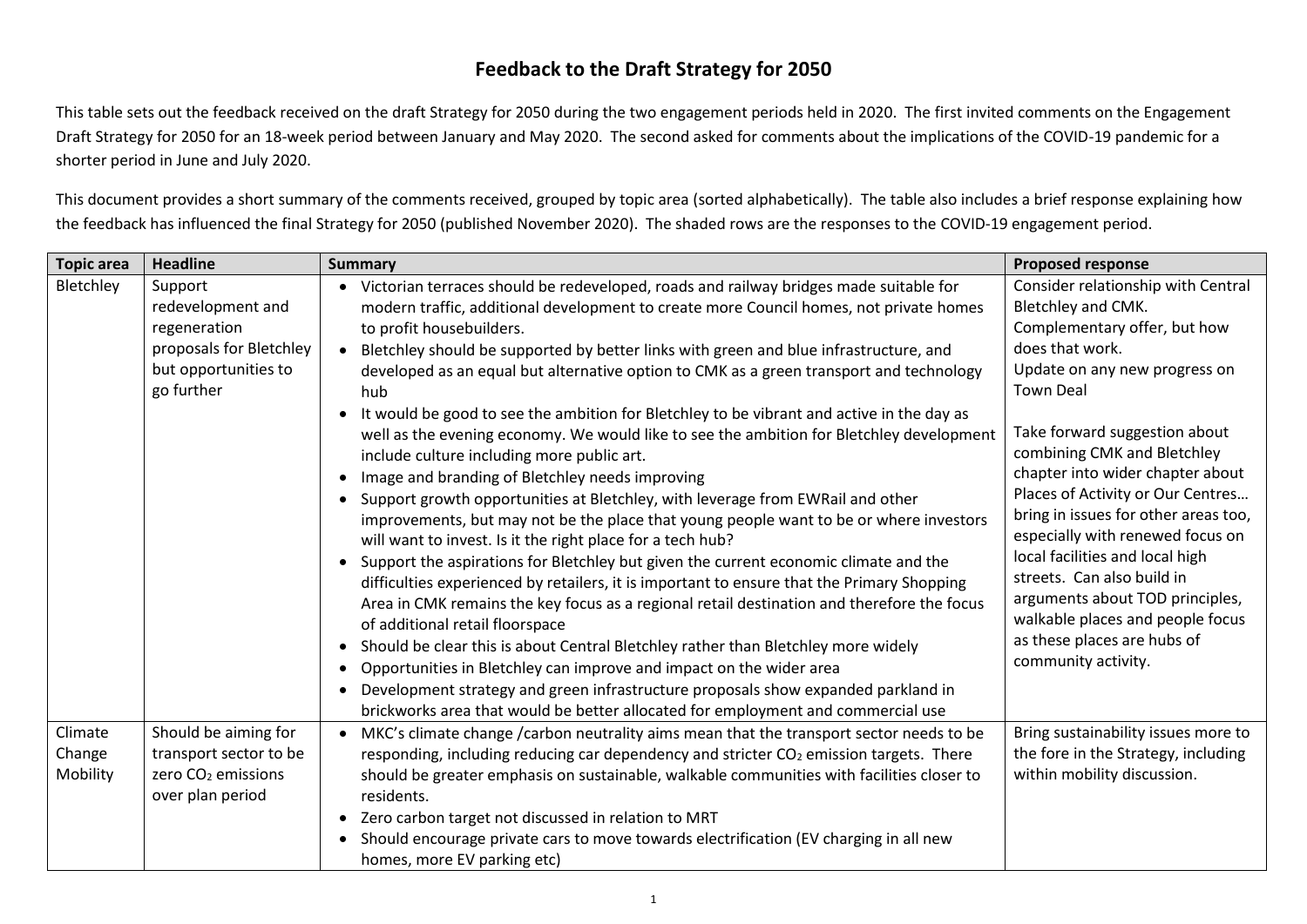# Feedback to the Draft Strategy for 2050

This table sets out the feedback received on the draft Strategy for 2050 during the two engagement periods held in 2020. The first invited comments on the Engagement Draft Strategy for 2050 for an 18-week period between January and May 2020. The second asked for comments about the implications of the COVID-19 pandemic for a shorter period in June and July 2020.

This document provides a short summary of the comments received, grouped by topic area (sorted alphabetically). The table also includes a brief response explaining how the feedback has influenced the final Strategy for 2050 (published November 2020). The shaded rows are the responses to the COVID-19 engagement period.

| Topic area | Headline | Summary | Proposed response |
|---|---|---|---|
| Bletchley | Support redevelopment and regeneration proposals for Bletchley but opportunities to go further | • Victorian terraces should be redeveloped, roads and railway bridges made suitable for modern traffic, additional development to create more Council homes, not private homes to profit housebuilders.<br>• Bletchley should be supported by better links with green and blue infrastructure, and developed as an equal but alternative option to CMK as a green transport and technology hub<br>• It would be good to see the ambition for Bletchley to be vibrant and active in the day as well as the evening economy. We would like to see the ambition for Bletchley development include culture including more public art.<br>• Image and branding of Bletchley needs improving<br>• Support growth opportunities at Bletchley, with leverage from EWRail and other improvements, but may not be the place that young people want to be or where investors will want to invest. Is it the right place for a tech hub?<br>• Support the aspirations for Bletchley but given the current economic climate and the difficulties experienced by retailers, it is important to ensure that the Primary Shopping Area in CMK remains the key focus as a regional retail destination and therefore the focus of additional retail floorspace<br>• Should be clear this is about Central Bletchley rather than Bletchley more widely<br>• Opportunities in Bletchley can improve and impact on the wider area<br>• Development strategy and green infrastructure proposals show expanded parkland in brickworks area that would be better allocated for employment and commercial use | Consider relationship with Central Bletchley and CMK.<br>Complementary offer, but how does that work.<br>Update on any new progress on Town Deal<br><br>Take forward suggestion about combining CMK and Bletchley chapter into wider chapter about Places of Activity or Our Centres… bring in issues for other areas too, especially with renewed focus on local facilities and local high streets. Can also build in arguments about TOD principles, walkable places and people focus as these places are hubs of community activity. |
| Climate Change Mobility | Should be aiming for transport sector to be zero $CO_2$ emissions over plan period | • MKC's climate change /carbon neutrality aims mean that the transport sector needs to be responding, including reducing car dependency and stricter $CO_2$ emission targets. There should be greater emphasis on sustainable, walkable communities with facilities closer to residents.<br>• Zero carbon target not discussed in relation to MRT<br>• Should encourage private cars to move towards electrification (EV charging in all new homes, more EV parking etc) | Bring sustainability issues more to the fore in the Strategy, including within mobility discussion. |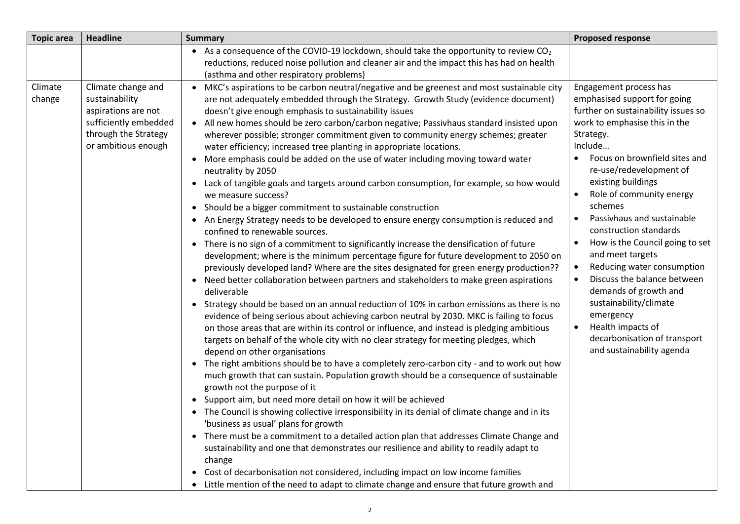| Topic area | Headline | Summary | Proposed response |
|---|---|---|---|
| | | • As a consequence of the COVID-19 lockdown, should take the opportunity to review $CO_2$ reductions, reduced noise pollution and cleaner air and the impact this has had on health (asthma and other respiratory problems) | |
| Climate change | Climate change and sustainability aspirations are not sufficiently embedded through the Strategy or ambitious enough | • MKC's aspirations to be carbon neutral/negative and be greenest and most sustainable city are not adequately embedded through the Strategy. Growth Study (evidence document) doesn't give enough emphasis to sustainability issues<br>• All new homes should be zero carbon/carbon negative; Passivhaus standard insisted upon wherever possible; stronger commitment given to community energy schemes; greater water efficiency; increased tree planting in appropriate locations.<br>• More emphasis could be added on the use of water including moving toward water neutrality by 2050<br>• Lack of tangible goals and targets around carbon consumption, for example, so how would we measure success?<br>• Should be a bigger commitment to sustainable construction<br>• An Energy Strategy needs to be developed to ensure energy consumption is reduced and confined to renewable sources.<br>• There is no sign of a commitment to significantly increase the densification of future development; where is the minimum percentage figure for future development to 2050 on previously developed land? Where are the sites designated for green energy production??<br>• Need better collaboration between partners and stakeholders to make green aspirations deliverable<br>• Strategy should be based on an annual reduction of 10% in carbon emissions as there is no evidence of being serious about achieving carbon neutral by 2030. MKC is failing to focus on those areas that are within its control or influence, and instead is pledging ambitious targets on behalf of the whole city with no clear strategy for meeting pledges, which depend on other organisations<br>• The right ambitions should be to have a completely zero-carbon city - and to work out how much growth that can sustain. Population growth should be a consequence of sustainable growth not the purpose of it<br>• Support aim, but need more detail on how it will be achieved<br>• The Council is showing collective irresponsibility in its denial of climate change and in its 'business as usual' plans for growth<br>• There must be a commitment to a detailed action plan that addresses Climate Change and sustainability and one that demonstrates our resilience and ability to readily adapt to change<br>• Cost of decarbonisation not considered, including impact on low income families<br>• Little mention of the need to adapt to climate change and ensure that future growth and | Engagement process has emphasised support for going further on sustainability issues so work to emphasise this in the Strategy.<br>Include…<br>• Focus on brownfield sites and re-use/redevelopment of existing buildings<br>• Role of community energy schemes<br>• Passivhaus and sustainable construction standards<br>• How is the Council going to set and meet targets<br>• Reducing water consumption<br>• Discuss the balance between demands of growth and sustainability/climate emergency<br>• Health impacts of decarbonisation of transport and sustainability agenda |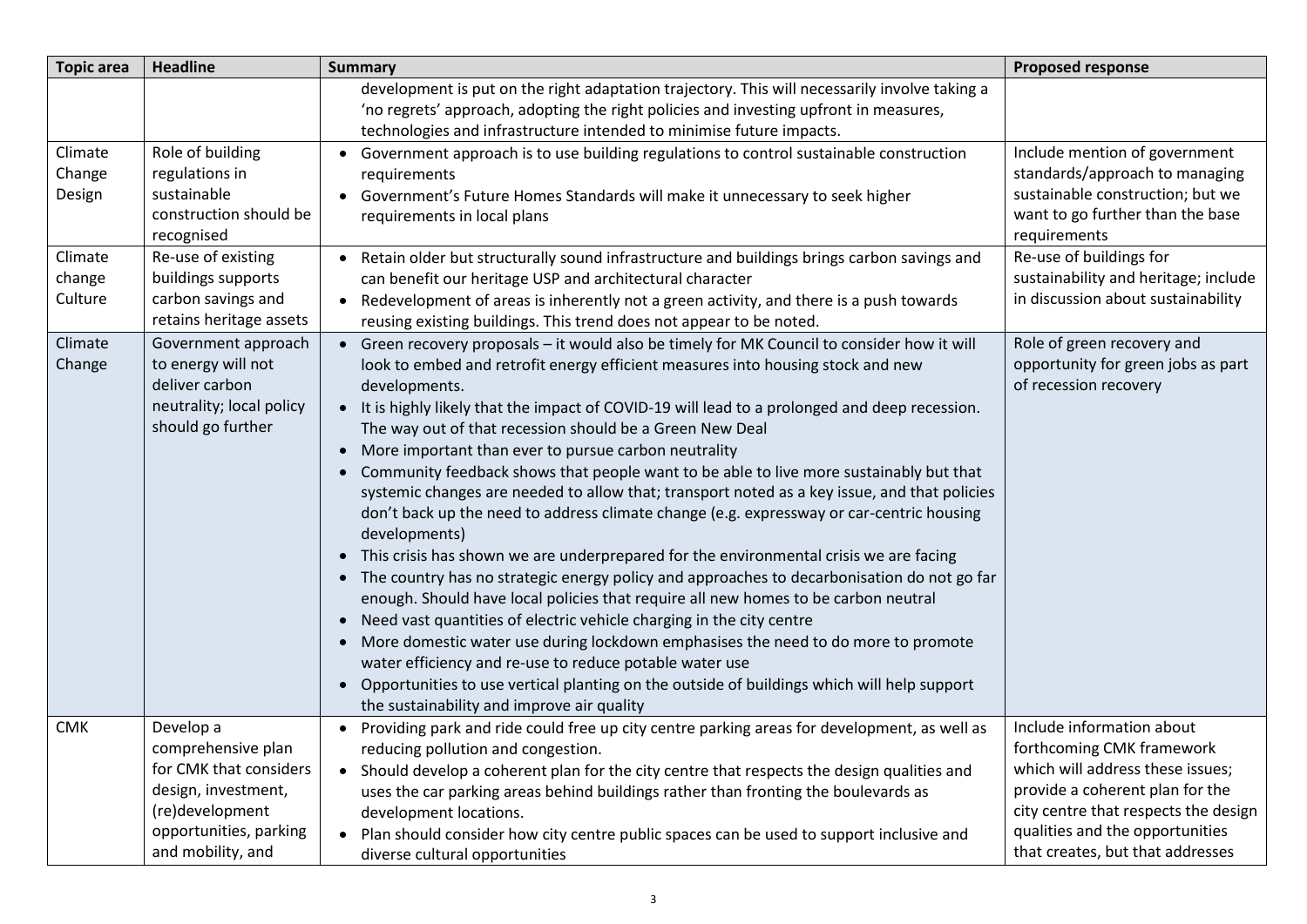| Topic area | Headline | Summary | Proposed response |
|---|---|---|---|
| | | development is put on the right adaptation trajectory. This will necessarily involve taking a 'no regrets' approach, adopting the right policies and investing upfront in measures, technologies and infrastructure intended to minimise future impacts. | |
| Climate Change Design | Role of building regulations in sustainable construction should be recognised | • Government approach is to use building regulations to control sustainable construction requirements<br>• Government's Future Homes Standards will make it unnecessary to seek higher requirements in local plans | Include mention of government standards/approach to managing sustainable construction; but we want to go further than the base requirements |
| Climate change Culture | Re-use of existing buildings supports carbon savings and retains heritage assets | • Retain older but structurally sound infrastructure and buildings brings carbon savings and can benefit our heritage USP and architectural character<br>• Redevelopment of areas is inherently not a green activity, and there is a push towards reusing existing buildings. This trend does not appear to be noted. | Re-use of buildings for sustainability and heritage; include in discussion about sustainability |
| Climate Change | Government approach to energy will not deliver carbon neutrality; local policy should go further | • Green recovery proposals – it would also be timely for MK Council to consider how it will look to embed and retrofit energy efficient measures into housing stock and new developments.<br>• It is highly likely that the impact of COVID-19 will lead to a prolonged and deep recession. The way out of that recession should be a Green New Deal<br>• More important than ever to pursue carbon neutrality<br>• Community feedback shows that people want to be able to live more sustainably but that systemic changes are needed to allow that; transport noted as a key issue, and that policies don't back up the need to address climate change (e.g. expressway or car-centric housing developments)<br>• This crisis has shown we are underprepared for the environmental crisis we are facing<br>• The country has no strategic energy policy and approaches to decarbonisation do not go far enough. Should have local policies that require all new homes to be carbon neutral<br>• Need vast quantities of electric vehicle charging in the city centre<br>• More domestic water use during lockdown emphasises the need to do more to promote water efficiency and re-use to reduce potable water use<br>• Opportunities to use vertical planting on the outside of buildings which will help support the sustainability and improve air quality | Role of green recovery and opportunity for green jobs as part of recession recovery |
| CMK | Develop a comprehensive plan for CMK that considers design, investment, (re)development opportunities, parking and mobility, and | • Providing park and ride could free up city centre parking areas for development, as well as reducing pollution and congestion.<br>• Should develop a coherent plan for the city centre that respects the design qualities and uses the car parking areas behind buildings rather than fronting the boulevards as development locations.<br>• Plan should consider how city centre public spaces can be used to support inclusive and diverse cultural opportunities | Include information about forthcoming CMK framework which will address these issues; provide a coherent plan for the city centre that respects the design qualities and the opportunities that creates, but that addresses |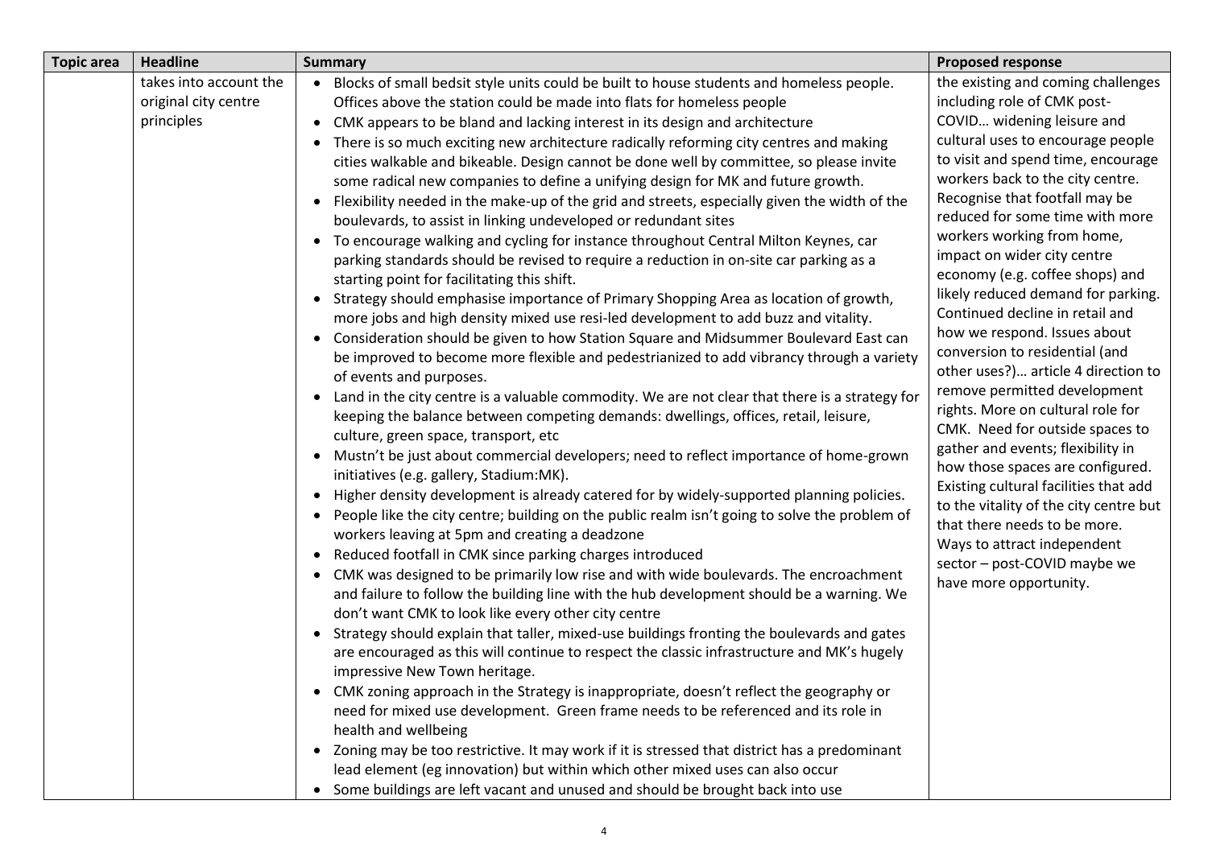| Topic area | Headline | Summary | Proposed response |
|---|---|---|---|
| | takes into account the original city centre principles | • Blocks of small bedsit style units could be built to house students and homeless people. Offices above the station could be made into flats for homeless people<br>• CMK appears to be bland and lacking interest in its design and architecture<br>• There is so much exciting new architecture radically reforming city centres and making cities walkable and bikeable. Design cannot be done well by committee, so please invite some radical new companies to define a unifying design for MK and future growth.<br>• Flexibility needed in the make-up of the grid and streets, especially given the width of the boulevards, to assist in linking undeveloped or redundant sites<br>• To encourage walking and cycling for instance throughout Central Milton Keynes, car parking standards should be revised to require a reduction in on-site car parking as a starting point for facilitating this shift.<br>• Strategy should emphasise importance of Primary Shopping Area as location of growth, more jobs and high density mixed use resi-led development to add buzz and vitality.<br>• Consideration should be given to how Station Square and Midsummer Boulevard East can be improved to become more flexible and pedestrianized to add vibrancy through a variety of events and purposes.<br>• Land in the city centre is a valuable commodity. We are not clear that there is a strategy for keeping the balance between competing demands: dwellings, offices, retail, leisure, culture, green space, transport, etc<br>• Mustn't be just about commercial developers; need to reflect importance of home-grown initiatives (e.g. gallery, Stadium:MK).<br>• Higher density development is already catered for by widely-supported planning policies.<br>• People like the city centre; building on the public realm isn't going to solve the problem of workers leaving at 5pm and creating a deadzone<br>• Reduced footfall in CMK since parking charges introduced<br>• CMK was designed to be primarily low rise and with wide boulevards. The encroachment and failure to follow the building line with the hub development should be a warning. We don't want CMK to look like every other city centre<br>• Strategy should explain that taller, mixed-use buildings fronting the boulevards and gates are encouraged as this will continue to respect the classic infrastructure and MK's hugely impressive New Town heritage.<br>• CMK zoning approach in the Strategy is inappropriate, doesn't reflect the geography or need for mixed use development. Green frame needs to be referenced and its role in health and wellbeing<br>• Zoning may be too restrictive. It may work if it is stressed that district has a predominant lead element (eg innovation) but within which other mixed uses can also occur<br>• Some buildings are left vacant and unused and should be brought back into use | the existing and coming challenges including role of CMK post-COVID… widening leisure and cultural uses to encourage people to visit and spend time, encourage workers back to the city centre. Recognise that footfall may be reduced for some time with more workers working from home, impact on wider city centre economy (e.g. coffee shops) and likely reduced demand for parking. Continued decline in retail and how we respond. Issues about conversion to residential (and other uses?)… article 4 direction to remove permitted development rights. More on cultural role for CMK. Need for outside spaces to gather and events; flexibility in how those spaces are configured. Existing cultural facilities that add to the vitality of the city centre but that there needs to be more. Ways to attract independent sector – post-COVID maybe we have more opportunity. |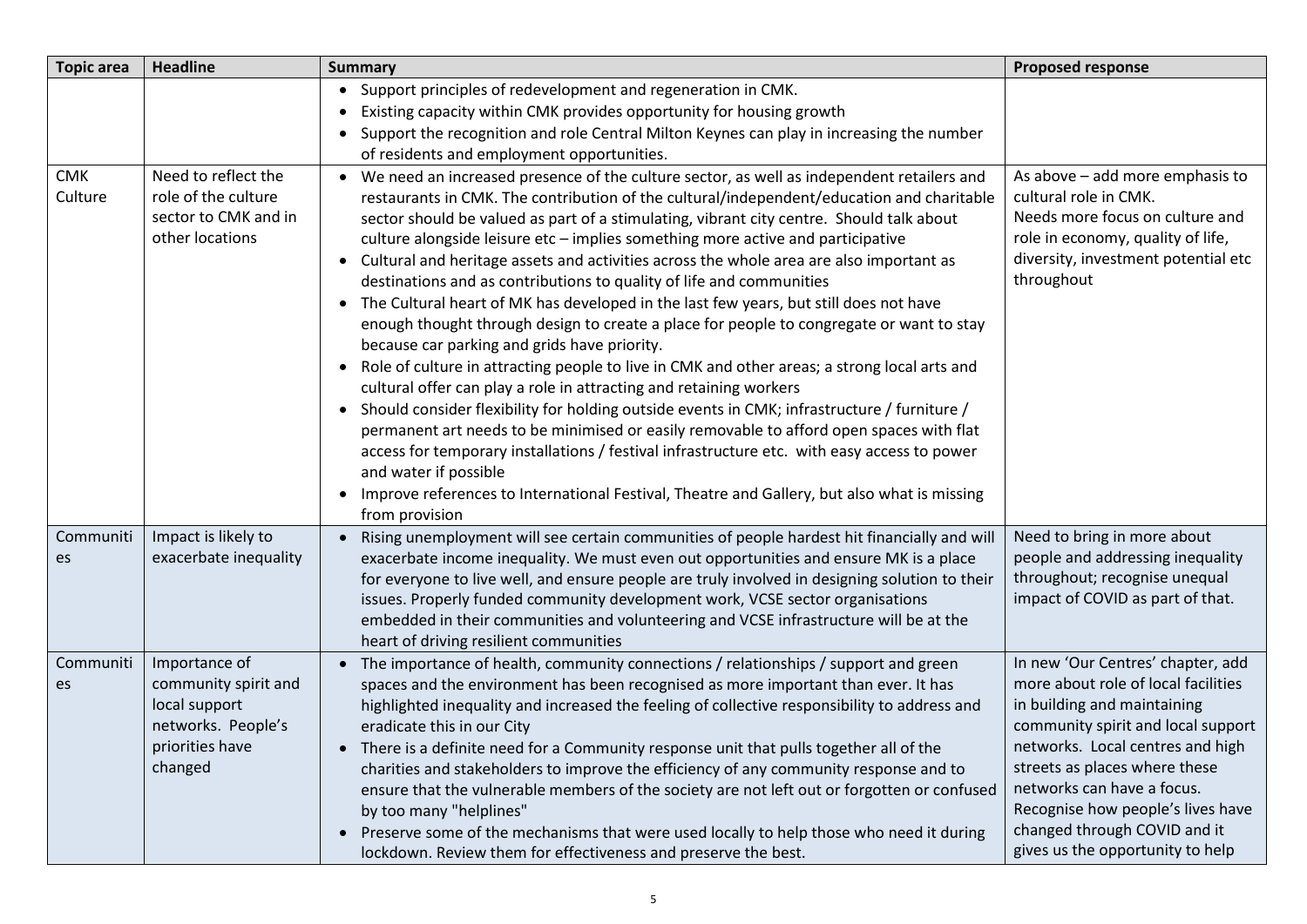| Topic area | Headline | Summary | Proposed response |
|---|---|---|---|
| | | • Support principles of redevelopment and regeneration in CMK.<br>• Existing capacity within CMK provides opportunity for housing growth<br>• Support the recognition and role Central Milton Keynes can play in increasing the number of residents and employment opportunities. | |
| CMK Culture | Need to reflect the role of the culture sector to CMK and in other locations | • We need an increased presence of the culture sector, as well as independent retailers and restaurants in CMK. The contribution of the cultural/independent/education and charitable sector should be valued as part of a stimulating, vibrant city centre. Should talk about culture alongside leisure etc – implies something more active and participative<br>• Cultural and heritage assets and activities across the whole area are also important as destinations and as contributions to quality of life and communities<br>• The Cultural heart of MK has developed in the last few years, but still does not have enough thought through design to create a place for people to congregate or want to stay because car parking and grids have priority.<br>• Role of culture in attracting people to live in CMK and other areas; a strong local arts and cultural offer can play a role in attracting and retaining workers<br>• Should consider flexibility for holding outside events in CMK; infrastructure / furniture / permanent art needs to be minimised or easily removable to afford open spaces with flat access for temporary installations / festival infrastructure etc. with easy access to power and water if possible<br>• Improve references to International Festival, Theatre and Gallery, but also what is missing from provision | As above – add more emphasis to cultural role in CMK.<br>Needs more focus on culture and role in economy, quality of life, diversity, investment potential etc throughout |
| Communities | Impact is likely to exacerbate inequality | • Rising unemployment will see certain communities of people hardest hit financially and will exacerbate income inequality. We must even out opportunities and ensure MK is a place for everyone to live well, and ensure people are truly involved in designing solution to their issues. Properly funded community development work, VCSE sector organisations embedded in their communities and volunteering and VCSE infrastructure will be at the heart of driving resilient communities | Need to bring in more about people and addressing inequality throughout; recognise unequal impact of COVID as part of that. |
| Communities | Importance of community spirit and local support networks. People's priorities have changed | • The importance of health, community connections / relationships / support and green spaces and the environment has been recognised as more important than ever. It has highlighted inequality and increased the feeling of collective responsibility to address and eradicate this in our City<br>• There is a definite need for a Community response unit that pulls together all of the charities and stakeholders to improve the efficiency of any community response and to ensure that the vulnerable members of the society are not left out or forgotten or confused by too many "helplines"<br>• Preserve some of the mechanisms that were used locally to help those who need it during lockdown. Review them for effectiveness and preserve the best. | In new 'Our Centres' chapter, add more about role of local facilities in building and maintaining community spirit and local support networks. Local centres and high streets as places where these networks can have a focus.<br>Recognise how people's lives have changed through COVID and it gives us the opportunity to help |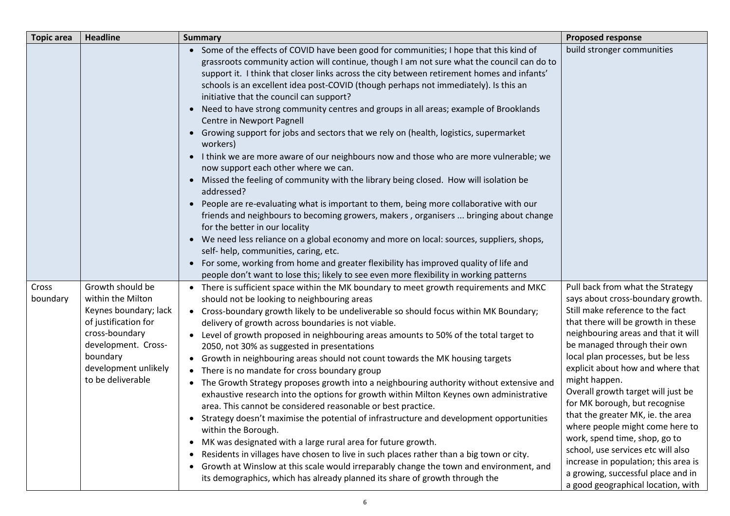| Topic area | Headline | Summary | Proposed response |
|---|---|---|---|
| | | • Some of the effects of COVID have been good for communities; I hope that this kind of grassroots community action will continue, though I am not sure what the council can do to support it. I think that closer links across the city between retirement homes and infants' schools is an excellent idea post-COVID (though perhaps not immediately). Is this an initiative that the council can support?<br>• Need to have strong community centres and groups in all areas; example of Brooklands Centre in Newport Pagnell<br>• Growing support for jobs and sectors that we rely on (health, logistics, supermarket workers)<br>• I think we are more aware of our neighbours now and those who are more vulnerable; we now support each other where we can.<br>• Missed the feeling of community with the library being closed. How will isolation be addressed?<br>• People are re-evaluating what is important to them, being more collaborative with our friends and neighbours to becoming growers, makers , organisers ... bringing about change for the better in our locality<br>• We need less reliance on a global economy and more on local: sources, suppliers, shops, self- help, communities, caring, etc.<br>• For some, working from home and greater flexibility has improved quality of life and people don't want to lose this; likely to see even more flexibility in working patterns | build stronger communities |
| Cross boundary | Growth should be within the Milton Keynes boundary; lack of justification for cross-boundary development. Cross-boundary development unlikely to be deliverable | • There is sufficient space within the MK boundary to meet growth requirements and MKC should not be looking to neighbouring areas<br>• Cross-boundary growth likely to be undeliverable so should focus within MK Boundary; delivery of growth across boundaries is not viable.<br>• Level of growth proposed in neighbouring areas amounts to 50% of the total target to 2050, not 30% as suggested in presentations<br>• Growth in neighbouring areas should not count towards the MK housing targets<br>• There is no mandate for cross boundary group<br>• The Growth Strategy proposes growth into a neighbouring authority without extensive and exhaustive research into the options for growth within Milton Keynes own administrative area. This cannot be considered reasonable or best practice.<br>• Strategy doesn't maximise the potential of infrastructure and development opportunities within the Borough.<br>• MK was designated with a large rural area for future growth.<br>• Residents in villages have chosen to live in such places rather than a big town or city.<br>• Growth at Winslow at this scale would irreparably change the town and environment, and its demographics, which has already planned its share of growth through the | Pull back from what the Strategy says about cross-boundary growth. Still make reference to the fact that there will be growth in these neighbouring areas and that it will be managed through their own local plan processes, but be less explicit about how and where that might happen.<br>Overall growth target will just be for MK borough, but recognise that the greater MK, ie. the area where people might come here to work, spend time, shop, go to school, use services etc will also increase in population; this area is a growing, successful place and in a good geographical location, with |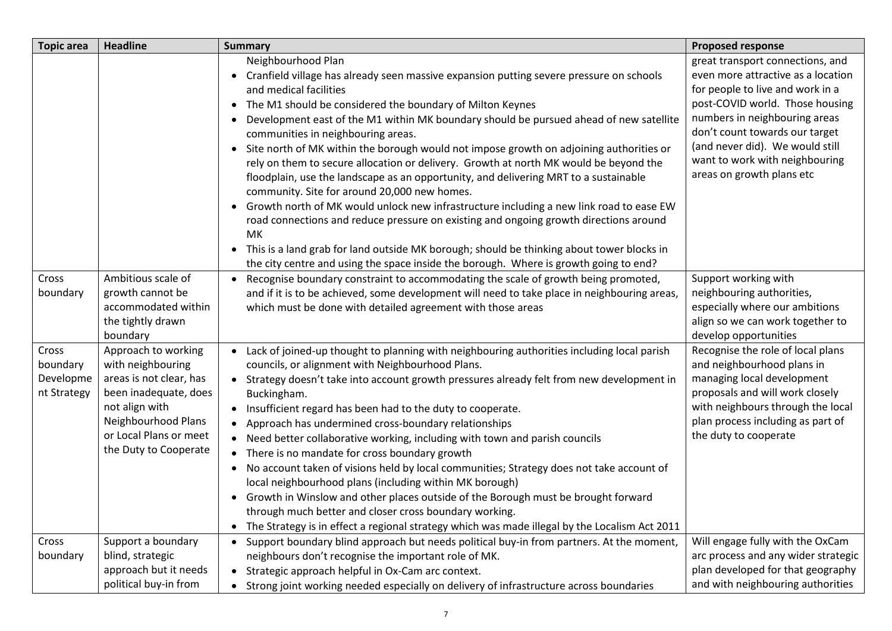| Topic area | Headline | Summary | Proposed response |
|---|---|---|---|
| | | Neighbourhood Plan<br>• Cranfield village has already seen massive expansion putting severe pressure on schools and medical facilities<br>• The M1 should be considered the boundary of Milton Keynes<br>• Development east of the M1 within MK boundary should be pursued ahead of new satellite communities in neighbouring areas.<br>• Site north of MK within the borough would not impose growth on adjoining authorities or rely on them to secure allocation or delivery. Growth at north MK would be beyond the floodplain, use the landscape as an opportunity, and delivering MRT to a sustainable community. Site for around 20,000 new homes.<br>• Growth north of MK would unlock new infrastructure including a new link road to ease EW road connections and reduce pressure on existing and ongoing growth directions around MK<br>• This is a land grab for land outside MK borough; should be thinking about tower blocks in the city centre and using the space inside the borough. Where is growth going to end? | great transport connections, and even more attractive as a location for people to live and work in a post-COVID world. Those housing numbers in neighbouring areas don't count towards our target (and never did). We would still want to work with neighbouring areas on growth plans etc |
| Cross boundary | Ambitious scale of growth cannot be accommodated within the tightly drawn boundary | • Recognise boundary constraint to accommodating the scale of growth being promoted, and if it is to be achieved, some development will need to take place in neighbouring areas, which must be done with detailed agreement with those areas | Support working with neighbouring authorities, especially where our ambitions align so we can work together to develop opportunities |
| Cross boundary Development Strategy | Approach to working with neighbouring areas is not clear, has been inadequate, does not align with Neighbourhood Plans or Local Plans or meet the Duty to Cooperate | • Lack of joined-up thought to planning with neighbouring authorities including local parish councils, or alignment with Neighbourhood Plans.<br>• Strategy doesn't take into account growth pressures already felt from new development in Buckingham.<br>• Insufficient regard has been had to the duty to cooperate.<br>• Approach has undermined cross-boundary relationships<br>• Need better collaborative working, including with town and parish councils<br>• There is no mandate for cross boundary growth<br>• No account taken of visions held by local communities; Strategy does not take account of local neighbourhood plans (including within MK borough)<br>• Growth in Winslow and other places outside of the Borough must be brought forward through much better and closer cross boundary working.<br>• The Strategy is in effect a regional strategy which was made illegal by the Localism Act 2011 | Recognise the role of local plans and neighbourhood plans in managing local development proposals and will work closely with neighbours through the local plan process including as part of the duty to cooperate |
| Cross boundary | Support a boundary blind, strategic approach but it needs political buy-in from | • Support boundary blind approach but needs political buy-in from partners. At the moment, neighbours don't recognise the important role of MK.<br>• Strategic approach helpful in Ox-Cam arc context.<br>• Strong joint working needed especially on delivery of infrastructure across boundaries | Will engage fully with the OxCam arc process and any wider strategic plan developed for that geography and with neighbouring authorities |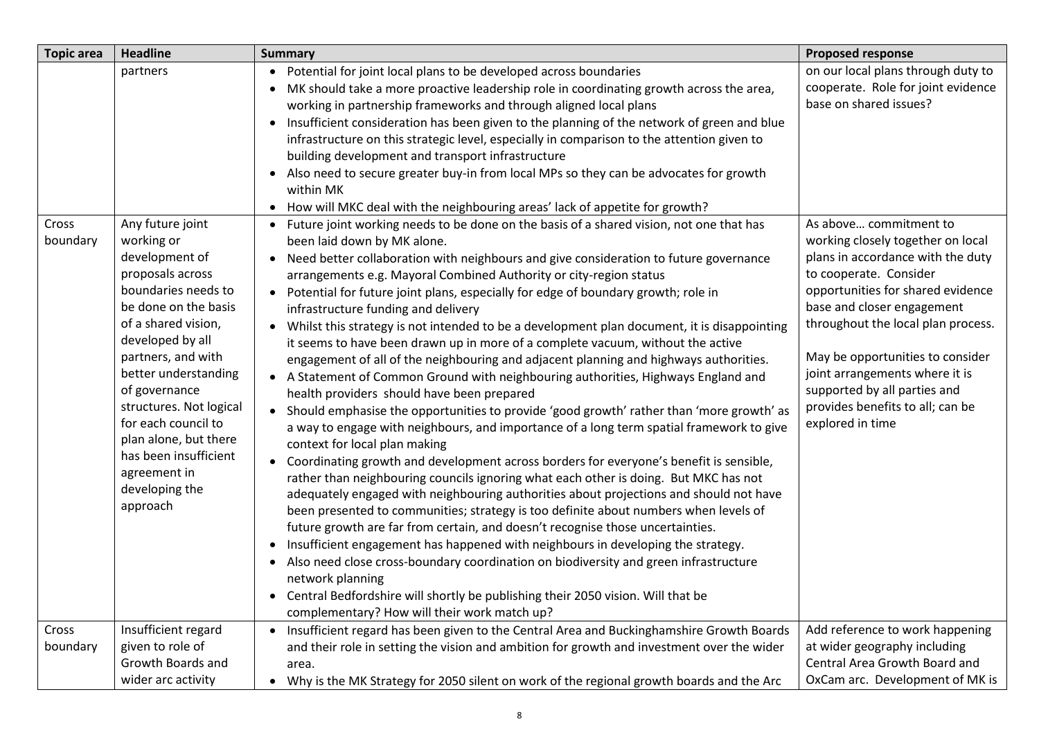| Topic area | Headline | Summary | Proposed response |
|---|---|---|---|
| | partners | • Potential for joint local plans to be developed across boundaries<br>• MK should take a more proactive leadership role in coordinating growth across the area, working in partnership frameworks and through aligned local plans<br>• Insufficient consideration has been given to the planning of the network of green and blue infrastructure on this strategic level, especially in comparison to the attention given to building development and transport infrastructure<br>• Also need to secure greater buy-in from local MPs so they can be advocates for growth within MK<br>• How will MKC deal with the neighbouring areas' lack of appetite for growth? | on our local plans through duty to cooperate. Role for joint evidence base on shared issues? |
| Cross boundary | Any future joint working or development of proposals across boundaries needs to be done on the basis of a shared vision, developed by all partners, and with better understanding of governance structures. Not logical for each council to plan alone, but there has been insufficient agreement in developing the approach | • Future joint working needs to be done on the basis of a shared vision, not one that has been laid down by MK alone.<br>• Need better collaboration with neighbours and give consideration to future governance arrangements e.g. Mayoral Combined Authority or city-region status<br>• Potential for future joint plans, especially for edge of boundary growth; role in infrastructure funding and delivery<br>• Whilst this strategy is not intended to be a development plan document, it is disappointing it seems to have been drawn up in more of a complete vacuum, without the active engagement of all of the neighbouring and adjacent planning and highways authorities.<br>• A Statement of Common Ground with neighbouring authorities, Highways England and health providers should have been prepared<br>• Should emphasise the opportunities to provide 'good growth' rather than 'more growth' as a way to engage with neighbours, and importance of a long term spatial framework to give context for local plan making<br>• Coordinating growth and development across borders for everyone's benefit is sensible, rather than neighbouring councils ignoring what each other is doing. But MKC has not adequately engaged with neighbouring authorities about projections and should not have been presented to communities; strategy is too definite about numbers when levels of future growth are far from certain, and doesn't recognise those uncertainties.<br>• Insufficient engagement has happened with neighbours in developing the strategy.<br>• Also need close cross-boundary coordination on biodiversity and green infrastructure network planning<br>• Central Bedfordshire will shortly be publishing their 2050 vision. Will that be complementary? How will their work match up? | As above… commitment to working closely together on local plans in accordance with the duty to cooperate. Consider opportunities for shared evidence base and closer engagement throughout the local plan process.<br><br>May be opportunities to consider joint arrangements where it is supported by all parties and provides benefits to all; can be explored in time |
| Cross boundary | Insufficient regard given to role of Growth Boards and wider arc activity | • Insufficient regard has been given to the Central Area and Buckinghamshire Growth Boards and their role in setting the vision and ambition for growth and investment over the wider area.<br>• Why is the MK Strategy for 2050 silent on work of the regional growth boards and the Arc | Add reference to work happening at wider geography including Central Area Growth Board and OxCam arc. Development of MK is |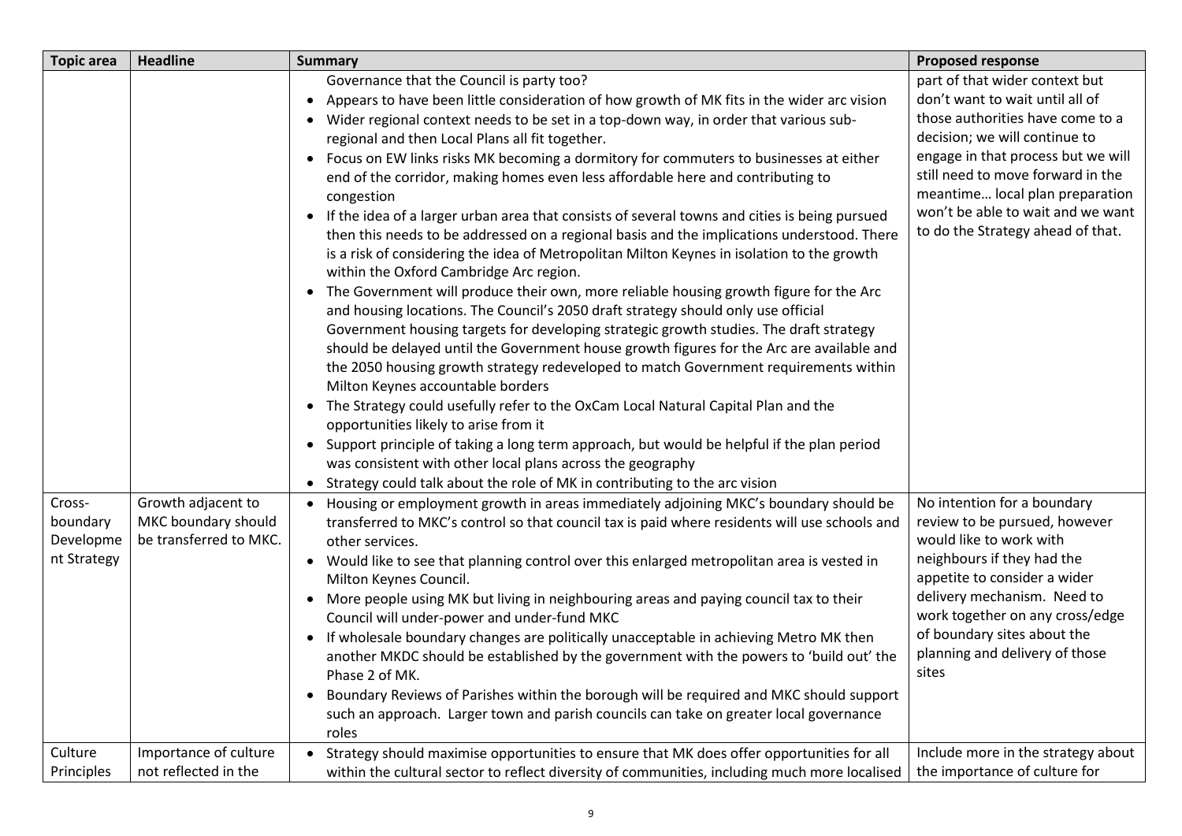| Topic area | Headline | Summary | Proposed response |
|---|---|---|---|
| | | Governance that the Council is party too?<br>• Appears to have been little consideration of how growth of MK fits in the wider arc vision<br>• Wider regional context needs to be set in a top-down way, in order that various sub-regional and then Local Plans all fit together.<br>• Focus on EW links risks MK becoming a dormitory for commuters to businesses at either end of the corridor, making homes even less affordable here and contributing to congestion<br>• If the idea of a larger urban area that consists of several towns and cities is being pursued then this needs to be addressed on a regional basis and the implications understood. There is a risk of considering the idea of Metropolitan Milton Keynes in isolation to the growth within the Oxford Cambridge Arc region.<br>• The Government will produce their own, more reliable housing growth figure for the Arc and housing locations. The Council's 2050 draft strategy should only use official Government housing targets for developing strategic growth studies. The draft strategy should be delayed until the Government house growth figures for the Arc are available and the 2050 housing growth strategy redeveloped to match Government requirements within Milton Keynes accountable borders<br>• The Strategy could usefully refer to the OxCam Local Natural Capital Plan and the opportunities likely to arise from it<br>• Support principle of taking a long term approach, but would be helpful if the plan period was consistent with other local plans across the geography<br>• Strategy could talk about the role of MK in contributing to the arc vision | part of that wider context but don't want to wait until all of those authorities have come to a decision; we will continue to engage in that process but we will still need to move forward in the meantime… local plan preparation won't be able to wait and we want to do the Strategy ahead of that. |
| Cross-boundary Development Strategy | Growth adjacent to MKC boundary should be transferred to MKC. | • Housing or employment growth in areas immediately adjoining MKC's boundary should be transferred to MKC's control so that council tax is paid where residents will use schools and other services.<br>• Would like to see that planning control over this enlarged metropolitan area is vested in Milton Keynes Council.<br>• More people using MK but living in neighbouring areas and paying council tax to their Council will under-power and under-fund MKC<br>• If wholesale boundary changes are politically unacceptable in achieving Metro MK then another MKDC should be established by the government with the powers to 'build out' the Phase 2 of MK.<br>• Boundary Reviews of Parishes within the borough will be required and MKC should support such an approach. Larger town and parish councils can take on greater local governance roles | No intention for a boundary review to be pursued, however would like to work with neighbours if they had the appetite to consider a wider delivery mechanism. Need to work together on any cross/edge of boundary sites about the planning and delivery of those sites |
| Culture Principles | Importance of culture not reflected in the | • Strategy should maximise opportunities to ensure that MK does offer opportunities for all within the cultural sector to reflect diversity of communities, including much more localised | Include more in the strategy about the importance of culture for |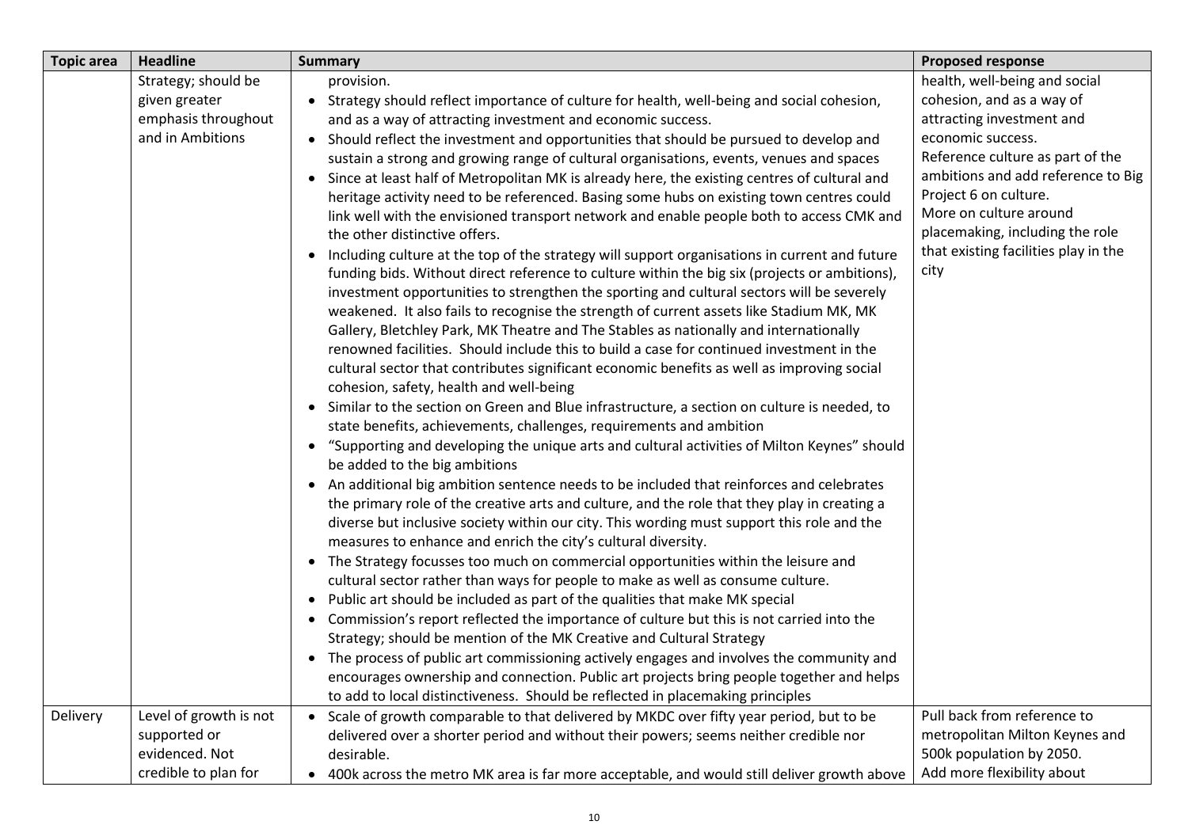| Topic area | Headline | Summary | Proposed response |
|---|---|---|---|
| | Strategy; should be given greater emphasis throughout and in Ambitions | provision.<br>• Strategy should reflect importance of culture for health, well-being and social cohesion, and as a way of attracting investment and economic success.<br>• Should reflect the investment and opportunities that should be pursued to develop and sustain a strong and growing range of cultural organisations, events, venues and spaces<br>• Since at least half of Metropolitan MK is already here, the existing centres of cultural and heritage activity need to be referenced. Basing some hubs on existing town centres could link well with the envisioned transport network and enable people both to access CMK and the other distinctive offers.<br>• Including culture at the top of the strategy will support organisations in current and future funding bids. Without direct reference to culture within the big six (projects or ambitions), investment opportunities to strengthen the sporting and cultural sectors will be severely weakened. It also fails to recognise the strength of current assets like Stadium MK, MK Gallery, Bletchley Park, MK Theatre and The Stables as nationally and internationally renowned facilities. Should include this to build a case for continued investment in the cultural sector that contributes significant economic benefits as well as improving social cohesion, safety, health and well-being<br>• Similar to the section on Green and Blue infrastructure, a section on culture is needed, to state benefits, achievements, challenges, requirements and ambition<br>• "Supporting and developing the unique arts and cultural activities of Milton Keynes" should be added to the big ambitions<br>• An additional big ambition sentence needs to be included that reinforces and celebrates the primary role of the creative arts and culture, and the role that they play in creating a diverse but inclusive society within our city. This wording must support this role and the measures to enhance and enrich the city's cultural diversity.<br>• The Strategy focusses too much on commercial opportunities within the leisure and cultural sector rather than ways for people to make as well as consume culture.<br>• Public art should be included as part of the qualities that make MK special<br>• Commission's report reflected the importance of culture but this is not carried into the Strategy; should be mention of the MK Creative and Cultural Strategy<br>• The process of public art commissioning actively engages and involves the community and encourages ownership and connection. Public art projects bring people together and helps to add to local distinctiveness. Should be reflected in placemaking principles | health, well-being and social cohesion, and as a way of attracting investment and economic success.<br>Reference culture as part of the ambitions and add reference to Big Project 6 on culture.<br>More on culture around placemaking, including the role that existing facilities play in the city |
| Delivery | Level of growth is not supported or evidenced. Not credible to plan for | • Scale of growth comparable to that delivered by MKDC over fifty year period, but to be delivered over a shorter period and without their powers; seems neither credible nor desirable.<br>• 400k across the metro MK area is far more acceptable, and would still deliver growth above | Pull back from reference to metropolitan Milton Keynes and 500k population by 2050.<br>Add more flexibility about |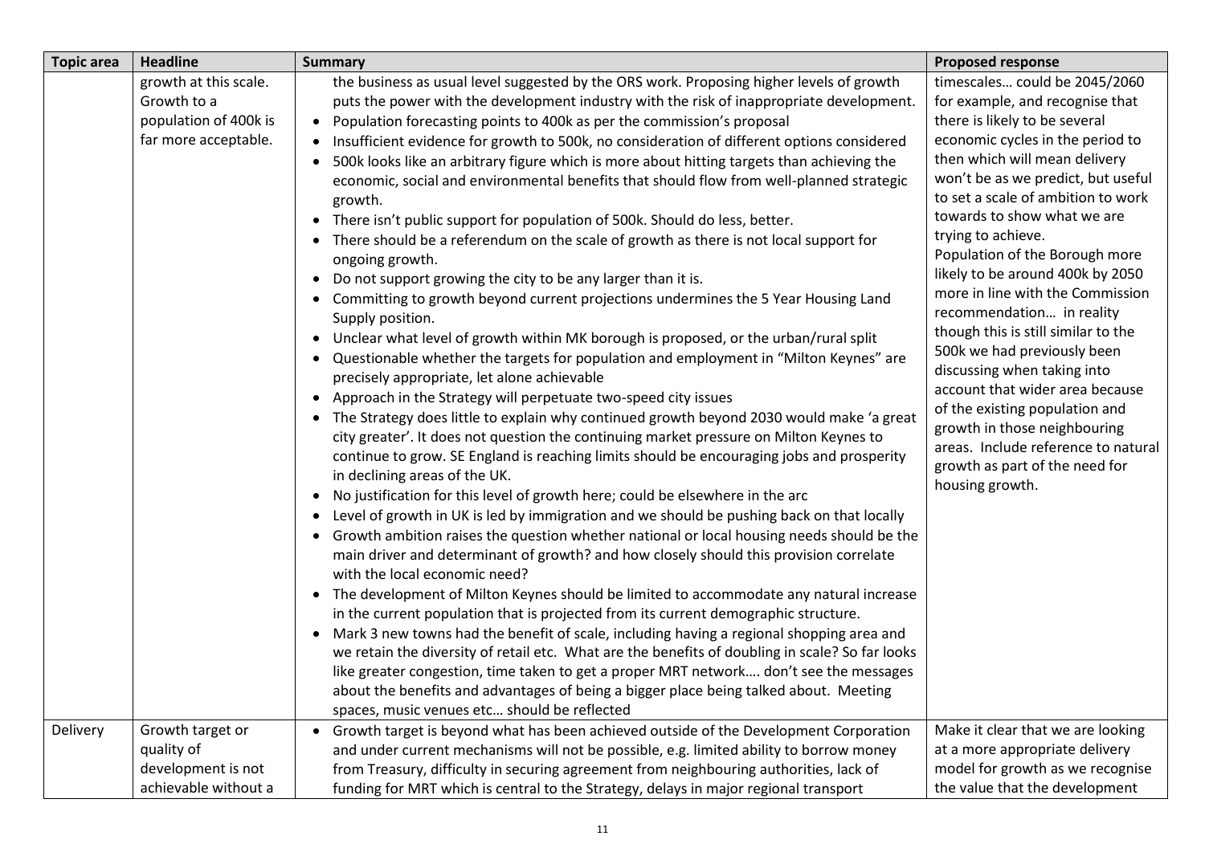| Topic area | Headline | Summary | Proposed response |
|---|---|---|---|
| | growth at this scale. Growth to a population of 400k is far more acceptable. | the business as usual level suggested by the ORS work. Proposing higher levels of growth puts the power with the development industry with the risk of inappropriate development.<br>• Population forecasting points to 400k as per the commission's proposal<br>• Insufficient evidence for growth to 500k, no consideration of different options considered<br>• 500k looks like an arbitrary figure which is more about hitting targets than achieving the economic, social and environmental benefits that should flow from well-planned strategic growth.<br>• There isn't public support for population of 500k. Should do less, better.<br>• There should be a referendum on the scale of growth as there is not local support for ongoing growth.<br>• Do not support growing the city to be any larger than it is.<br>• Committing to growth beyond current projections undermines the 5 Year Housing Land Supply position.<br>• Unclear what level of growth within MK borough is proposed, or the urban/rural split<br>• Questionable whether the targets for population and employment in "Milton Keynes" are precisely appropriate, let alone achievable<br>• Approach in the Strategy will perpetuate two-speed city issues<br>• The Strategy does little to explain why continued growth beyond 2030 would make 'a great city greater'. It does not question the continuing market pressure on Milton Keynes to continue to grow. SE England is reaching limits should be encouraging jobs and prosperity in declining areas of the UK.<br>• No justification for this level of growth here; could be elsewhere in the arc<br>• Level of growth in UK is led by immigration and we should be pushing back on that locally<br>• Growth ambition raises the question whether national or local housing needs should be the main driver and determinant of growth? and how closely should this provision correlate with the local economic need?<br>• The development of Milton Keynes should be limited to accommodate any natural increase in the current population that is projected from its current demographic structure.<br>• Mark 3 new towns had the benefit of scale, including having a regional shopping area and we retain the diversity of retail etc. What are the benefits of doubling in scale? So far looks like greater congestion, time taken to get a proper MRT network…. don't see the messages about the benefits and advantages of being a bigger place being talked about. Meeting spaces, music venues etc… should be reflected | timescales… could be 2045/2060 for example, and recognise that there is likely to be several economic cycles in the period to then which will mean delivery won't be as we predict, but useful to set a scale of ambition to work towards to show what we are trying to achieve.<br>Population of the Borough more likely to be around 400k by 2050 more in line with the Commission recommendation… in reality though this is still similar to the 500k we had previously been discussing when taking into account that wider area because of the existing population and growth in those neighbouring areas. Include reference to natural growth as part of the need for housing growth. |
| Delivery | Growth target or quality of development is not achievable without a | • Growth target is beyond what has been achieved outside of the Development Corporation and under current mechanisms will not be possible, e.g. limited ability to borrow money from Treasury, difficulty in securing agreement from neighbouring authorities, lack of funding for MRT which is central to the Strategy, delays in major regional transport | Make it clear that we are looking at a more appropriate delivery model for growth as we recognise the value that the development |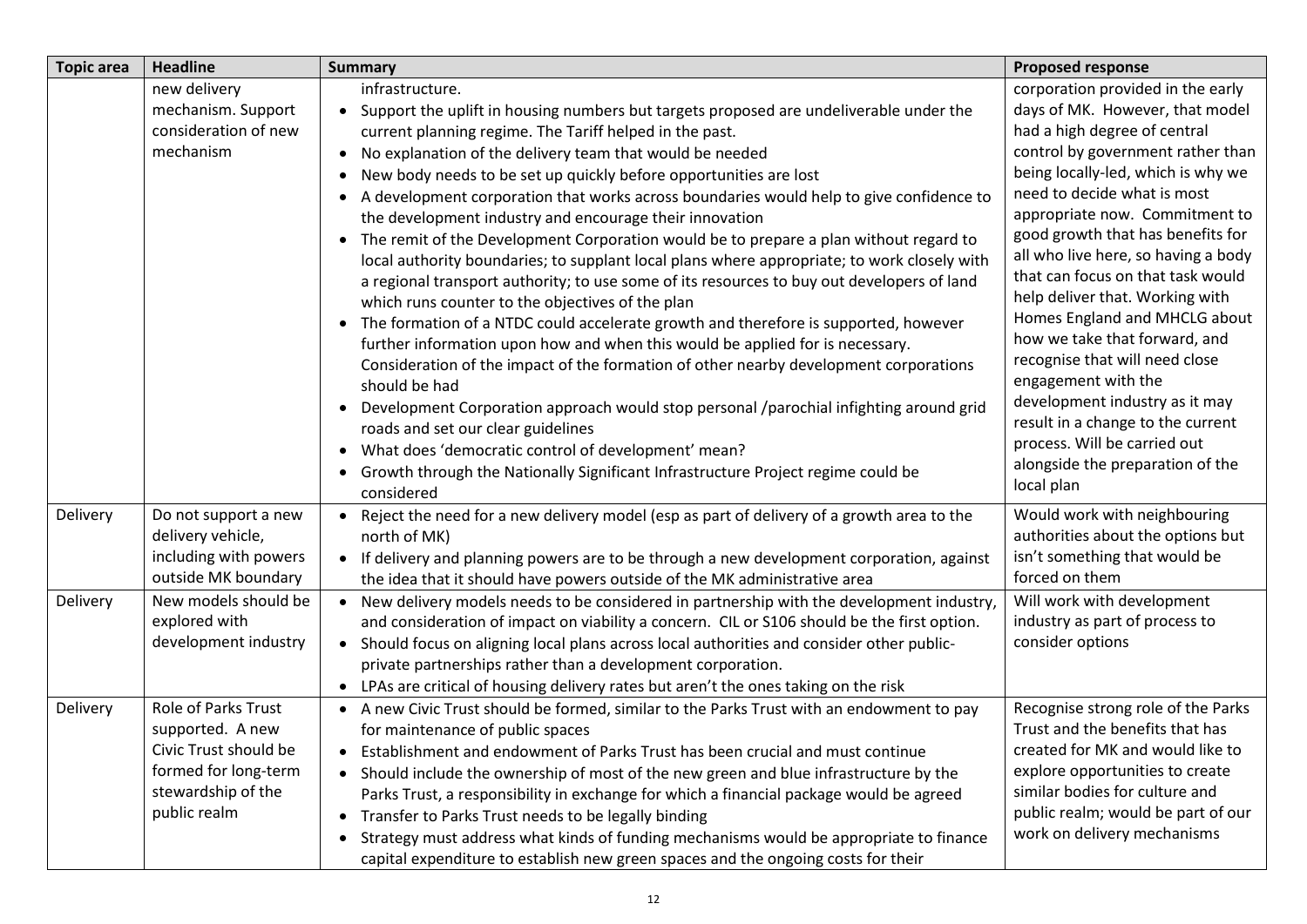| Topic area | Headline | Summary | Proposed response |
|---|---|---|---|
| | new delivery mechanism. Support consideration of new mechanism | infrastructure.<br>• Support the uplift in housing numbers but targets proposed are undeliverable under the current planning regime. The Tariff helped in the past.<br>• No explanation of the delivery team that would be needed<br>• New body needs to be set up quickly before opportunities are lost<br>• A development corporation that works across boundaries would help to give confidence to the development industry and encourage their innovation<br>• The remit of the Development Corporation would be to prepare a plan without regard to local authority boundaries; to supplant local plans where appropriate; to work closely with a regional transport authority; to use some of its resources to buy out developers of land which runs counter to the objectives of the plan<br>• The formation of a NTDC could accelerate growth and therefore is supported, however further information upon how and when this would be applied for is necessary. Consideration of the impact of the formation of other nearby development corporations should be had<br>• Development Corporation approach would stop personal /parochial infighting around grid roads and set our clear guidelines<br>• What does 'democratic control of development' mean?<br>• Growth through the Nationally Significant Infrastructure Project regime could be considered | corporation provided in the early days of MK. However, that model had a high degree of central control by government rather than being locally-led, which is why we need to decide what is most appropriate now. Commitment to good growth that has benefits for all who live here, so having a body that can focus on that task would help deliver that. Working with Homes England and MHCLG about how we take that forward, and recognise that will need close engagement with the development industry as it may result in a change to the current process. Will be carried out alongside the preparation of the local plan |
| Delivery | Do not support a new delivery vehicle, including with powers outside MK boundary | • Reject the need for a new delivery model (esp as part of delivery of a growth area to the north of MK)<br>• If delivery and planning powers are to be through a new development corporation, against the idea that it should have powers outside of the MK administrative area | Would work with neighbouring authorities about the options but isn't something that would be forced on them |
| Delivery | New models should be explored with development industry | • New delivery models needs to be considered in partnership with the development industry, and consideration of impact on viability a concern. CIL or S106 should be the first option.<br>• Should focus on aligning local plans across local authorities and consider other public-private partnerships rather than a development corporation.<br>• LPAs are critical of housing delivery rates but aren't the ones taking on the risk | Will work with development industry as part of process to consider options |
| Delivery | Role of Parks Trust supported. A new Civic Trust should be formed for long-term stewardship of the public realm | • A new Civic Trust should be formed, similar to the Parks Trust with an endowment to pay for maintenance of public spaces<br>• Establishment and endowment of Parks Trust has been crucial and must continue<br>• Should include the ownership of most of the new green and blue infrastructure by the Parks Trust, a responsibility in exchange for which a financial package would be agreed<br>• Transfer to Parks Trust needs to be legally binding<br>• Strategy must address what kinds of funding mechanisms would be appropriate to finance capital expenditure to establish new green spaces and the ongoing costs for their | Recognise strong role of the Parks Trust and the benefits that has created for MK and would like to explore opportunities to create similar bodies for culture and public realm; would be part of our work on delivery mechanisms |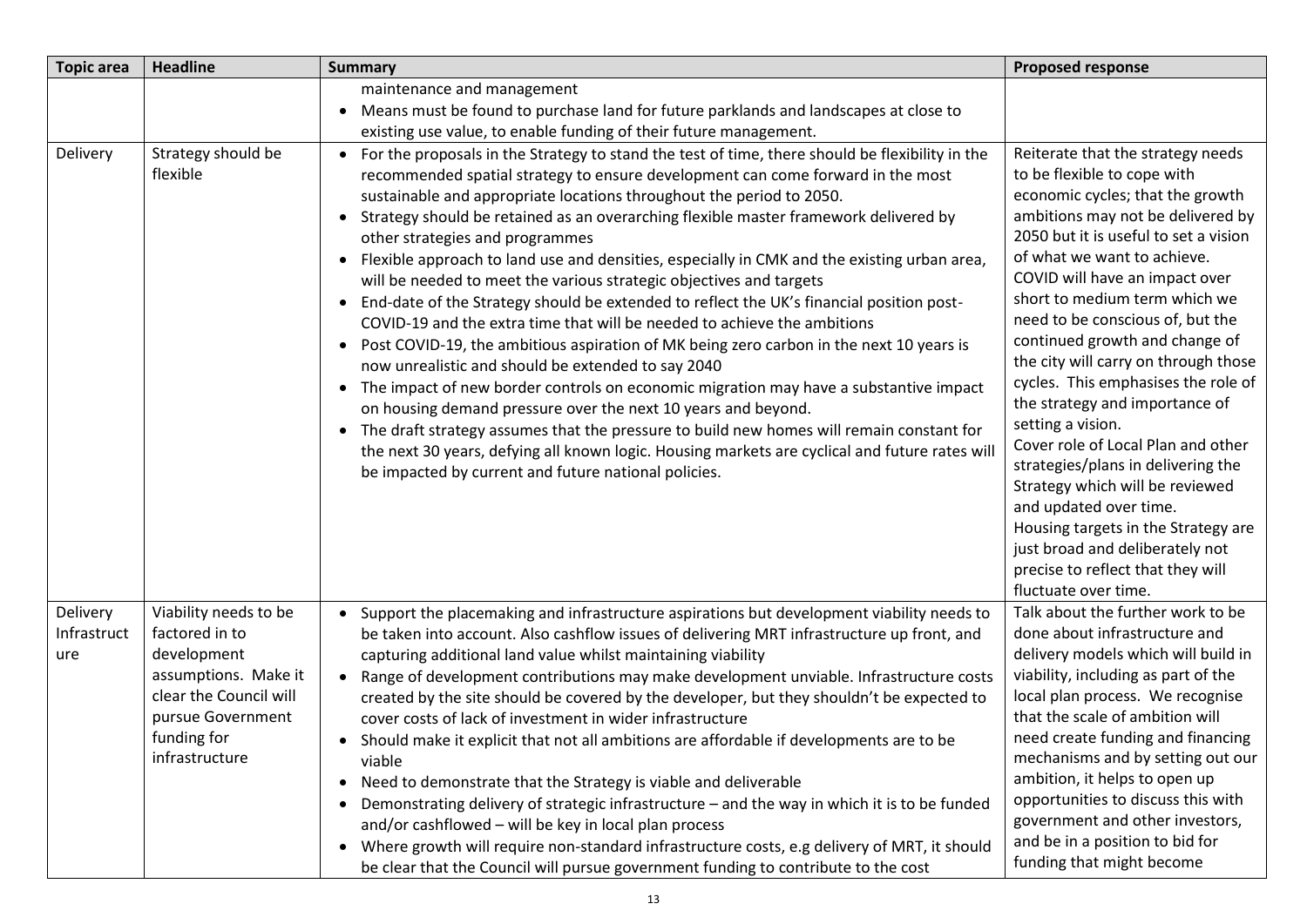| Topic area | Headline | Summary | Proposed response |
|---|---|---|---|
| | | maintenance and management<br>• Means must be found to purchase land for future parklands and landscapes at close to existing use value, to enable funding of their future management. | |
| Delivery | Strategy should be flexible | • For the proposals in the Strategy to stand the test of time, there should be flexibility in the recommended spatial strategy to ensure development can come forward in the most sustainable and appropriate locations throughout the period to 2050.<br>• Strategy should be retained as an overarching flexible master framework delivered by other strategies and programmes<br>• Flexible approach to land use and densities, especially in CMK and the existing urban area, will be needed to meet the various strategic objectives and targets<br>• End-date of the Strategy should be extended to reflect the UK's financial position post-COVID-19 and the extra time that will be needed to achieve the ambitions<br>• Post COVID-19, the ambitious aspiration of MK being zero carbon in the next 10 years is now unrealistic and should be extended to say 2040<br>• The impact of new border controls on economic migration may have a substantive impact on housing demand pressure over the next 10 years and beyond.<br>• The draft strategy assumes that the pressure to build new homes will remain constant for the next 30 years, defying all known logic. Housing markets are cyclical and future rates will be impacted by current and future national policies. | Reiterate that the strategy needs to be flexible to cope with economic cycles; that the growth ambitions may not be delivered by 2050 but it is useful to set a vision of what we want to achieve. COVID will have an impact over short to medium term which we need to be conscious of, but the continued growth and change of the city will carry on through those cycles. This emphasises the role of the strategy and importance of setting a vision.<br>Cover role of Local Plan and other strategies/plans in delivering the Strategy which will be reviewed and updated over time.<br>Housing targets in the Strategy are just broad and deliberately not precise to reflect that they will fluctuate over time. |
| Delivery Infrastructure | Viability needs to be factored in to development assumptions. Make it clear the Council will pursue Government funding for infrastructure | • Support the placemaking and infrastructure aspirations but development viability needs to be taken into account. Also cashflow issues of delivering MRT infrastructure up front, and capturing additional land value whilst maintaining viability<br>• Range of development contributions may make development unviable. Infrastructure costs created by the site should be covered by the developer, but they shouldn't be expected to cover costs of lack of investment in wider infrastructure<br>• Should make it explicit that not all ambitions are affordable if developments are to be viable<br>• Need to demonstrate that the Strategy is viable and deliverable<br>• Demonstrating delivery of strategic infrastructure – and the way in which it is to be funded and/or cashflowed – will be key in local plan process<br>• Where growth will require non-standard infrastructure costs, e.g delivery of MRT, it should be clear that the Council will pursue government funding to contribute to the cost | Talk about the further work to be done about infrastructure and delivery models which will build in viability, including as part of the local plan process. We recognise that the scale of ambition will need create funding and financing mechanisms and by setting out our ambition, it helps to open up opportunities to discuss this with government and other investors, and be in a position to bid for funding that might become |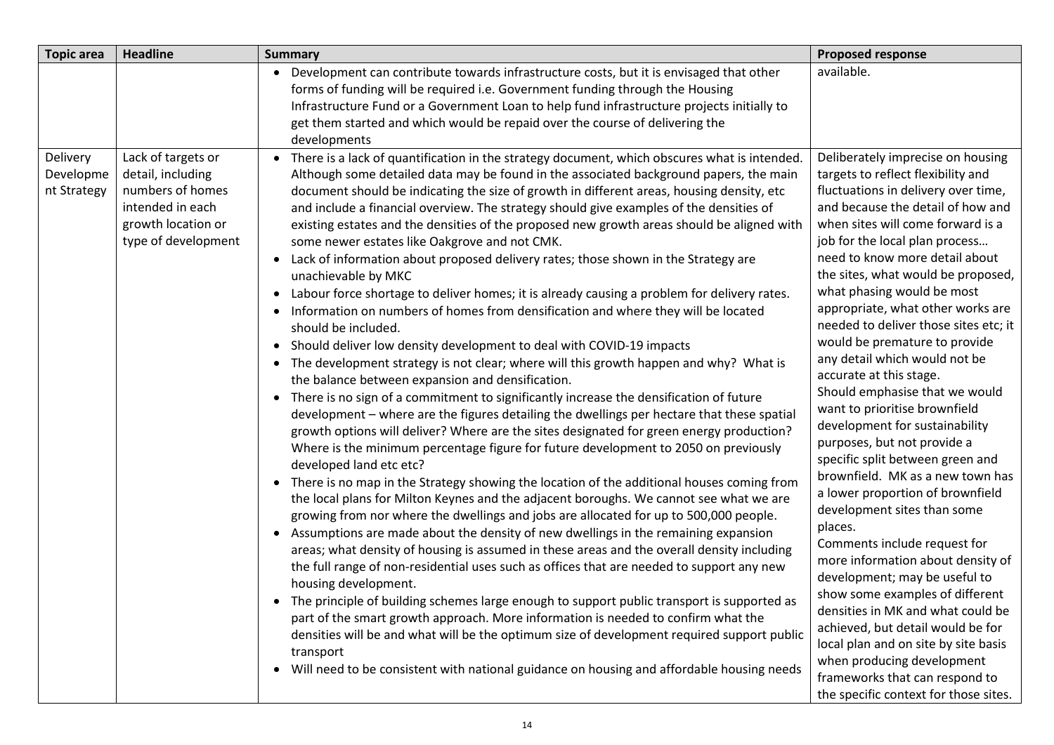| Topic area | Headline | Summary | Proposed response |
|---|---|---|---|
| | | • Development can contribute towards infrastructure costs, but it is envisaged that other forms of funding will be required i.e. Government funding through the Housing Infrastructure Fund or a Government Loan to help fund infrastructure projects initially to get them started and which would be repaid over the course of delivering the developments | available. |
| Delivery Development Strategy | Lack of targets or detail, including numbers of homes intended in each growth location or type of development | • There is a lack of quantification in the strategy document, which obscures what is intended. Although some detailed data may be found in the associated background papers, the main document should be indicating the size of growth in different areas, housing density, etc and include a financial overview. The strategy should give examples of the densities of existing estates and the densities of the proposed new growth areas should be aligned with some newer estates like Oakgrove and not CMK.<br>• Lack of information about proposed delivery rates; those shown in the Strategy are unachievable by MKC<br>• Labour force shortage to deliver homes; it is already causing a problem for delivery rates.<br>• Information on numbers of homes from densification and where they will be located should be included.<br>• Should deliver low density development to deal with COVID-19 impacts<br>• The development strategy is not clear; where will this growth happen and why? What is the balance between expansion and densification.<br>• There is no sign of a commitment to significantly increase the densification of future development – where are the figures detailing the dwellings per hectare that these spatial growth options will deliver? Where are the sites designated for green energy production? Where is the minimum percentage figure for future development to 2050 on previously developed land etc etc?<br>• There is no map in the Strategy showing the location of the additional houses coming from the local plans for Milton Keynes and the adjacent boroughs. We cannot see what we are growing from nor where the dwellings and jobs are allocated for up to 500,000 people.<br>• Assumptions are made about the density of new dwellings in the remaining expansion areas; what density of housing is assumed in these areas and the overall density including the full range of non-residential uses such as offices that are needed to support any new housing development.<br>• The principle of building schemes large enough to support public transport is supported as part of the smart growth approach. More information is needed to confirm what the densities will be and what will be the optimum size of development required support public transport<br>• Will need to be consistent with national guidance on housing and affordable housing needs | Deliberately imprecise on housing targets to reflect flexibility and fluctuations in delivery over time, and because the detail of how and when sites will come forward is a job for the local plan process… need to know more detail about the sites, what would be proposed, what phasing would be most appropriate, what other works are needed to deliver those sites etc; it would be premature to provide any detail which would not be accurate at this stage.<br>Should emphasise that we would want to prioritise brownfield development for sustainability purposes, but not provide a specific split between green and brownfield. MK as a new town has a lower proportion of brownfield development sites than some places.<br>Comments include request for more information about density of development; may be useful to show some examples of different densities in MK and what could be achieved, but detail would be for local plan and on site by site basis when producing development frameworks that can respond to the specific context for those sites. |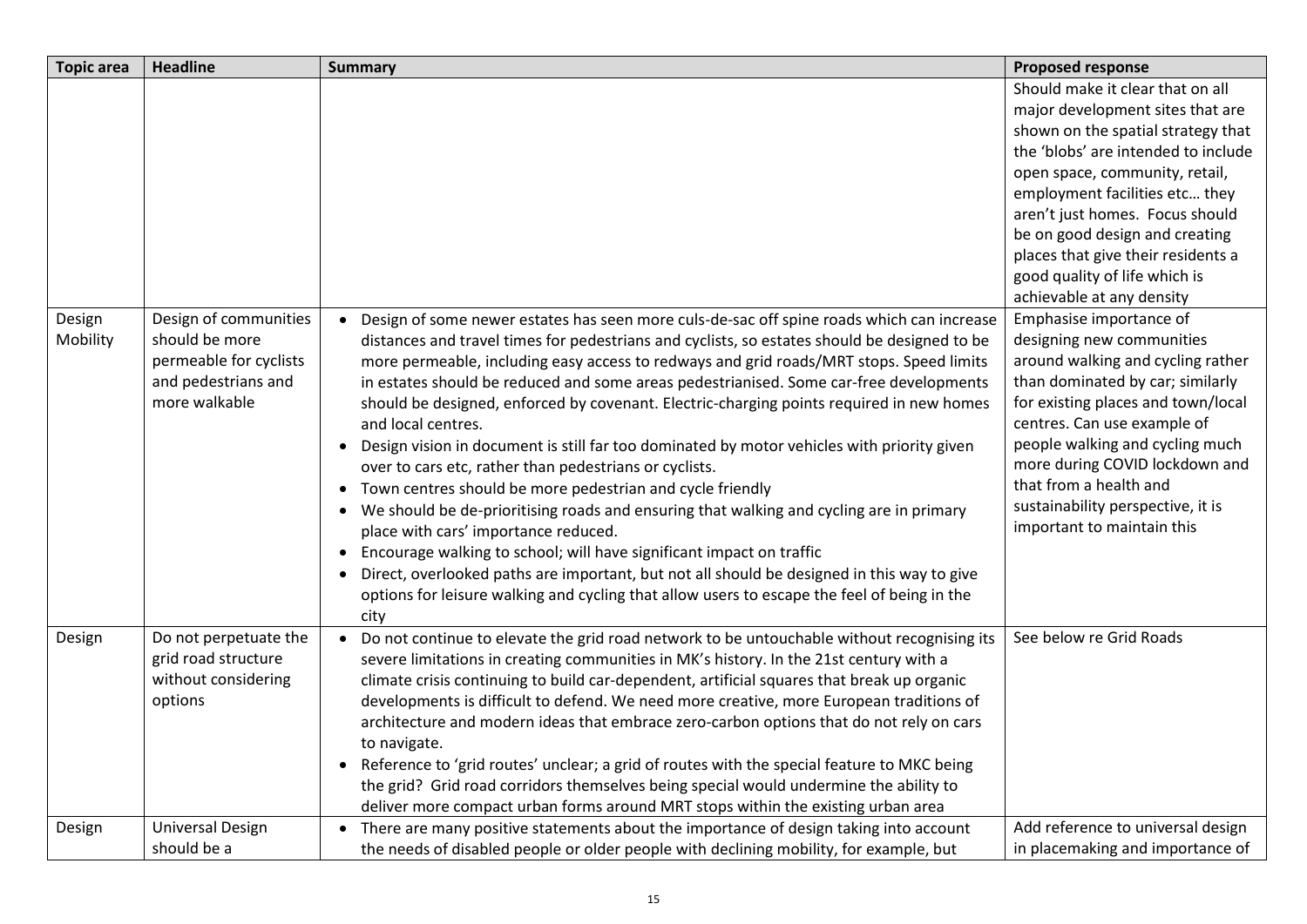| Topic area | Headline | Summary | Proposed response |
|---|---|---|---|
| | | | Should make it clear that on all major development sites that are shown on the spatial strategy that the 'blobs' are intended to include open space, community, retail, employment facilities etc… they aren't just homes. Focus should be on good design and creating places that give their residents a good quality of life which is achievable at any density |
| Design Mobility | Design of communities should be more permeable for cyclists and pedestrians and more walkable | • Design of some newer estates has seen more culs-de-sac off spine roads which can increase distances and travel times for pedestrians and cyclists, so estates should be designed to be more permeable, including easy access to redways and grid roads/MRT stops. Speed limits in estates should be reduced and some areas pedestrianised. Some car-free developments should be designed, enforced by covenant. Electric-charging points required in new homes and local centres.<br>• Design vision in document is still far too dominated by motor vehicles with priority given over to cars etc, rather than pedestrians or cyclists.<br>• Town centres should be more pedestrian and cycle friendly<br>• We should be de-prioritising roads and ensuring that walking and cycling are in primary place with cars' importance reduced.<br>• Encourage walking to school; will have significant impact on traffic<br>• Direct, overlooked paths are important, but not all should be designed in this way to give options for leisure walking and cycling that allow users to escape the feel of being in the city | Emphasise importance of designing new communities around walking and cycling rather than dominated by car; similarly for existing places and town/local centres. Can use example of people walking and cycling much more during COVID lockdown and that from a health and sustainability perspective, it is important to maintain this |
| Design | Do not perpetuate the grid road structure without considering options | • Do not continue to elevate the grid road network to be untouchable without recognising its severe limitations in creating communities in MK's history. In the 21st century with a climate crisis continuing to build car-dependent, artificial squares that break up organic developments is difficult to defend. We need more creative, more European traditions of architecture and modern ideas that embrace zero-carbon options that do not rely on cars to navigate.<br>• Reference to 'grid routes' unclear; a grid of routes with the special feature to MKC being the grid? Grid road corridors themselves being special would undermine the ability to deliver more compact urban forms around MRT stops within the existing urban area | See below re Grid Roads |
| Design | Universal Design should be a | • There are many positive statements about the importance of design taking into account the needs of disabled people or older people with declining mobility, for example, but | Add reference to universal design in placemaking and importance of |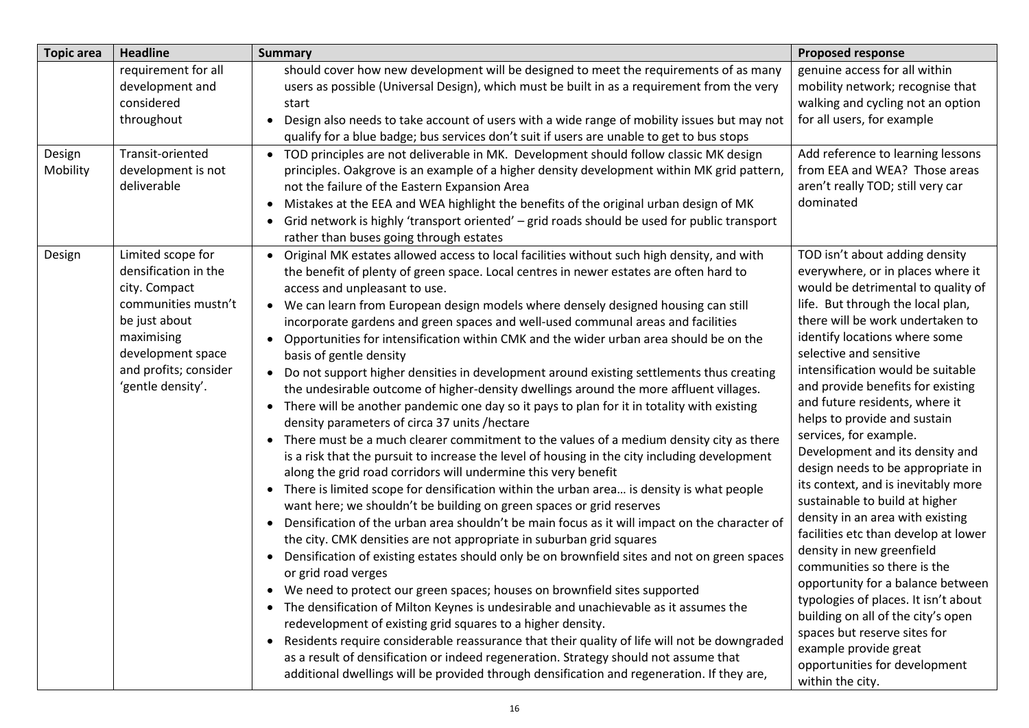| Topic area | Headline | Summary | Proposed response |
|---|---|---|---|
| | requirement for all development and considered throughout | should cover how new development will be designed to meet the requirements of as many users as possible (Universal Design), which must be built in as a requirement from the very start<br>• Design also needs to take account of users with a wide range of mobility issues but may not qualify for a blue badge; bus services don't suit if users are unable to get to bus stops | genuine access for all within mobility network; recognise that walking and cycling not an option for all users, for example |
| Design Mobility | Transit-oriented development is not deliverable | • TOD principles are not deliverable in MK. Development should follow classic MK design principles. Oakgrove is an example of a higher density development within MK grid pattern, not the failure of the Eastern Expansion Area<br>• Mistakes at the EEA and WEA highlight the benefits of the original urban design of MK<br>• Grid network is highly 'transport oriented' – grid roads should be used for public transport rather than buses going through estates | Add reference to learning lessons from EEA and WEA? Those areas aren't really TOD; still very car dominated |
| Design | Limited scope for densification in the city. Compact communities mustn't be just about maximising development space and profits; consider 'gentle density'. | • Original MK estates allowed access to local facilities without such high density, and with the benefit of plenty of green space. Local centres in newer estates are often hard to access and unpleasant to use.<br>• We can learn from European design models where densely designed housing can still incorporate gardens and green spaces and well-used communal areas and facilities<br>• Opportunities for intensification within CMK and the wider urban area should be on the basis of gentle density<br>• Do not support higher densities in development around existing settlements thus creating the undesirable outcome of higher-density dwellings around the more affluent villages.<br>• There will be another pandemic one day so it pays to plan for it in totality with existing density parameters of circa 37 units /hectare<br>• There must be a much clearer commitment to the values of a medium density city as there is a risk that the pursuit to increase the level of housing in the city including development along the grid road corridors will undermine this very benefit<br>• There is limited scope for densification within the urban area… is density is what people want here; we shouldn't be building on green spaces or grid reserves<br>• Densification of the urban area shouldn't be main focus as it will impact on the character of the city. CMK densities are not appropriate in suburban grid squares<br>• Densification of existing estates should only be on brownfield sites and not on green spaces or grid road verges<br>• We need to protect our green spaces; houses on brownfield sites supported<br>• The densification of Milton Keynes is undesirable and unachievable as it assumes the redevelopment of existing grid squares to a higher density.<br>• Residents require considerable reassurance that their quality of life will not be downgraded as a result of densification or indeed regeneration. Strategy should not assume that additional dwellings will be provided through densification and regeneration. If they are, | TOD isn't about adding density everywhere, or in places where it would be detrimental to quality of life. But through the local plan, there will be work undertaken to identify locations where some selective and sensitive intensification would be suitable and provide benefits for existing and future residents, where it helps to provide and sustain services, for example. Development and its density and design needs to be appropriate in its context, and is inevitably more sustainable to build at higher density in an area with existing facilities etc than develop at lower density in new greenfield communities so there is the opportunity for a balance between typologies of places. It isn't about building on all of the city's open spaces but reserve sites for example provide great opportunities for development within the city. |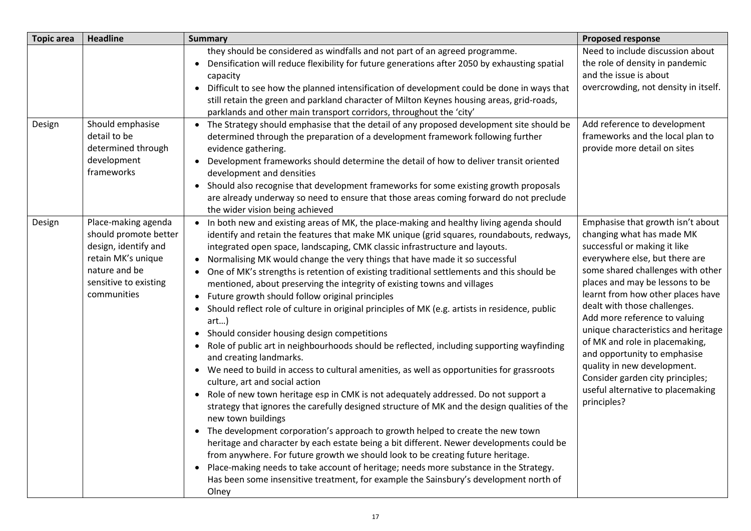| Topic area | Headline | Summary | Proposed response |
|---|---|---|---|
| | | they should be considered as windfalls and not part of an agreed programme.<br>• Densification will reduce flexibility for future generations after 2050 by exhausting spatial capacity<br>• Difficult to see how the planned intensification of development could be done in ways that still retain the green and parkland character of Milton Keynes housing areas, grid-roads, parklands and other main transport corridors, throughout the 'city' | Need to include discussion about the role of density in pandemic and the issue is about overcrowding, not density in itself. |
| Design | Should emphasise detail to be determined through development frameworks | • The Strategy should emphasise that the detail of any proposed development site should be determined through the preparation of a development framework following further evidence gathering.<br>• Development frameworks should determine the detail of how to deliver transit oriented development and densities<br>• Should also recognise that development frameworks for some existing growth proposals are already underway so need to ensure that those areas coming forward do not preclude the wider vision being achieved | Add reference to development frameworks and the local plan to provide more detail on sites |
| Design | Place-making agenda should promote better design, identify and retain MK's unique nature and be sensitive to existing communities | • In both new and existing areas of MK, the place-making and healthy living agenda should identify and retain the features that make MK unique (grid squares, roundabouts, redways, integrated open space, landscaping, CMK classic infrastructure and layouts.<br>• Normalising MK would change the very things that have made it so successful<br>• One of MK's strengths is retention of existing traditional settlements and this should be mentioned, about preserving the integrity of existing towns and villages<br>• Future growth should follow original principles<br>• Should reflect role of culture in original principles of MK (e.g. artists in residence, public art…)<br>• Should consider housing design competitions<br>• Role of public art in neighbourhoods should be reflected, including supporting wayfinding and creating landmarks.<br>• We need to build in access to cultural amenities, as well as opportunities for grassroots culture, art and social action<br>• Role of new town heritage esp in CMK is not adequately addressed. Do not support a strategy that ignores the carefully designed structure of MK and the design qualities of the new town buildings<br>• The development corporation's approach to growth helped to create the new town heritage and character by each estate being a bit different. Newer developments could be from anywhere. For future growth we should look to be creating future heritage.<br>• Place-making needs to take account of heritage; needs more substance in the Strategy. Has been some insensitive treatment, for example the Sainsbury's development north of Olney | Emphasise that growth isn't about changing what has made MK successful or making it like everywhere else, but there are some shared challenges with other places and may be lessons to be learnt from how other places have dealt with those challenges.<br>Add more reference to valuing unique characteristics and heritage of MK and role in placemaking, and opportunity to emphasise quality in new development.<br>Consider garden city principles; useful alternative to placemaking principles? |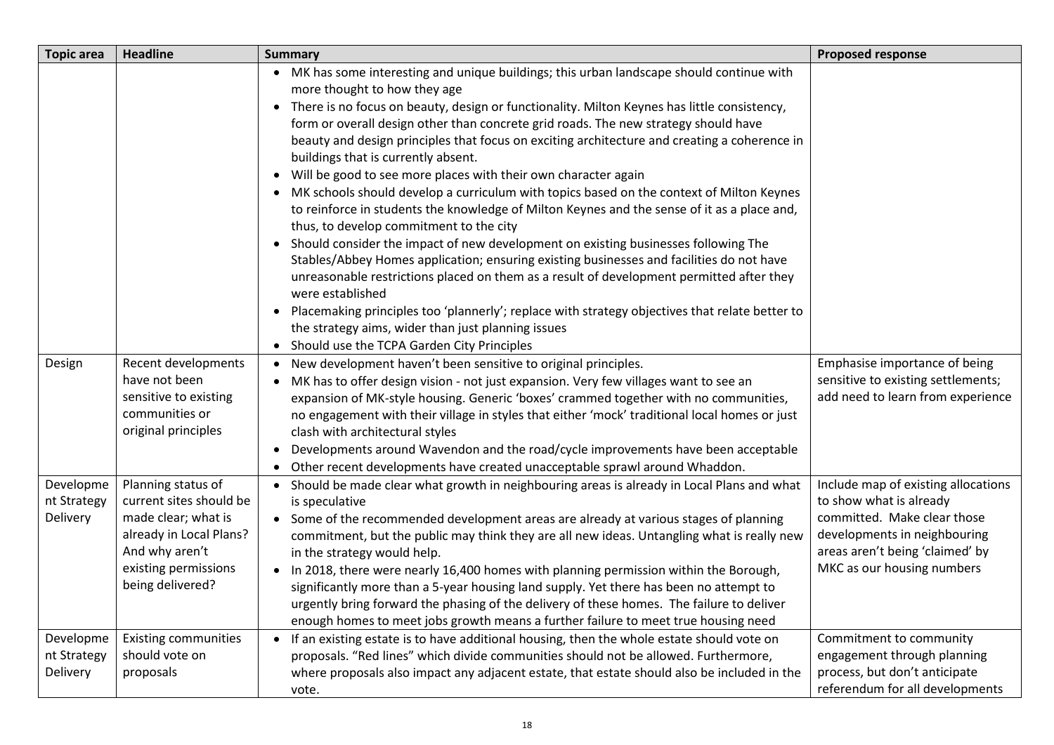| Topic area | Headline | Summary | Proposed response |
|---|---|---|---|
| | | • MK has some interesting and unique buildings; this urban landscape should continue with more thought to how they age<br>• There is no focus on beauty, design or functionality. Milton Keynes has little consistency, form or overall design other than concrete grid roads. The new strategy should have beauty and design principles that focus on exciting architecture and creating a coherence in buildings that is currently absent.<br>• Will be good to see more places with their own character again<br>• MK schools should develop a curriculum with topics based on the context of Milton Keynes to reinforce in students the knowledge of Milton Keynes and the sense of it as a place and, thus, to develop commitment to the city<br>• Should consider the impact of new development on existing businesses following The Stables/Abbey Homes application; ensuring existing businesses and facilities do not have unreasonable restrictions placed on them as a result of development permitted after they were established<br>• Placemaking principles too 'plannerly'; replace with strategy objectives that relate better to the strategy aims, wider than just planning issues<br>• Should use the TCPA Garden City Principles | |
| Design | Recent developments have not been sensitive to existing communities or original principles | • New development haven't been sensitive to original principles.<br>• MK has to offer design vision - not just expansion. Very few villages want to see an expansion of MK-style housing. Generic 'boxes' crammed together with no communities, no engagement with their village in styles that either 'mock' traditional local homes or just clash with architectural styles<br>• Developments around Wavendon and the road/cycle improvements have been acceptable<br>• Other recent developments have created unacceptable sprawl around Whaddon. | Emphasise importance of being sensitive to existing settlements; add need to learn from experience |
| Development Strategy Delivery | Planning status of current sites should be made clear; what is already in Local Plans? And why aren't existing permissions being delivered? | • Should be made clear what growth in neighbouring areas is already in Local Plans and what is speculative<br>• Some of the recommended development areas are already at various stages of planning commitment, but the public may think they are all new ideas. Untangling what is really new in the strategy would help.<br>• In 2018, there were nearly 16,400 homes with planning permission within the Borough, significantly more than a 5-year housing land supply. Yet there has been no attempt to urgently bring forward the phasing of the delivery of these homes. The failure to deliver enough homes to meet jobs growth means a further failure to meet true housing need | Include map of existing allocations to show what is already committed. Make clear those developments in neighbouring areas aren't being 'claimed' by MKC as our housing numbers |
| Development Strategy Delivery | Existing communities should vote on proposals | • If an existing estate is to have additional housing, then the whole estate should vote on proposals. "Red lines" which divide communities should not be allowed. Furthermore, where proposals also impact any adjacent estate, that estate should also be included in the vote. | Commitment to community engagement through planning process, but don't anticipate referendum for all developments |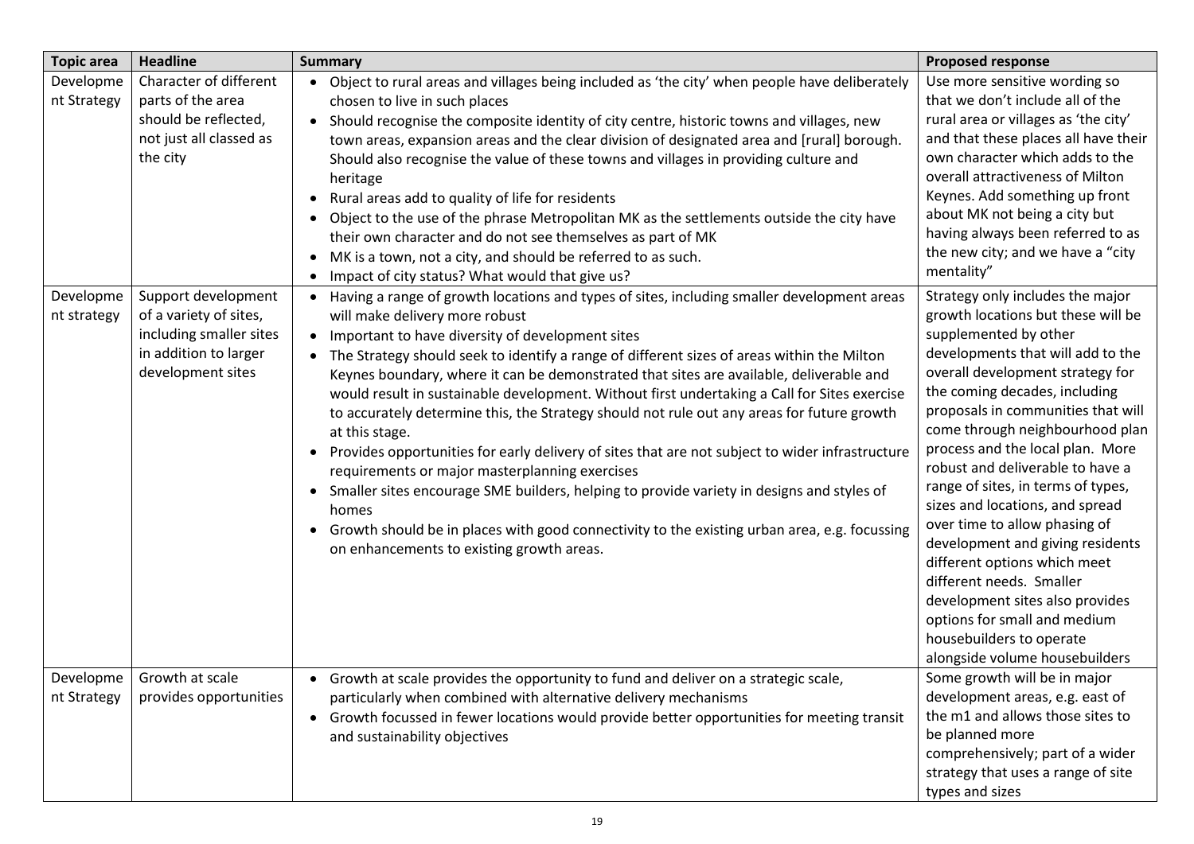| Topic area | Headline | Summary | Proposed response |
|---|---|---|---|
| Development Strategy | Character of different parts of the area should be reflected, not just all classed as the city | • Object to rural areas and villages being included as 'the city' when people have deliberately chosen to live in such places<br>• Should recognise the composite identity of city centre, historic towns and villages, new town areas, expansion areas and the clear division of designated area and [rural] borough. Should also recognise the value of these towns and villages in providing culture and heritage<br>• Rural areas add to quality of life for residents<br>• Object to the use of the phrase Metropolitan MK as the settlements outside the city have their own character and do not see themselves as part of MK<br>• MK is a town, not a city, and should be referred to as such.<br>• Impact of city status? What would that give us? | Use more sensitive wording so that we don't include all of the rural area or villages as 'the city' and that these places all have their own character which adds to the overall attractiveness of Milton Keynes. Add something up front about MK not being a city but having always been referred to as the new city; and we have a "city mentality" |
| Development strategy | Support development of a variety of sites, including smaller sites in addition to larger development sites | • Having a range of growth locations and types of sites, including smaller development areas will make delivery more robust<br>• Important to have diversity of development sites<br>• The Strategy should seek to identify a range of different sizes of areas within the Milton Keynes boundary, where it can be demonstrated that sites are available, deliverable and would result in sustainable development. Without first undertaking a Call for Sites exercise to accurately determine this, the Strategy should not rule out any areas for future growth at this stage.<br>• Provides opportunities for early delivery of sites that are not subject to wider infrastructure requirements or major masterplanning exercises<br>• Smaller sites encourage SME builders, helping to provide variety in designs and styles of homes<br>• Growth should be in places with good connectivity to the existing urban area, e.g. focussing on enhancements to existing growth areas. | Strategy only includes the major growth locations but these will be supplemented by other developments that will add to the overall development strategy for the coming decades, including proposals in communities that will come through neighbourhood plan process and the local plan. More robust and deliverable to have a range of sites, in terms of types, sizes and locations, and spread over time to allow phasing of development and giving residents different options which meet different needs. Smaller development sites also provides options for small and medium housebuilders to operate alongside volume housebuilders |
| Development Strategy | Growth at scale provides opportunities | • Growth at scale provides the opportunity to fund and deliver on a strategic scale, particularly when combined with alternative delivery mechanisms<br>• Growth focussed in fewer locations would provide better opportunities for meeting transit and sustainability objectives | Some growth will be in major development areas, e.g. east of the m1 and allows those sites to be planned more comprehensively; part of a wider strategy that uses a range of site types and sizes |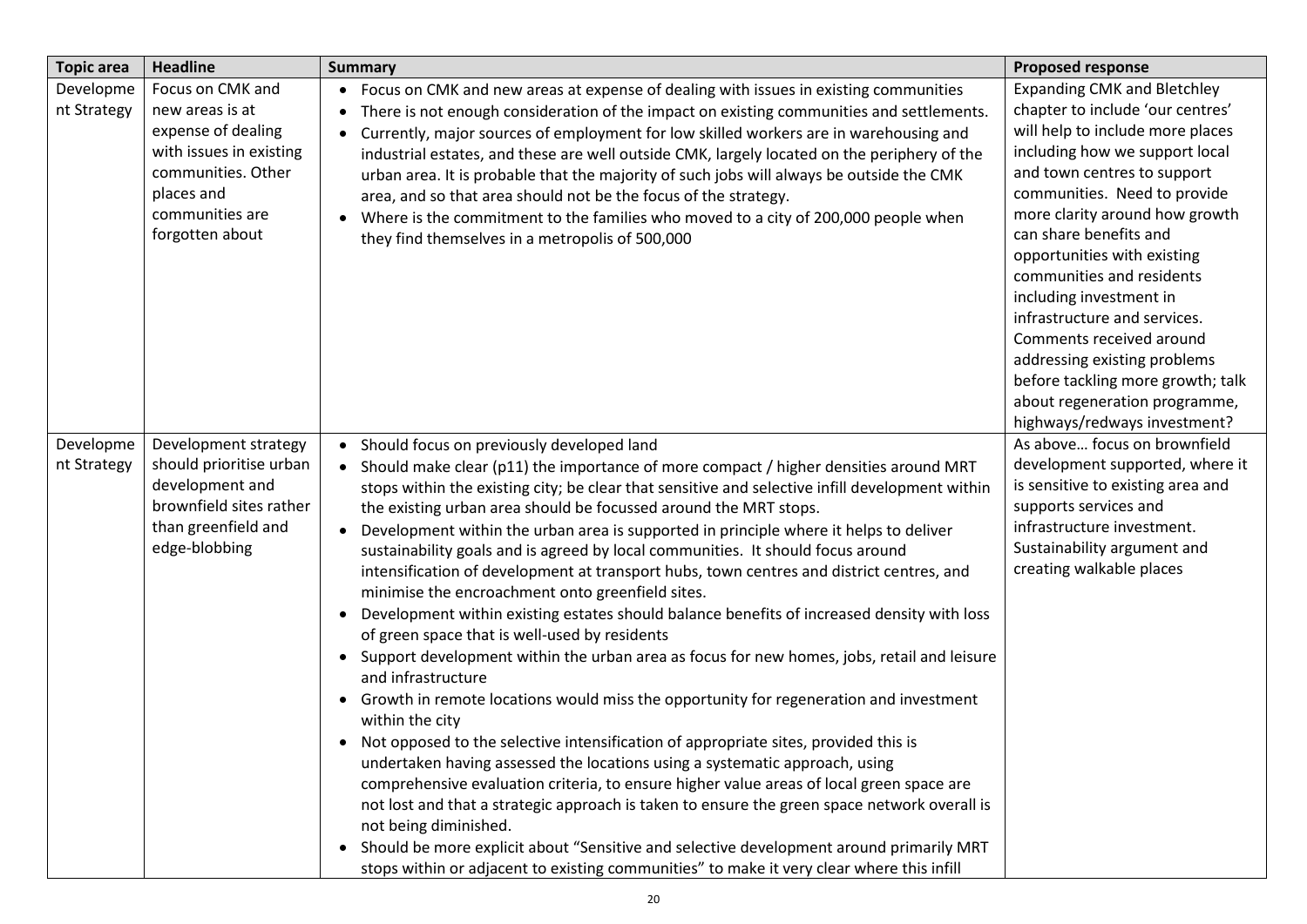| Topic area | Headline | Summary | Proposed response |
|---|---|---|---|
| Development Strategy | Focus on CMK and new areas is at expense of dealing with issues in existing communities. Other places and communities are forgotten about | • Focus on CMK and new areas at expense of dealing with issues in existing communities<br>• There is not enough consideration of the impact on existing communities and settlements.<br>• Currently, major sources of employment for low skilled workers are in warehousing and industrial estates, and these are well outside CMK, largely located on the periphery of the urban area. It is probable that the majority of such jobs will always be outside the CMK area, and so that area should not be the focus of the strategy.<br>• Where is the commitment to the families who moved to a city of 200,000 people when they find themselves in a metropolis of 500,000 | Expanding CMK and Bletchley chapter to include 'our centres' will help to include more places including how we support local and town centres to support communities. Need to provide more clarity around how growth can share benefits and opportunities with existing communities and residents including investment in infrastructure and services. Comments received around addressing existing problems before tackling more growth; talk about regeneration programme, highways/redways investment? |
| Development Strategy | Development strategy should prioritise urban development and brownfield sites rather than greenfield and edge-blobbing | • Should focus on previously developed land<br>• Should make clear (p11) the importance of more compact / higher densities around MRT stops within the existing city; be clear that sensitive and selective infill development within the existing urban area should be focussed around the MRT stops.<br>• Development within the urban area is supported in principle where it helps to deliver sustainability goals and is agreed by local communities. It should focus around intensification of development at transport hubs, town centres and district centres, and minimise the encroachment onto greenfield sites.<br>• Development within existing estates should balance benefits of increased density with loss of green space that is well-used by residents<br>• Support development within the urban area as focus for new homes, jobs, retail and leisure and infrastructure<br>• Growth in remote locations would miss the opportunity for regeneration and investment within the city<br>• Not opposed to the selective intensification of appropriate sites, provided this is undertaken having assessed the locations using a systematic approach, using comprehensive evaluation criteria, to ensure higher value areas of local green space are not lost and that a strategic approach is taken to ensure the green space network overall is not being diminished.<br>• Should be more explicit about "Sensitive and selective development around primarily MRT stops within or adjacent to existing communities" to make it very clear where this infill | As above… focus on brownfield development supported, where it is sensitive to existing area and supports services and infrastructure investment. Sustainability argument and creating walkable places |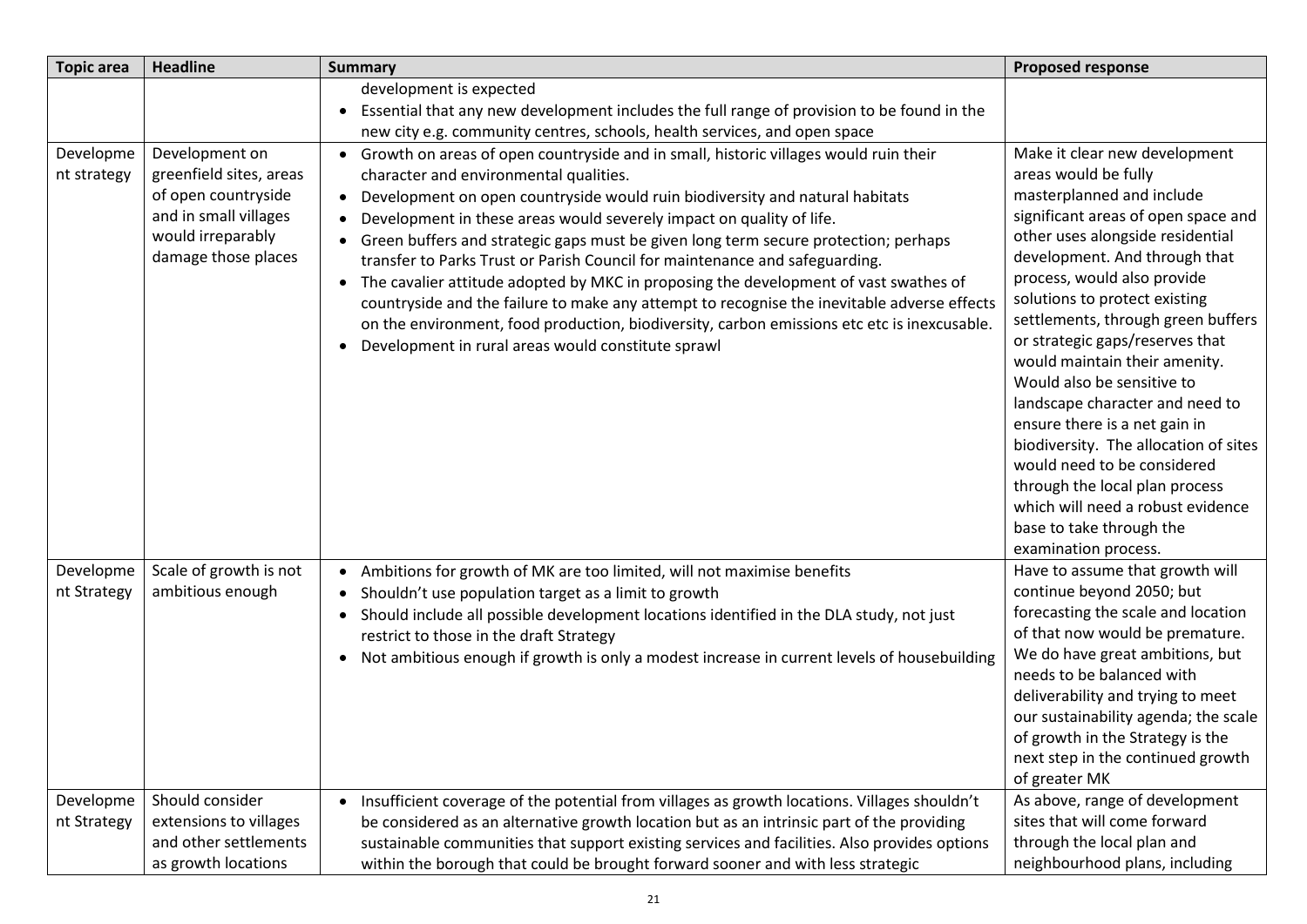| Topic area | Headline | Summary | Proposed response |
|---|---|---|---|
| | | development is expected<br>• Essential that any new development includes the full range of provision to be found in the new city e.g. community centres, schools, health services, and open space | |
| Development strategy | Development on greenfield sites, areas of open countryside and in small villages would irreparably damage those places | • Growth on areas of open countryside and in small, historic villages would ruin their character and environmental qualities.<br>• Development on open countryside would ruin biodiversity and natural habitats<br>• Development in these areas would severely impact on quality of life.<br>• Green buffers and strategic gaps must be given long term secure protection; perhaps transfer to Parks Trust or Parish Council for maintenance and safeguarding.<br>• The cavalier attitude adopted by MKC in proposing the development of vast swathes of countryside and the failure to make any attempt to recognise the inevitable adverse effects on the environment, food production, biodiversity, carbon emissions etc etc is inexcusable.<br>• Development in rural areas would constitute sprawl | Make it clear new development areas would be fully masterplanned and include significant areas of open space and other uses alongside residential development. And through that process, would also provide solutions to protect existing settlements, through green buffers or strategic gaps/reserves that would maintain their amenity. Would also be sensitive to landscape character and need to ensure there is a net gain in biodiversity. The allocation of sites would need to be considered through the local plan process which will need a robust evidence base to take through the examination process. |
| Development Strategy | Scale of growth is not ambitious enough | • Ambitions for growth of MK are too limited, will not maximise benefits<br>• Shouldn't use population target as a limit to growth<br>• Should include all possible development locations identified in the DLA study, not just restrict to those in the draft Strategy<br>• Not ambitious enough if growth is only a modest increase in current levels of housebuilding | Have to assume that growth will continue beyond 2050; but forecasting the scale and location of that now would be premature. We do have great ambitions, but needs to be balanced with deliverability and trying to meet our sustainability agenda; the scale of growth in the Strategy is the next step in the continued growth of greater MK |
| Development Strategy | Should consider extensions to villages and other settlements as growth locations | • Insufficient coverage of the potential from villages as growth locations. Villages shouldn't be considered as an alternative growth location but as an intrinsic part of the providing sustainable communities that support existing services and facilities. Also provides options within the borough that could be brought forward sooner and with less strategic | As above, range of development sites that will come forward through the local plan and neighbourhood plans, including |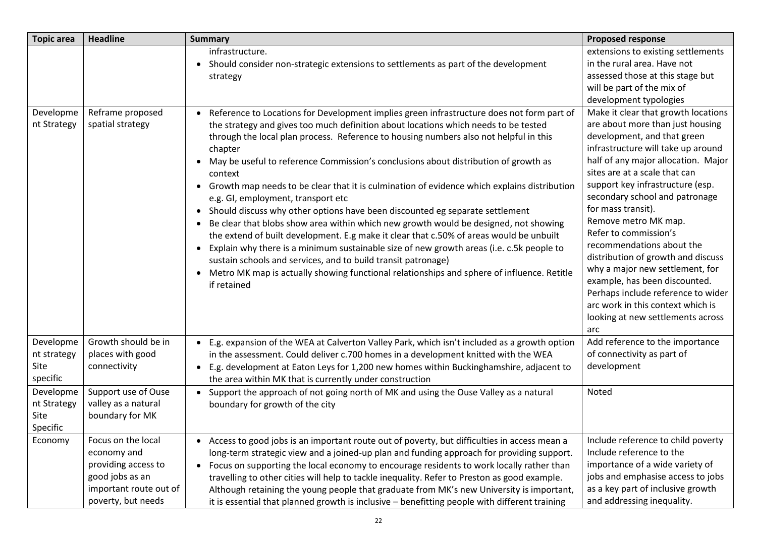| Topic area | Headline | Summary | Proposed response |
|---|---|---|---|
| | | infrastructure.<br>• Should consider non-strategic extensions to settlements as part of the development strategy | extensions to existing settlements in the rural area. Have not assessed those at this stage but will be part of the mix of development typologies |
| Development Strategy | Reframe proposed spatial strategy | • Reference to Locations for Development implies green infrastructure does not form part of the strategy and gives too much definition about locations which needs to be tested through the local plan process. Reference to housing numbers also not helpful in this chapter<br>• May be useful to reference Commission's conclusions about distribution of growth as context<br>• Growth map needs to be clear that it is culmination of evidence which explains distribution e.g. GI, employment, transport etc<br>• Should discuss why other options have been discounted eg separate settlement<br>• Be clear that blobs show area within which new growth would be designed, not showing the extend of built development. E.g make it clear that c.50% of areas would be unbuilt<br>• Explain why there is a minimum sustainable size of new growth areas (i.e. c.5k people to sustain schools and services, and to build transit patronage)<br>• Metro MK map is actually showing functional relationships and sphere of influence. Retitle if retained | Make it clear that growth locations are about more than just housing development, and that green infrastructure will take up around half of any major allocation. Major sites are at a scale that can support key infrastructure (esp. secondary school and patronage for mass transit).<br>Remove metro MK map.<br>Refer to commission's recommendations about the distribution of growth and discuss why a major new settlement, for example, has been discounted. Perhaps include reference to wider arc work in this context which is looking at new settlements across arc |
| Development strategy Site specific | Growth should be in places with good connectivity | • E.g. expansion of the WEA at Calverton Valley Park, which isn't included as a growth option in the assessment. Could deliver c.700 homes in a development knitted with the WEA<br>• E.g. development at Eaton Leys for 1,200 new homes within Buckinghamshire, adjacent to the area within MK that is currently under construction | Add reference to the importance of connectivity as part of development |
| Development Strategy Site Specific | Support use of Ouse valley as a natural boundary for MK | • Support the approach of not going north of MK and using the Ouse Valley as a natural boundary for growth of the city | Noted |
| Economy | Focus on the local economy and providing access to good jobs as an important route out of poverty, but needs | • Access to good jobs is an important route out of poverty, but difficulties in access mean a long-term strategic view and a joined-up plan and funding approach for providing support.<br>• Focus on supporting the local economy to encourage residents to work locally rather than travelling to other cities will help to tackle inequality. Refer to Preston as good example. Although retaining the young people that graduate from MK's new University is important, it is essential that planned growth is inclusive – benefitting people with different training | Include reference to child poverty<br>Include reference to the importance of a wide variety of jobs and emphasise access to jobs as a key part of inclusive growth and addressing inequality. |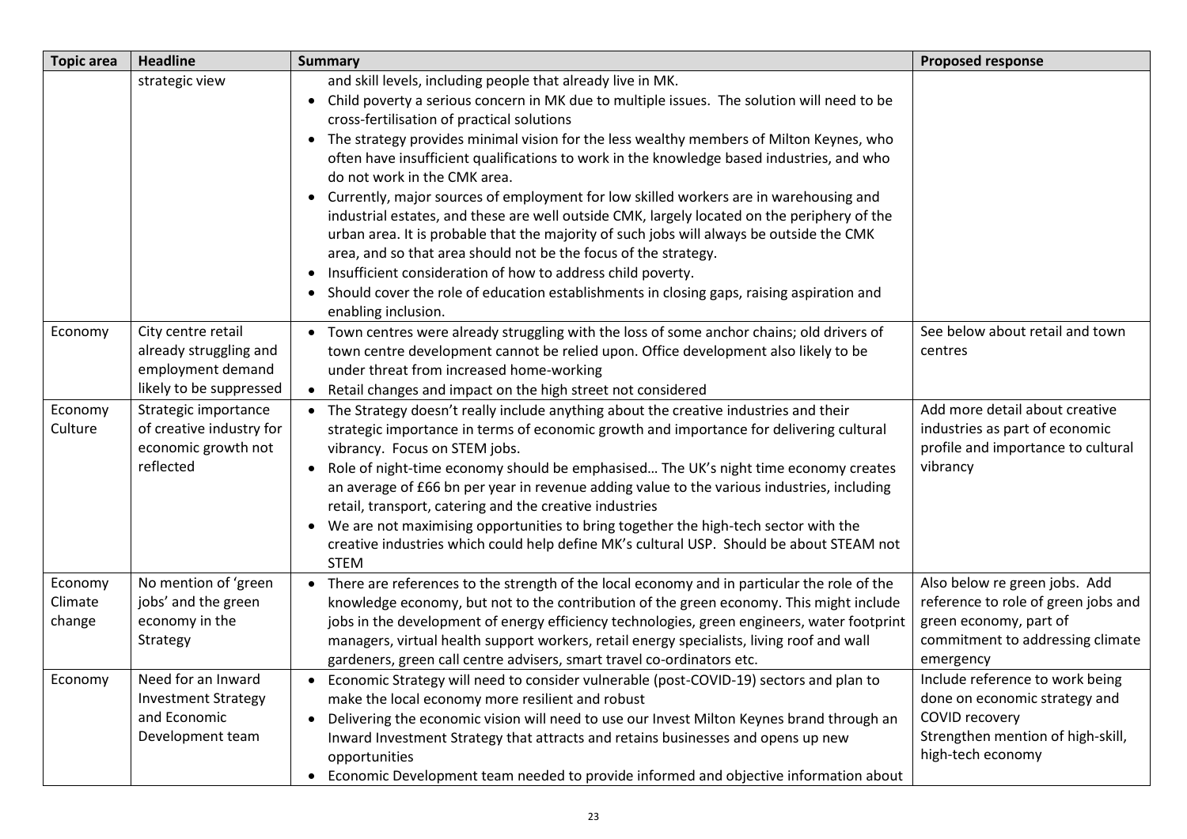| Topic area | Headline | Summary | Proposed response |
|---|---|---|---|
| | strategic view | and skill levels, including people that already live in MK.<br>• Child poverty a serious concern in MK due to multiple issues. The solution will need to be cross-fertilisation of practical solutions<br>• The strategy provides minimal vision for the less wealthy members of Milton Keynes, who often have insufficient qualifications to work in the knowledge based industries, and who do not work in the CMK area.<br>• Currently, major sources of employment for low skilled workers are in warehousing and industrial estates, and these are well outside CMK, largely located on the periphery of the urban area. It is probable that the majority of such jobs will always be outside the CMK area, and so that area should not be the focus of the strategy.<br>• Insufficient consideration of how to address child poverty.<br>• Should cover the role of education establishments in closing gaps, raising aspiration and enabling inclusion. | |
| Economy | City centre retail already struggling and employment demand likely to be suppressed | • Town centres were already struggling with the loss of some anchor chains; old drivers of town centre development cannot be relied upon. Office development also likely to be under threat from increased home-working<br>• Retail changes and impact on the high street not considered | See below about retail and town centres |
| Economy Culture | Strategic importance of creative industry for economic growth not reflected | • The Strategy doesn't really include anything about the creative industries and their strategic importance in terms of economic growth and importance for delivering cultural vibrancy. Focus on STEM jobs.<br>• Role of night-time economy should be emphasised… The UK's night time economy creates an average of £66 bn per year in revenue adding value to the various industries, including retail, transport, catering and the creative industries<br>• We are not maximising opportunities to bring together the high-tech sector with the creative industries which could help define MK's cultural USP. Should be about STEAM not STEM | Add more detail about creative industries as part of economic profile and importance to cultural vibrancy |
| Economy Climate change | No mention of 'green jobs' and the green economy in the Strategy | • There are references to the strength of the local economy and in particular the role of the knowledge economy, but not to the contribution of the green economy. This might include jobs in the development of energy efficiency technologies, green engineers, water footprint managers, virtual health support workers, retail energy specialists, living roof and wall gardeners, green call centre advisers, smart travel co-ordinators etc. | Also below re green jobs. Add reference to role of green jobs and green economy, part of commitment to addressing climate emergency |
| Economy | Need for an Inward Investment Strategy and Economic Development team | • Economic Strategy will need to consider vulnerable (post-COVID-19) sectors and plan to make the local economy more resilient and robust<br>• Delivering the economic vision will need to use our Invest Milton Keynes brand through an Inward Investment Strategy that attracts and retains businesses and opens up new opportunities<br>• Economic Development team needed to provide informed and objective information about | Include reference to work being done on economic strategy and COVID recovery<br>Strengthen mention of high-skill, high-tech economy |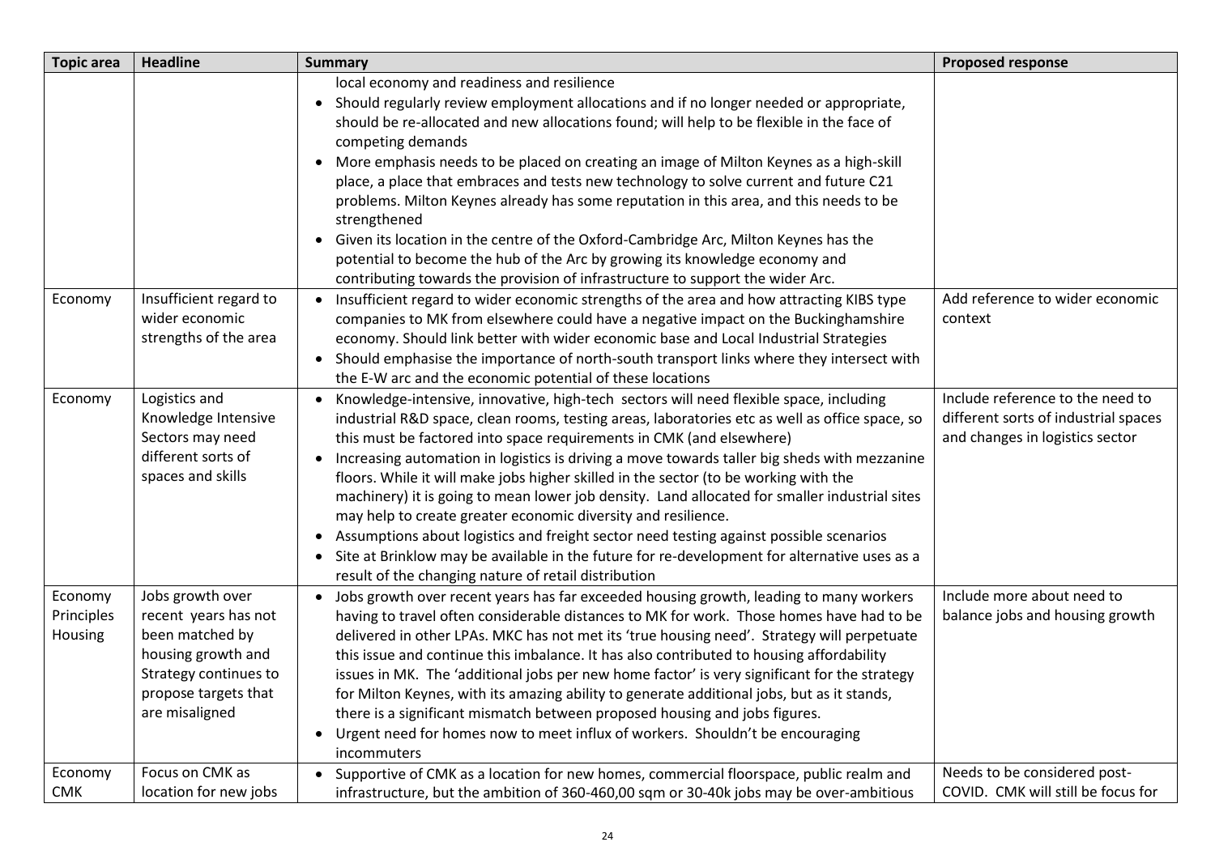| Topic area | Headline | Summary | Proposed response |
|---|---|---|---|
| | | local economy and readiness and resilience<br>• Should regularly review employment allocations and if no longer needed or appropriate, should be re-allocated and new allocations found; will help to be flexible in the face of competing demands<br>• More emphasis needs to be placed on creating an image of Milton Keynes as a high-skill place, a place that embraces and tests new technology to solve current and future C21 problems. Milton Keynes already has some reputation in this area, and this needs to be strengthened<br>• Given its location in the centre of the Oxford-Cambridge Arc, Milton Keynes has the potential to become the hub of the Arc by growing its knowledge economy and contributing towards the provision of infrastructure to support the wider Arc. | |
| Economy | Insufficient regard to wider economic strengths of the area | • Insufficient regard to wider economic strengths of the area and how attracting KIBS type companies to MK from elsewhere could have a negative impact on the Buckinghamshire economy. Should link better with wider economic base and Local Industrial Strategies<br>• Should emphasise the importance of north-south transport links where they intersect with the E-W arc and the economic potential of these locations | Add reference to wider economic context |
| Economy | Logistics and Knowledge Intensive Sectors may need different sorts of spaces and skills | • Knowledge-intensive, innovative, high-tech sectors will need flexible space, including industrial R&D space, clean rooms, testing areas, laboratories etc as well as office space, so this must be factored into space requirements in CMK (and elsewhere)<br>• Increasing automation in logistics is driving a move towards taller big sheds with mezzanine floors. While it will make jobs higher skilled in the sector (to be working with the machinery) it is going to mean lower job density. Land allocated for smaller industrial sites may help to create greater economic diversity and resilience.<br>• Assumptions about logistics and freight sector need testing against possible scenarios<br>• Site at Brinklow may be available in the future for re-development for alternative uses as a result of the changing nature of retail distribution | Include reference to the need to different sorts of industrial spaces and changes in logistics sector |
| Economy Principles Housing | Jobs growth over recent years has not been matched by housing growth and Strategy continues to propose targets that are misaligned | • Jobs growth over recent years has far exceeded housing growth, leading to many workers having to travel often considerable distances to MK for work. Those homes have had to be delivered in other LPAs. MKC has not met its 'true housing need'. Strategy will perpetuate this issue and continue this imbalance. It has also contributed to housing affordability issues in MK. The 'additional jobs per new home factor' is very significant for the strategy for Milton Keynes, with its amazing ability to generate additional jobs, but as it stands, there is a significant mismatch between proposed housing and jobs figures.<br>• Urgent need for homes now to meet influx of workers. Shouldn't be encouraging incommuters | Include more about need to balance jobs and housing growth |
| Economy CMK | Focus on CMK as location for new jobs | • Supportive of CMK as a location for new homes, commercial floorspace, public realm and infrastructure, but the ambition of 360-460,00 sqm or 30-40k jobs may be over-ambitious | Needs to be considered post-COVID. CMK will still be focus for |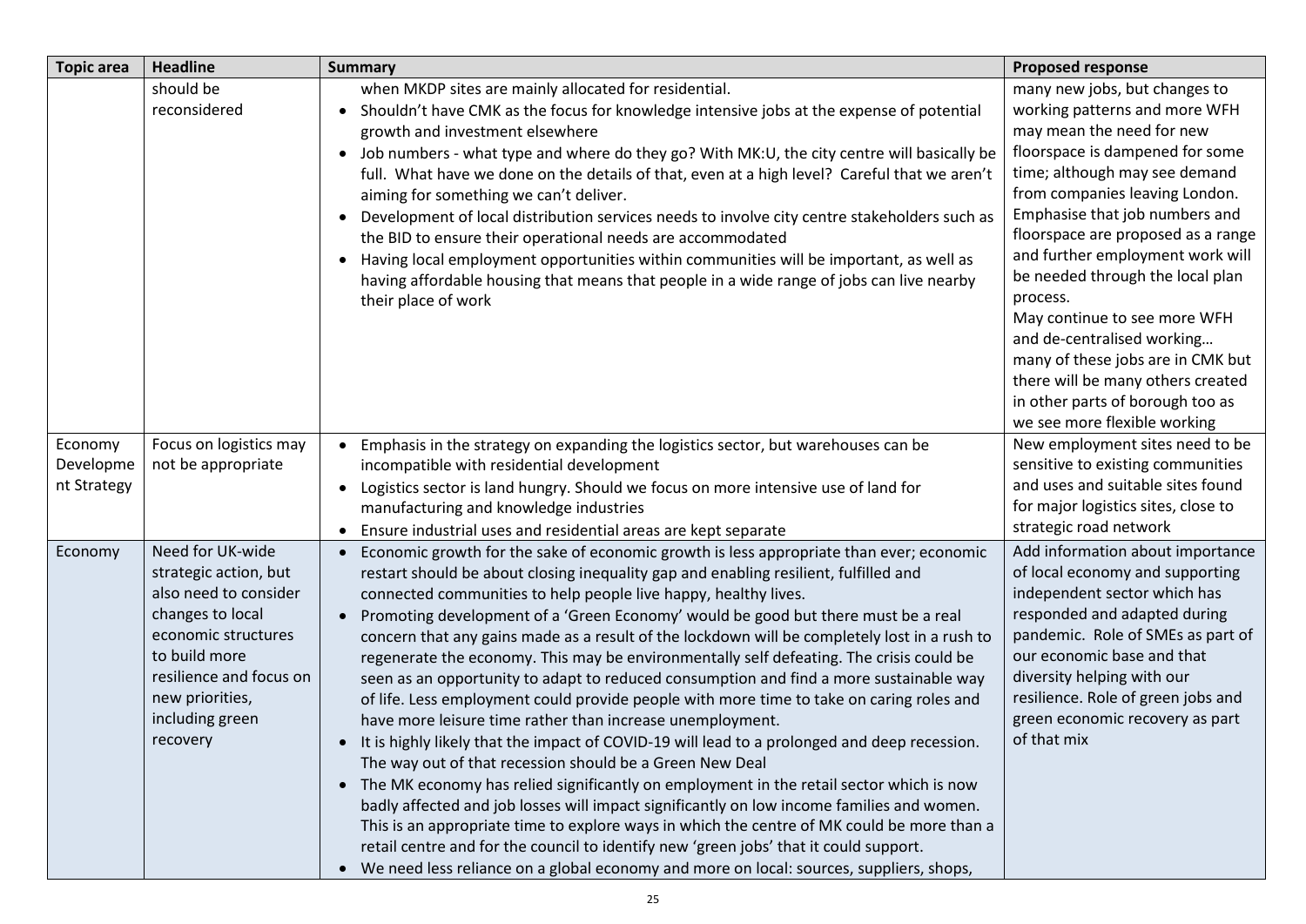| Topic area | Headline | Summary | Proposed response |
|---|---|---|---|
| | should be reconsidered | when MKDP sites are mainly allocated for residential.<br>• Shouldn't have CMK as the focus for knowledge intensive jobs at the expense of potential growth and investment elsewhere<br>• Job numbers - what type and where do they go? With MK:U, the city centre will basically be full. What have we done on the details of that, even at a high level? Careful that we aren't aiming for something we can't deliver.<br>• Development of local distribution services needs to involve city centre stakeholders such as the BID to ensure their operational needs are accommodated<br>• Having local employment opportunities within communities will be important, as well as having affordable housing that means that people in a wide range of jobs can live nearby their place of work | many new jobs, but changes to working patterns and more WFH may mean the need for new floorspace is dampened for some time; although may see demand from companies leaving London. Emphasise that job numbers and floorspace are proposed as a range and further employment work will be needed through the local plan process.<br>May continue to see more WFH and de-centralised working… many of these jobs are in CMK but there will be many others created in other parts of borough too as we see more flexible working |
| Economy Development Strategy | Focus on logistics may not be appropriate | • Emphasis in the strategy on expanding the logistics sector, but warehouses can be incompatible with residential development<br>• Logistics sector is land hungry. Should we focus on more intensive use of land for manufacturing and knowledge industries<br>• Ensure industrial uses and residential areas are kept separate | New employment sites need to be sensitive to existing communities and uses and suitable sites found for major logistics sites, close to strategic road network |
| Economy | Need for UK-wide strategic action, but also need to consider changes to local economic structures to build more resilience and focus on new priorities, including green recovery | • Economic growth for the sake of economic growth is less appropriate than ever; economic restart should be about closing inequality gap and enabling resilient, fulfilled and connected communities to help people live happy, healthy lives.<br>• Promoting development of a 'Green Economy' would be good but there must be a real concern that any gains made as a result of the lockdown will be completely lost in a rush to regenerate the economy. This may be environmentally self defeating. The crisis could be seen as an opportunity to adapt to reduced consumption and find a more sustainable way of life. Less employment could provide people with more time to take on caring roles and have more leisure time rather than increase unemployment.<br>• It is highly likely that the impact of COVID-19 will lead to a prolonged and deep recession. The way out of that recession should be a Green New Deal<br>• The MK economy has relied significantly on employment in the retail sector which is now badly affected and job losses will impact significantly on low income families and women. This is an appropriate time to explore ways in which the centre of MK could be more than a retail centre and for the council to identify new 'green jobs' that it could support.<br>• We need less reliance on a global economy and more on local: sources, suppliers, shops, | Add information about importance of local economy and supporting independent sector which has responded and adapted during pandemic. Role of SMEs as part of our economic base and that diversity helping with our resilience. Role of green jobs and green economic recovery as part of that mix |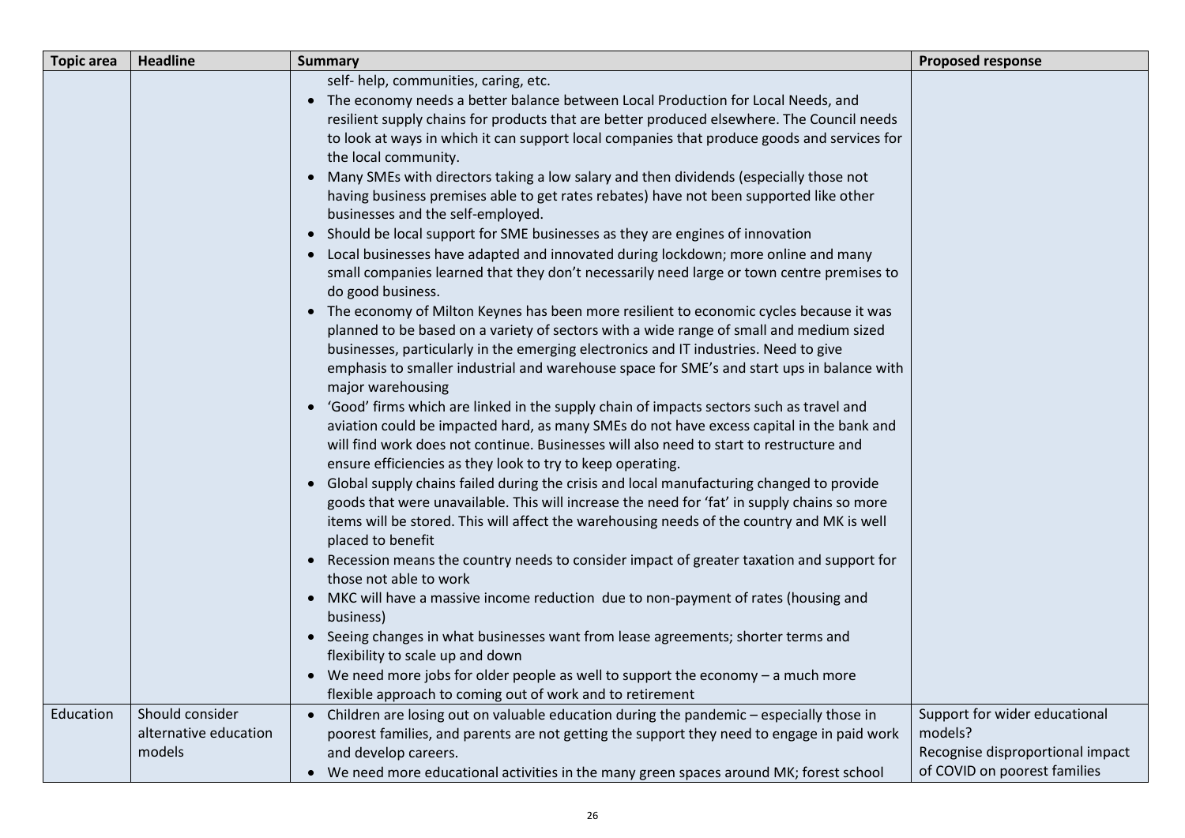| Topic area | Headline | Summary | Proposed response |
|---|---|---|---|
| | | self- help, communities, caring, etc.<br>• The economy needs a better balance between Local Production for Local Needs, and resilient supply chains for products that are better produced elsewhere. The Council needs to look at ways in which it can support local companies that produce goods and services for the local community.<br>• Many SMEs with directors taking a low salary and then dividends (especially those not having business premises able to get rates rebates) have not been supported like other businesses and the self-employed.<br>• Should be local support for SME businesses as they are engines of innovation<br>• Local businesses have adapted and innovated during lockdown; more online and many small companies learned that they don't necessarily need large or town centre premises to do good business.<br>• The economy of Milton Keynes has been more resilient to economic cycles because it was planned to be based on a variety of sectors with a wide range of small and medium sized businesses, particularly in the emerging electronics and IT industries. Need to give emphasis to smaller industrial and warehouse space for SME's and start ups in balance with major warehousing<br>• 'Good' firms which are linked in the supply chain of impacts sectors such as travel and aviation could be impacted hard, as many SMEs do not have excess capital in the bank and will find work does not continue. Businesses will also need to start to restructure and ensure efficiencies as they look to try to keep operating.<br>• Global supply chains failed during the crisis and local manufacturing changed to provide goods that were unavailable. This will increase the need for 'fat' in supply chains so more items will be stored. This will affect the warehousing needs of the country and MK is well placed to benefit<br>• Recession means the country needs to consider impact of greater taxation and support for those not able to work<br>• MKC will have a massive income reduction due to non-payment of rates (housing and business)<br>• Seeing changes in what businesses want from lease agreements; shorter terms and flexibility to scale up and down<br>• We need more jobs for older people as well to support the economy – a much more flexible approach to coming out of work and to retirement | |
| Education | Should consider alternative education models | • Children are losing out on valuable education during the pandemic – especially those in poorest families, and parents are not getting the support they need to engage in paid work and develop careers.<br>• We need more educational activities in the many green spaces around MK; forest school | Support for wider educational models?<br>Recognise disproportional impact of COVID on poorest families |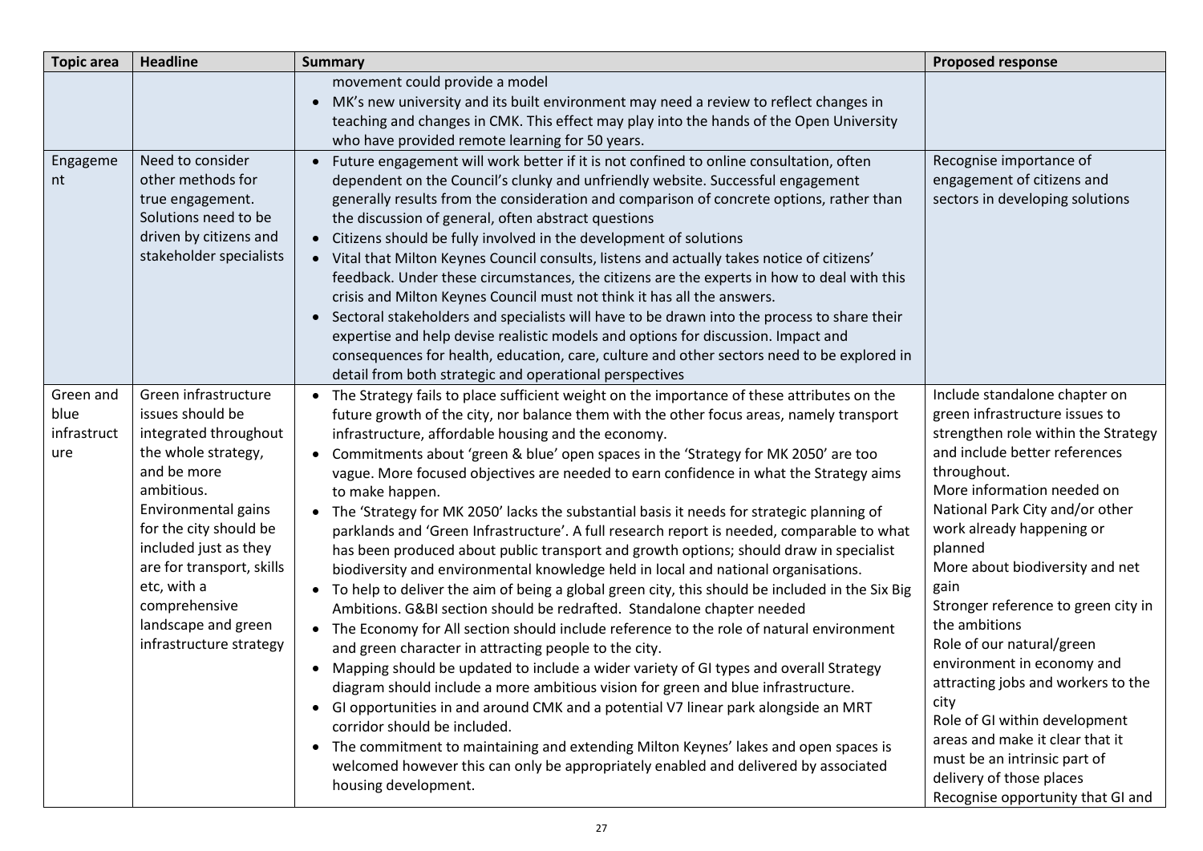| Topic area | Headline | Summary | Proposed response |
| --- | --- | --- | --- |
| | | movement could provide a model<br>• MK's new university and its built environment may need a review to reflect changes in teaching and changes in CMK. This effect may play into the hands of the Open University who have provided remote learning for 50 years. | |
| Engagement | Need to consider other methods for true engagement. Solutions need to be driven by citizens and stakeholder specialists | • Future engagement will work better if it is not confined to online consultation, often dependent on the Council's clunky and unfriendly website. Successful engagement generally results from the consideration and comparison of concrete options, rather than the discussion of general, often abstract questions<br>• Citizens should be fully involved in the development of solutions<br>• Vital that Milton Keynes Council consults, listens and actually takes notice of citizens' feedback. Under these circumstances, the citizens are the experts in how to deal with this crisis and Milton Keynes Council must not think it has all the answers.<br>• Sectoral stakeholders and specialists will have to be drawn into the process to share their expertise and help devise realistic models and options for discussion. Impact and consequences for health, education, care, culture and other sectors need to be explored in detail from both strategic and operational perspectives | Recognise importance of engagement of citizens and sectors in developing solutions |
| Green and blue infrastructure | Green infrastructure issues should be integrated throughout the whole strategy, and be more ambitious. Environmental gains for the city should be included just as they are for transport, skills etc, with a comprehensive landscape and green infrastructure strategy | • The Strategy fails to place sufficient weight on the importance of these attributes on the future growth of the city, nor balance them with the other focus areas, namely transport infrastructure, affordable housing and the economy.<br>• Commitments about 'green & blue' open spaces in the 'Strategy for MK 2050' are too vague. More focused objectives are needed to earn confidence in what the Strategy aims to make happen.<br>• The 'Strategy for MK 2050' lacks the substantial basis it needs for strategic planning of parklands and 'Green Infrastructure'. A full research report is needed, comparable to what has been produced about public transport and growth options; should draw in specialist biodiversity and environmental knowledge held in local and national organisations.<br>• To help to deliver the aim of being a global green city, this should be included in the Six Big Ambitions. G&BI section should be redrafted. Standalone chapter needed<br>• The Economy for All section should include reference to the role of natural environment and green character in attracting people to the city.<br>• Mapping should be updated to include a wider variety of GI types and overall Strategy diagram should include a more ambitious vision for green and blue infrastructure.<br>• GI opportunities in and around CMK and a potential V7 linear park alongside an MRT corridor should be included.<br>• The commitment to maintaining and extending Milton Keynes' lakes and open spaces is welcomed however this can only be appropriately enabled and delivered by associated housing development. | Include standalone chapter on green infrastructure issues to strengthen role within the Strategy and include better references throughout.<br>More information needed on National Park City and/or other work already happening or planned<br>More about biodiversity and net gain<br>Stronger reference to green city in the ambitions<br>Role of our natural/green environment in economy and attracting jobs and workers to the city<br>Role of GI within development areas and make it clear that it must be an intrinsic part of delivery of those places<br>Recognise opportunity that GI and |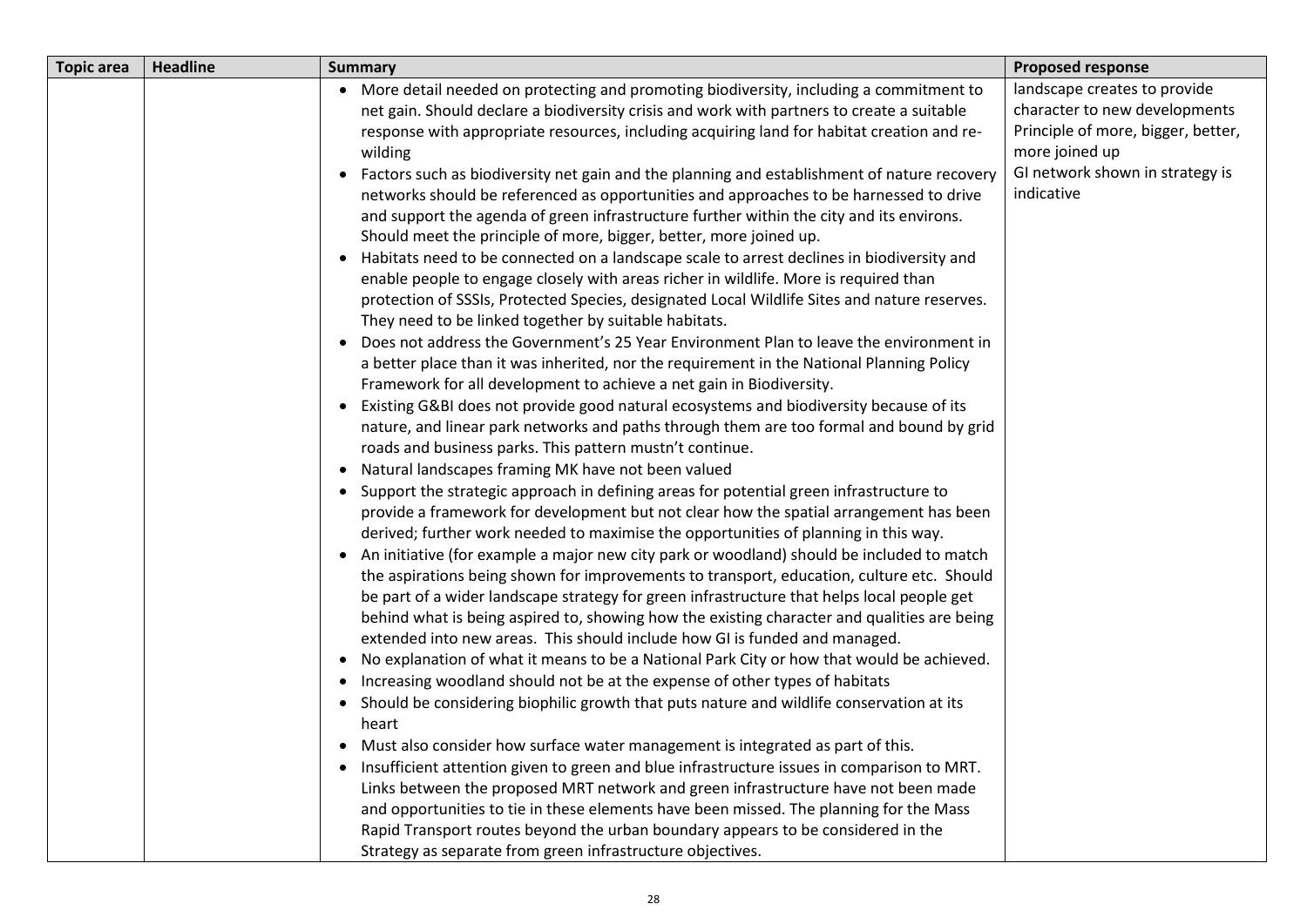| Topic area | Headline | Summary | Proposed response |
| --- | --- | --- | --- |
| | | • More detail needed on protecting and promoting biodiversity, including a commitment to net gain. Should declare a biodiversity crisis and work with partners to create a suitable response with appropriate resources, including acquiring land for habitat creation and re-wilding<br>• Factors such as biodiversity net gain and the planning and establishment of nature recovery networks should be referenced as opportunities and approaches to be harnessed to drive and support the agenda of green infrastructure further within the city and its environs. Should meet the principle of more, bigger, better, more joined up.<br>• Habitats need to be connected on a landscape scale to arrest declines in biodiversity and enable people to engage closely with areas richer in wildlife. More is required than protection of SSSIs, Protected Species, designated Local Wildlife Sites and nature reserves. They need to be linked together by suitable habitats.<br>• Does not address the Government's 25 Year Environment Plan to leave the environment in a better place than it was inherited, nor the requirement in the National Planning Policy Framework for all development to achieve a net gain in Biodiversity.<br>• Existing G&BI does not provide good natural ecosystems and biodiversity because of its nature, and linear park networks and paths through them are too formal and bound by grid roads and business parks. This pattern mustn't continue.<br>• Natural landscapes framing MK have not been valued<br>• Support the strategic approach in defining areas for potential green infrastructure to provide a framework for development but not clear how the spatial arrangement has been derived; further work needed to maximise the opportunities of planning in this way.<br>• An initiative (for example a major new city park or woodland) should be included to match the aspirations being shown for improvements to transport, education, culture etc. Should be part of a wider landscape strategy for green infrastructure that helps local people get behind what is being aspired to, showing how the existing character and qualities are being extended into new areas. This should include how GI is funded and managed.<br>• No explanation of what it means to be a National Park City or how that would be achieved.<br>• Increasing woodland should not be at the expense of other types of habitats<br>• Should be considering biophilic growth that puts nature and wildlife conservation at its heart<br>• Must also consider how surface water management is integrated as part of this.<br>• Insufficient attention given to green and blue infrastructure issues in comparison to MRT. Links between the proposed MRT network and green infrastructure have not been made and opportunities to tie in these elements have been missed. The planning for the Mass Rapid Transport routes beyond the urban boundary appears to be considered in the Strategy as separate from green infrastructure objectives. | landscape creates to provide character to new developments<br>Principle of more, bigger, better, more joined up<br>GI network shown in strategy is indicative |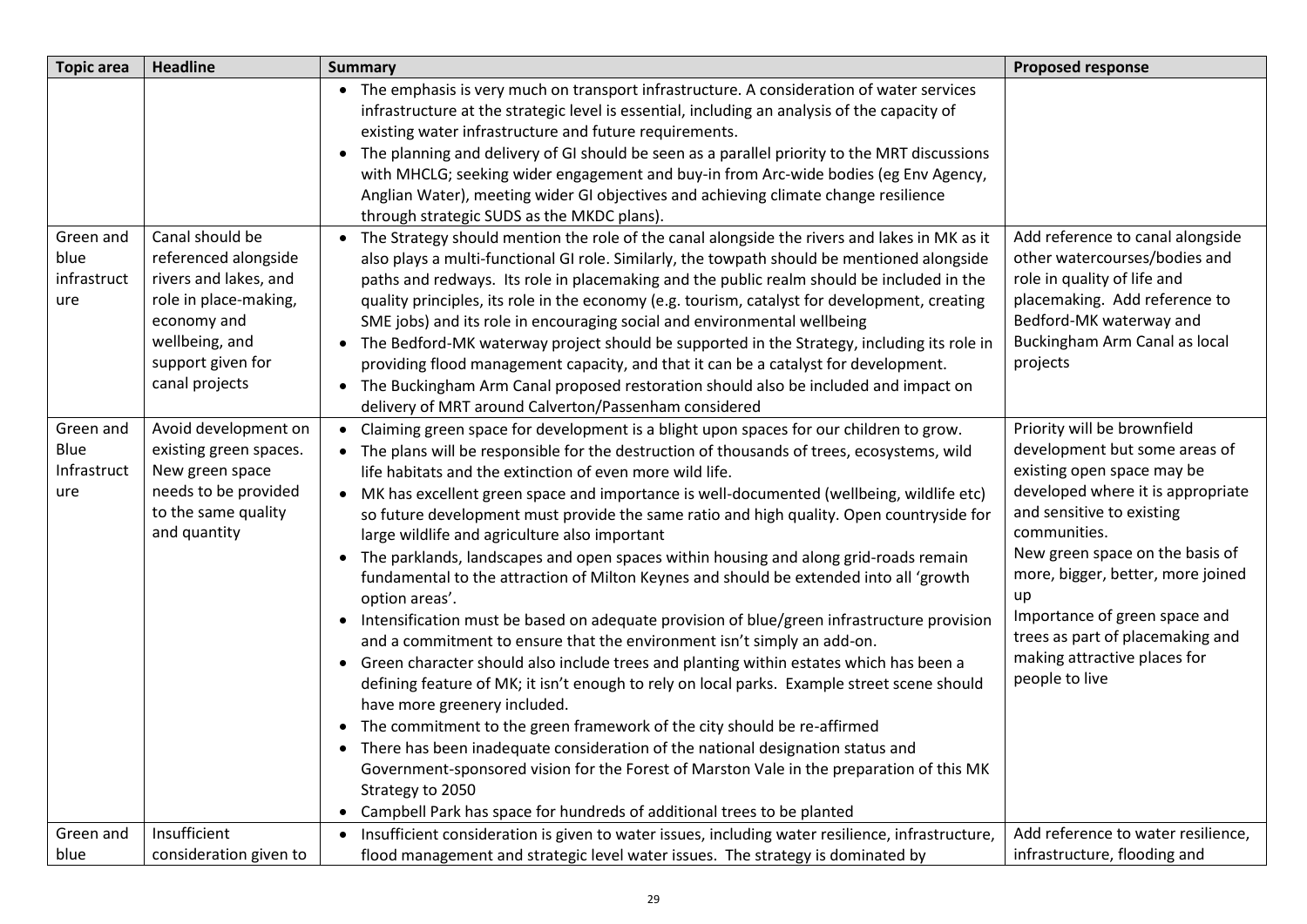| Topic area | Headline | Summary | Proposed response |
|---|---|---|---|
| | | • The emphasis is very much on transport infrastructure. A consideration of water services infrastructure at the strategic level is essential, including an analysis of the capacity of existing water infrastructure and future requirements.<br>• The planning and delivery of GI should be seen as a parallel priority to the MRT discussions with MHCLG; seeking wider engagement and buy-in from Arc-wide bodies (eg Env Agency, Anglian Water), meeting wider GI objectives and achieving climate change resilience through strategic SUDS as the MKDC plans). | |
| Green and blue infrastructure | Canal should be referenced alongside rivers and lakes, and role in place-making, economy and wellbeing, and support given for canal projects | • The Strategy should mention the role of the canal alongside the rivers and lakes in MK as it also plays a multi-functional GI role. Similarly, the towpath should be mentioned alongside paths and redways. Its role in placemaking and the public realm should be included in the quality principles, its role in the economy (e.g. tourism, catalyst for development, creating SME jobs) and its role in encouraging social and environmental wellbeing<br>• The Bedford-MK waterway project should be supported in the Strategy, including its role in providing flood management capacity, and that it can be a catalyst for development.<br>• The Buckingham Arm Canal proposed restoration should also be included and impact on delivery of MRT around Calverton/Passenham considered | Add reference to canal alongside other watercourses/bodies and role in quality of life and placemaking. Add reference to Bedford-MK waterway and Buckingham Arm Canal as local projects |
| Green and Blue Infrastructure | Avoid development on existing green spaces. New green space needs to be provided to the same quality and quantity | • Claiming green space for development is a blight upon spaces for our children to grow.<br>• The plans will be responsible for the destruction of thousands of trees, ecosystems, wild life habitats and the extinction of even more wild life.<br>• MK has excellent green space and importance is well-documented (wellbeing, wildlife etc) so future development must provide the same ratio and high quality. Open countryside for large wildlife and agriculture also important<br>• The parklands, landscapes and open spaces within housing and along grid-roads remain fundamental to the attraction of Milton Keynes and should be extended into all 'growth option areas'.<br>• Intensification must be based on adequate provision of blue/green infrastructure provision and a commitment to ensure that the environment isn't simply an add-on.<br>• Green character should also include trees and planting within estates which has been a defining feature of MK; it isn't enough to rely on local parks. Example street scene should have more greenery included.<br>• The commitment to the green framework of the city should be re-affirmed<br>• There has been inadequate consideration of the national designation status and Government-sponsored vision for the Forest of Marston Vale in the preparation of this MK Strategy to 2050<br>• Campbell Park has space for hundreds of additional trees to be planted | Priority will be brownfield development but some areas of existing open space may be developed where it is appropriate and sensitive to existing communities.<br>New green space on the basis of more, bigger, better, more joined up<br>Importance of green space and trees as part of placemaking and making attractive places for people to live |
| Green and blue | Insufficient consideration given to | • Insufficient consideration is given to water issues, including water resilience, infrastructure, flood management and strategic level water issues. The strategy is dominated by | Add reference to water resilience, infrastructure, flooding and |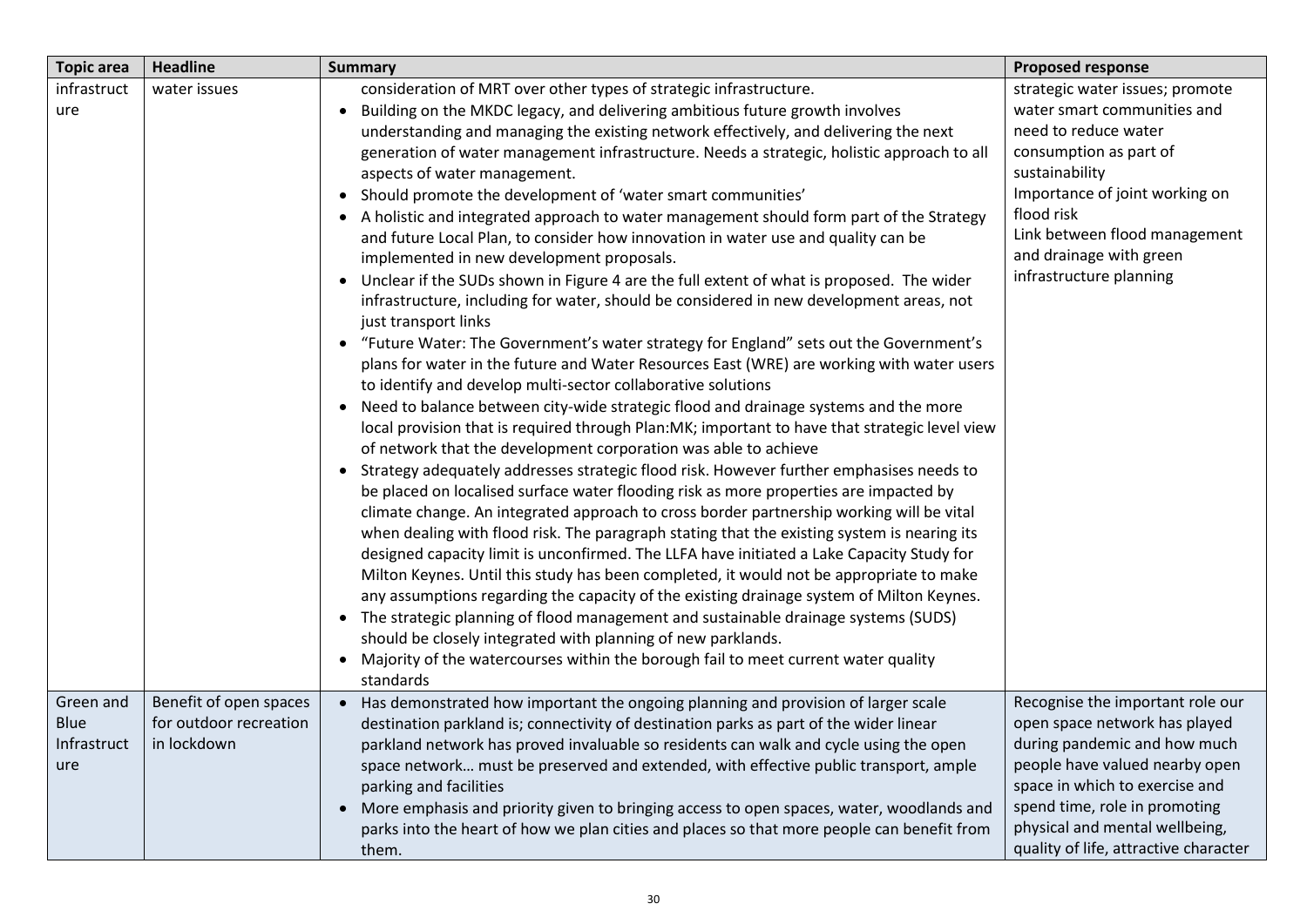| Topic area | Headline | Summary | Proposed response |
| --- | --- | --- | --- |
| infrastructure | water issues | consideration of MRT over other types of strategic infrastructure.<br>• Building on the MKDC legacy, and delivering ambitious future growth involves understanding and managing the existing network effectively, and delivering the next generation of water management infrastructure. Needs a strategic, holistic approach to all aspects of water management.<br>• Should promote the development of 'water smart communities'<br>• A holistic and integrated approach to water management should form part of the Strategy and future Local Plan, to consider how innovation in water use and quality can be implemented in new development proposals.<br>• Unclear if the SUDs shown in Figure 4 are the full extent of what is proposed. The wider infrastructure, including for water, should be considered in new development areas, not just transport links<br>• "Future Water: The Government's water strategy for England" sets out the Government's plans for water in the future and Water Resources East (WRE) are working with water users to identify and develop multi-sector collaborative solutions<br>• Need to balance between city-wide strategic flood and drainage systems and the more local provision that is required through Plan:MK; important to have that strategic level view of network that the development corporation was able to achieve<br>• Strategy adequately addresses strategic flood risk. However further emphasises needs to be placed on localised surface water flooding risk as more properties are impacted by climate change. An integrated approach to cross border partnership working will be vital when dealing with flood risk. The paragraph stating that the existing system is nearing its designed capacity limit is unconfirmed. The LLFA have initiated a Lake Capacity Study for Milton Keynes. Until this study has been completed, it would not be appropriate to make any assumptions regarding the capacity of the existing drainage system of Milton Keynes.<br>• The strategic planning of flood management and sustainable drainage systems (SUDS) should be closely integrated with planning of new parklands.<br>• Majority of the watercourses within the borough fail to meet current water quality standards | strategic water issues; promote water smart communities and need to reduce water consumption as part of sustainability<br>Importance of joint working on flood risk<br>Link between flood management and drainage with green infrastructure planning |
| Green and Blue Infrastructure | Benefit of open spaces for outdoor recreation in lockdown | • Has demonstrated how important the ongoing planning and provision of larger scale destination parkland is; connectivity of destination parks as part of the wider linear parkland network has proved invaluable so residents can walk and cycle using the open space network… must be preserved and extended, with effective public transport, ample parking and facilities<br>• More emphasis and priority given to bringing access to open spaces, water, woodlands and parks into the heart of how we plan cities and places so that more people can benefit from them. | Recognise the important role our open space network has played during pandemic and how much people have valued nearby open space in which to exercise and spend time, role in promoting physical and mental wellbeing, quality of life, attractive character |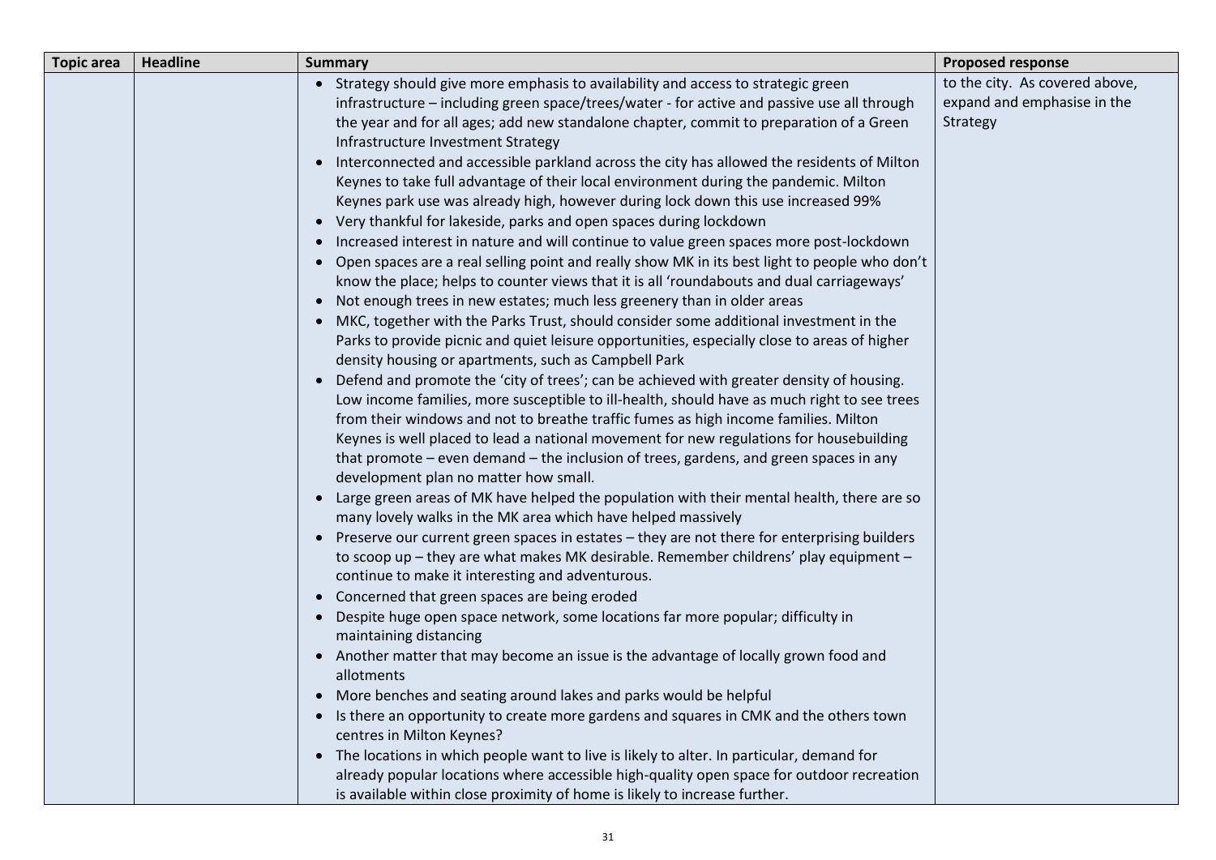| Topic area | Headline | Summary | Proposed response |
|---|---|---|---|
| | | • Strategy should give more emphasis to availability and access to strategic green infrastructure – including green space/trees/water - for active and passive use all through the year and for all ages; add new standalone chapter, commit to preparation of a Green Infrastructure Investment Strategy<br>• Interconnected and accessible parkland across the city has allowed the residents of Milton Keynes to take full advantage of their local environment during the pandemic. Milton Keynes park use was already high, however during lock down this use increased 99%<br>• Very thankful for lakeside, parks and open spaces during lockdown<br>• Increased interest in nature and will continue to value green spaces more post-lockdown<br>• Open spaces are a real selling point and really show MK in its best light to people who don't know the place; helps to counter views that it is all 'roundabouts and dual carriageways'<br>• Not enough trees in new estates; much less greenery than in older areas<br>• MKC, together with the Parks Trust, should consider some additional investment in the Parks to provide picnic and quiet leisure opportunities, especially close to areas of higher density housing or apartments, such as Campbell Park<br>• Defend and promote the 'city of trees'; can be achieved with greater density of housing. Low income families, more susceptible to ill-health, should have as much right to see trees from their windows and not to breathe traffic fumes as high income families. Milton Keynes is well placed to lead a national movement for new regulations for housebuilding that promote – even demand – the inclusion of trees, gardens, and green spaces in any development plan no matter how small.<br>• Large green areas of MK have helped the population with their mental health, there are so many lovely walks in the MK area which have helped massively<br>• Preserve our current green spaces in estates – they are not there for enterprising builders to scoop up – they are what makes MK desirable. Remember childrens' play equipment – continue to make it interesting and adventurous.<br>• Concerned that green spaces are being eroded<br>• Despite huge open space network, some locations far more popular; difficulty in maintaining distancing<br>• Another matter that may become an issue is the advantage of locally grown food and allotments<br>• More benches and seating around lakes and parks would be helpful<br>• Is there an opportunity to create more gardens and squares in CMK and the others town centres in Milton Keynes?<br>• The locations in which people want to live is likely to alter. In particular, demand for already popular locations where accessible high-quality open space for outdoor recreation is available within close proximity of home is likely to increase further. | to the city. As covered above, expand and emphasise in the Strategy |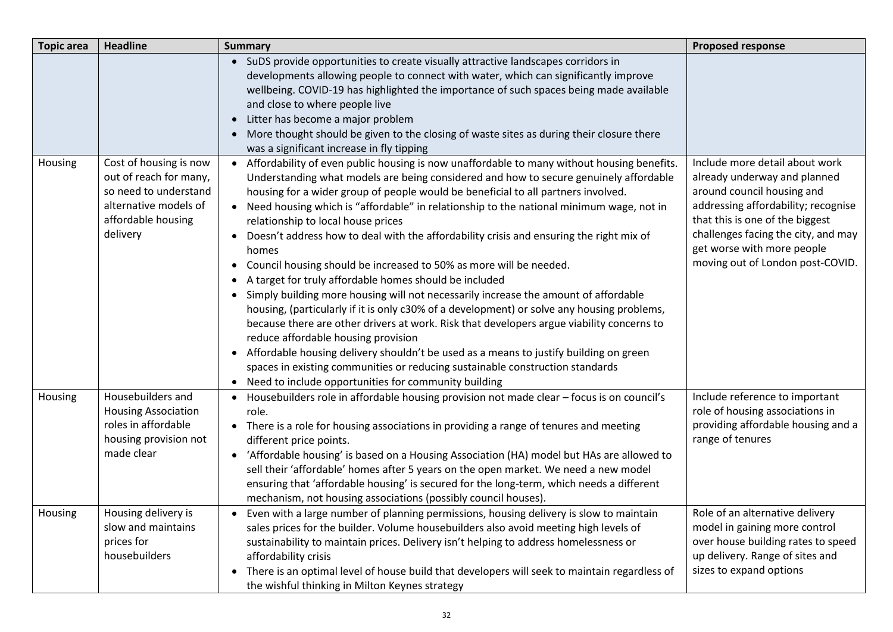| Topic area | Headline | Summary | Proposed response |
|---|---|---|---|
| | | • SuDS provide opportunities to create visually attractive landscapes corridors in developments allowing people to connect with water, which can significantly improve wellbeing. COVID-19 has highlighted the importance of such spaces being made available and close to where people live<br>• Litter has become a major problem<br>• More thought should be given to the closing of waste sites as during their closure there was a significant increase in fly tipping | |
| Housing | Cost of housing is now out of reach for many, so need to understand alternative models of affordable housing delivery | • Affordability of even public housing is now unaffordable to many without housing benefits. Understanding what models are being considered and how to secure genuinely affordable housing for a wider group of people would be beneficial to all partners involved.<br>• Need housing which is "affordable" in relationship to the national minimum wage, not in relationship to local house prices<br>• Doesn't address how to deal with the affordability crisis and ensuring the right mix of homes<br>• Council housing should be increased to 50% as more will be needed.<br>• A target for truly affordable homes should be included<br>• Simply building more housing will not necessarily increase the amount of affordable housing, (particularly if it is only c30% of a development) or solve any housing problems, because there are other drivers at work. Risk that developers argue viability concerns to reduce affordable housing provision<br>• Affordable housing delivery shouldn't be used as a means to justify building on green spaces in existing communities or reducing sustainable construction standards<br>• Need to include opportunities for community building | Include more detail about work already underway and planned around council housing and addressing affordability; recognise that this is one of the biggest challenges facing the city, and may get worse with more people moving out of London post-COVID. |
| Housing | Housebuilders and Housing Association roles in affordable housing provision not made clear | • Housebuilders role in affordable housing provision not made clear – focus is on council's role.<br>• There is a role for housing associations in providing a range of tenures and meeting different price points.<br>• 'Affordable housing' is based on a Housing Association (HA) model but HAs are allowed to sell their 'affordable' homes after 5 years on the open market. We need a new model ensuring that 'affordable housing' is secured for the long-term, which needs a different mechanism, not housing associations (possibly council houses). | Include reference to important role of housing associations in providing affordable housing and a range of tenures |
| Housing | Housing delivery is slow and maintains prices for housebuilders | • Even with a large number of planning permissions, housing delivery is slow to maintain sales prices for the builder. Volume housebuilders also avoid meeting high levels of sustainability to maintain prices. Delivery isn't helping to address homelessness or affordability crisis<br>• There is an optimal level of house build that developers will seek to maintain regardless of the wishful thinking in Milton Keynes strategy | Role of an alternative delivery model in gaining more control over house building rates to speed up delivery. Range of sites and sizes to expand options |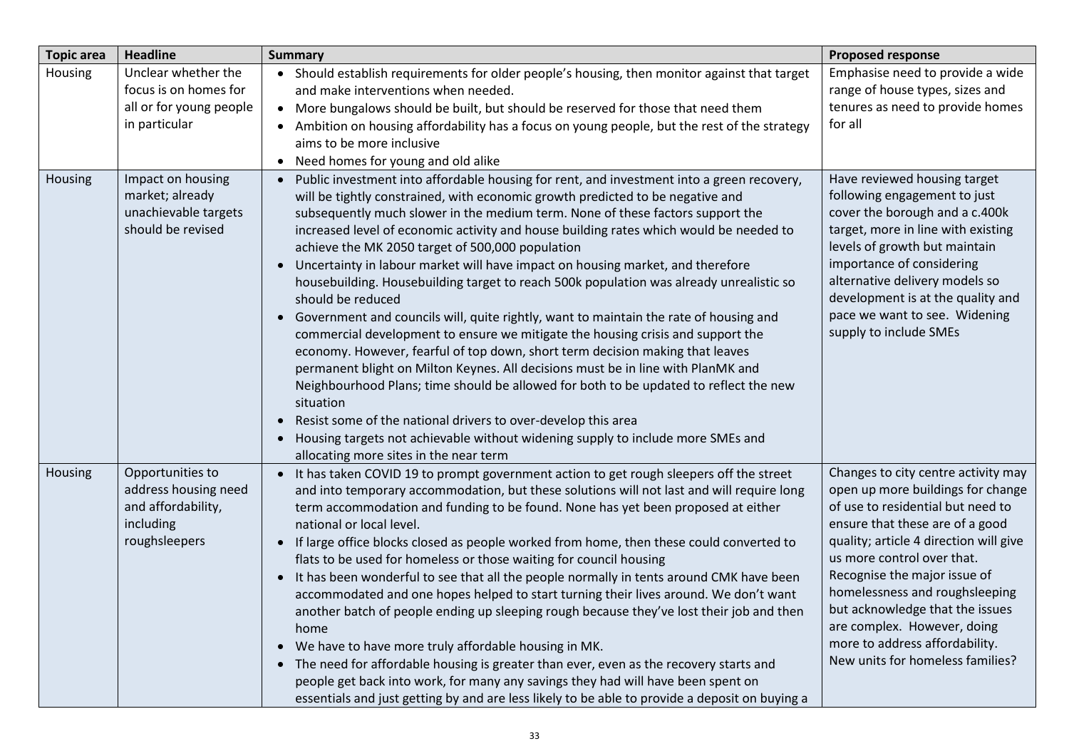| Topic area | Headline | Summary | Proposed response |
|---|---|---|---|
| Housing | Unclear whether the focus is on homes for all or for young people in particular | • Should establish requirements for older people's housing, then monitor against that target and make interventions when needed.<br>• More bungalows should be built, but should be reserved for those that need them<br>• Ambition on housing affordability has a focus on young people, but the rest of the strategy aims to be more inclusive<br>• Need homes for young and old alike | Emphasise need to provide a wide range of house types, sizes and tenures as need to provide homes for all |
| Housing | Impact on housing market; already unachievable targets should be revised | • Public investment into affordable housing for rent, and investment into a green recovery, will be tightly constrained, with economic growth predicted to be negative and subsequently much slower in the medium term. None of these factors support the increased level of economic activity and house building rates which would be needed to achieve the MK 2050 target of 500,000 population<br>• Uncertainty in labour market will have impact on housing market, and therefore housebuilding. Housebuilding target to reach 500k population was already unrealistic so should be reduced<br>• Government and councils will, quite rightly, want to maintain the rate of housing and commercial development to ensure we mitigate the housing crisis and support the economy. However, fearful of top down, short term decision making that leaves permanent blight on Milton Keynes. All decisions must be in line with PlanMK and Neighbourhood Plans; time should be allowed for both to be updated to reflect the new situation<br>• Resist some of the national drivers to over-develop this area<br>• Housing targets not achievable without widening supply to include more SMEs and allocating more sites in the near term | Have reviewed housing target following engagement to just cover the borough and a c.400k target, more in line with existing levels of growth but maintain importance of considering alternative delivery models so development is at the quality and pace we want to see. Widening supply to include SMEs |
| Housing | Opportunities to address housing need and affordability, including roughsleepers | • It has taken COVID 19 to prompt government action to get rough sleepers off the street and into temporary accommodation, but these solutions will not last and will require long term accommodation and funding to be found. None has yet been proposed at either national or local level.<br>• If large office blocks closed as people worked from home, then these could converted to flats to be used for homeless or those waiting for council housing<br>• It has been wonderful to see that all the people normally in tents around CMK have been accommodated and one hopes helped to start turning their lives around. We don't want another batch of people ending up sleeping rough because they've lost their job and then home<br>• We have to have more truly affordable housing in MK.<br>• The need for affordable housing is greater than ever, even as the recovery starts and people get back into work, for many any savings they had will have been spent on essentials and just getting by and are less likely to be able to provide a deposit on buying a | Changes to city centre activity may open up more buildings for change of use to residential but need to ensure that these are of a good quality; article 4 direction will give us more control over that. Recognise the major issue of homelessness and roughsleeping but acknowledge that the issues are complex. However, doing more to address affordability. New units for homeless families? |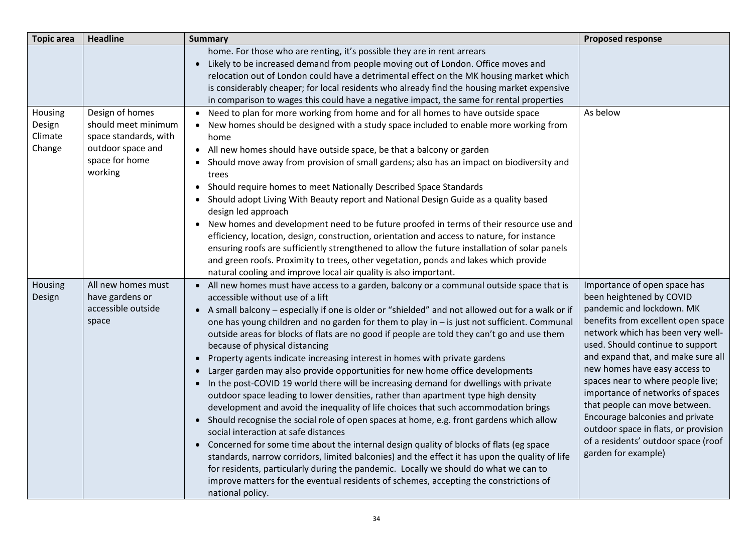| Topic area | Headline | Summary | Proposed response |
|---|---|---|---|
| | | home. For those who are renting, it's possible they are in rent arrears<br>• Likely to be increased demand from people moving out of London. Office moves and relocation out of London could have a detrimental effect on the MK housing market which is considerably cheaper; for local residents who already find the housing market expensive in comparison to wages this could have a negative impact, the same for rental properties | |
| Housing Design Climate Change | Design of homes should meet minimum space standards, with outdoor space and space for home working | • Need to plan for more working from home and for all homes to have outside space<br>• New homes should be designed with a study space included to enable more working from home<br>• All new homes should have outside space, be that a balcony or garden<br>• Should move away from provision of small gardens; also has an impact on biodiversity and trees<br>• Should require homes to meet Nationally Described Space Standards<br>• Should adopt Living With Beauty report and National Design Guide as a quality based design led approach<br>• New homes and development need to be future proofed in terms of their resource use and efficiency, location, design, construction, orientation and access to nature, for instance ensuring roofs are sufficiently strengthened to allow the future installation of solar panels and green roofs. Proximity to trees, other vegetation, ponds and lakes which provide natural cooling and improve local air quality is also important. | As below |
| Housing Design | All new homes must have gardens or accessible outside space | • All new homes must have access to a garden, balcony or a communal outside space that is accessible without use of a lift<br>• A small balcony – especially if one is older or "shielded" and not allowed out for a walk or if one has young children and no garden for them to play in – is just not sufficient. Communal outside areas for blocks of flats are no good if people are told they can't go and use them because of physical distancing<br>• Property agents indicate increasing interest in homes with private gardens<br>• Larger garden may also provide opportunities for new home office developments<br>• In the post-COVID 19 world there will be increasing demand for dwellings with private outdoor space leading to lower densities, rather than apartment type high density development and avoid the inequality of life choices that such accommodation brings<br>• Should recognise the social role of open spaces at home, e.g. front gardens which allow social interaction at safe distances<br>• Concerned for some time about the internal design quality of blocks of flats (eg space standards, narrow corridors, limited balconies) and the effect it has upon the quality of life for residents, particularly during the pandemic. Locally we should do what we can to improve matters for the eventual residents of schemes, accepting the constrictions of national policy. | Importance of open space has been heightened by COVID pandemic and lockdown. MK benefits from excellent open space network which has been very well-used. Should continue to support and expand that, and make sure all new homes have easy access to spaces near to where people live; importance of networks of spaces that people can move between. Encourage balconies and private outdoor space in flats, or provision of a residents' outdoor space (roof garden for example) |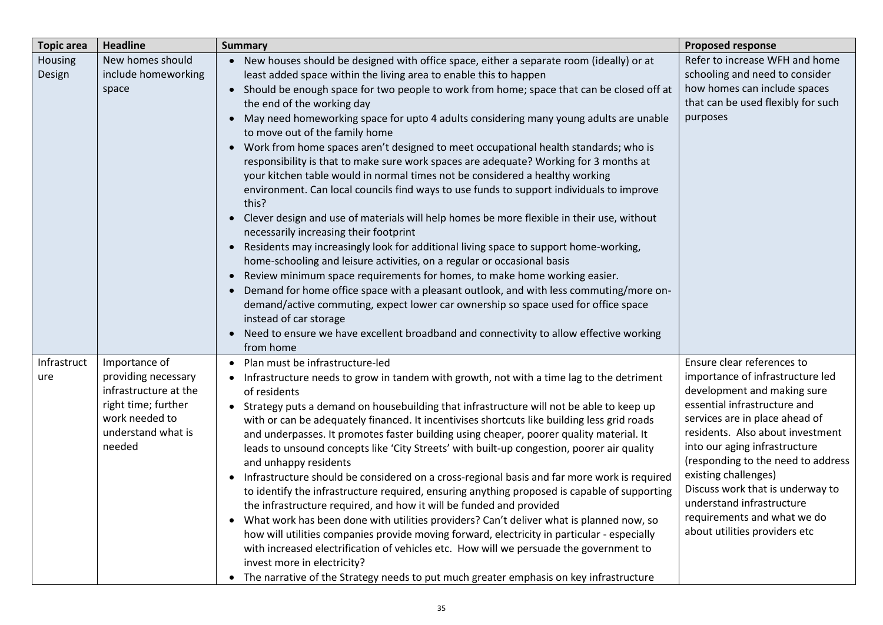| Topic area | Headline | Summary | Proposed response |
|---|---|---|---|
| Housing Design | New homes should include homeworking space | • New houses should be designed with office space, either a separate room (ideally) or at least added space within the living area to enable this to happen<br>• Should be enough space for two people to work from home; space that can be closed off at the end of the working day<br>• May need homeworking space for upto 4 adults considering many young adults are unable to move out of the family home<br>• Work from home spaces aren't designed to meet occupational health standards; who is responsibility is that to make sure work spaces are adequate? Working for 3 months at your kitchen table would in normal times not be considered a healthy working environment. Can local councils find ways to use funds to support individuals to improve this?<br>• Clever design and use of materials will help homes be more flexible in their use, without necessarily increasing their footprint<br>• Residents may increasingly look for additional living space to support home-working, home-schooling and leisure activities, on a regular or occasional basis<br>• Review minimum space requirements for homes, to make home working easier.<br>• Demand for home office space with a pleasant outlook, and with less commuting/more on-demand/active commuting, expect lower car ownership so space used for office space instead of car storage<br>• Need to ensure we have excellent broadband and connectivity to allow effective working from home | Refer to increase WFH and home schooling and need to consider how homes can include spaces that can be used flexibly for such purposes |
| Infrastructure | Importance of providing necessary infrastructure at the right time; further work needed to understand what is needed | • Plan must be infrastructure-led<br>• Infrastructure needs to grow in tandem with growth, not with a time lag to the detriment of residents<br>• Strategy puts a demand on housebuilding that infrastructure will not be able to keep up with or can be adequately financed. It incentivises shortcuts like building less grid roads and underpasses. It promotes faster building using cheaper, poorer quality material. It leads to unsound concepts like 'City Streets' with built-up congestion, poorer air quality and unhappy residents<br>• Infrastructure should be considered on a cross-regional basis and far more work is required to identify the infrastructure required, ensuring anything proposed is capable of supporting the infrastructure required, and how it will be funded and provided<br>• What work has been done with utilities providers? Can't deliver what is planned now, so how will utilities companies provide moving forward, electricity in particular - especially with increased electrification of vehicles etc. How will we persuade the government to invest more in electricity?<br>• The narrative of the Strategy needs to put much greater emphasis on key infrastructure | Ensure clear references to importance of infrastructure led development and making sure essential infrastructure and services are in place ahead of residents. Also about investment into our aging infrastructure (responding to the need to address existing challenges)<br>Discuss work that is underway to understand infrastructure requirements and what we do about utilities providers etc |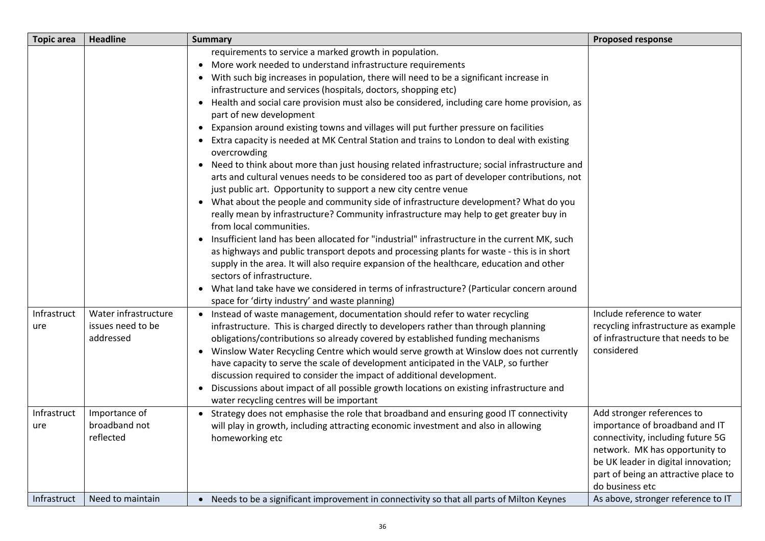| Topic area | Headline | Summary | Proposed response |
|---|---|---|---|
| | | requirements to service a marked growth in population.<br>• More work needed to understand infrastructure requirements<br>• With such big increases in population, there will need to be a significant increase in infrastructure and services (hospitals, doctors, shopping etc)<br>• Health and social care provision must also be considered, including care home provision, as part of new development<br>• Expansion around existing towns and villages will put further pressure on facilities<br>• Extra capacity is needed at MK Central Station and trains to London to deal with existing overcrowding<br>• Need to think about more than just housing related infrastructure; social infrastructure and arts and cultural venues needs to be considered too as part of developer contributions, not just public art. Opportunity to support a new city centre venue<br>• What about the people and community side of infrastructure development? What do you really mean by infrastructure? Community infrastructure may help to get greater buy in from local communities.<br>• Insufficient land has been allocated for "industrial" infrastructure in the current MK, such as highways and public transport depots and processing plants for waste - this is in short supply in the area. It will also require expansion of the healthcare, education and other sectors of infrastructure.<br>• What land take have we considered in terms of infrastructure? (Particular concern around space for 'dirty industry' and waste planning) | |
| Infrastructure | Water infrastructure issues need to be addressed | • Instead of waste management, documentation should refer to water recycling infrastructure. This is charged directly to developers rather than through planning obligations/contributions so already covered by established funding mechanisms<br>• Winslow Water Recycling Centre which would serve growth at Winslow does not currently have capacity to serve the scale of development anticipated in the VALP, so further discussion required to consider the impact of additional development.<br>• Discussions about impact of all possible growth locations on existing infrastructure and water recycling centres will be important | Include reference to water recycling infrastructure as example of infrastructure that needs to be considered |
| Infrastructure | Importance of broadband not reflected | • Strategy does not emphasise the role that broadband and ensuring good IT connectivity will play in growth, including attracting economic investment and also in allowing homeworking etc | Add stronger references to importance of broadband and IT connectivity, including future 5G network. MK has opportunity to be UK leader in digital innovation; part of being an attractive place to do business etc |
| Infrastruct | Need to maintain | • Needs to be a significant improvement in connectivity so that all parts of Milton Keynes | As above, stronger reference to IT |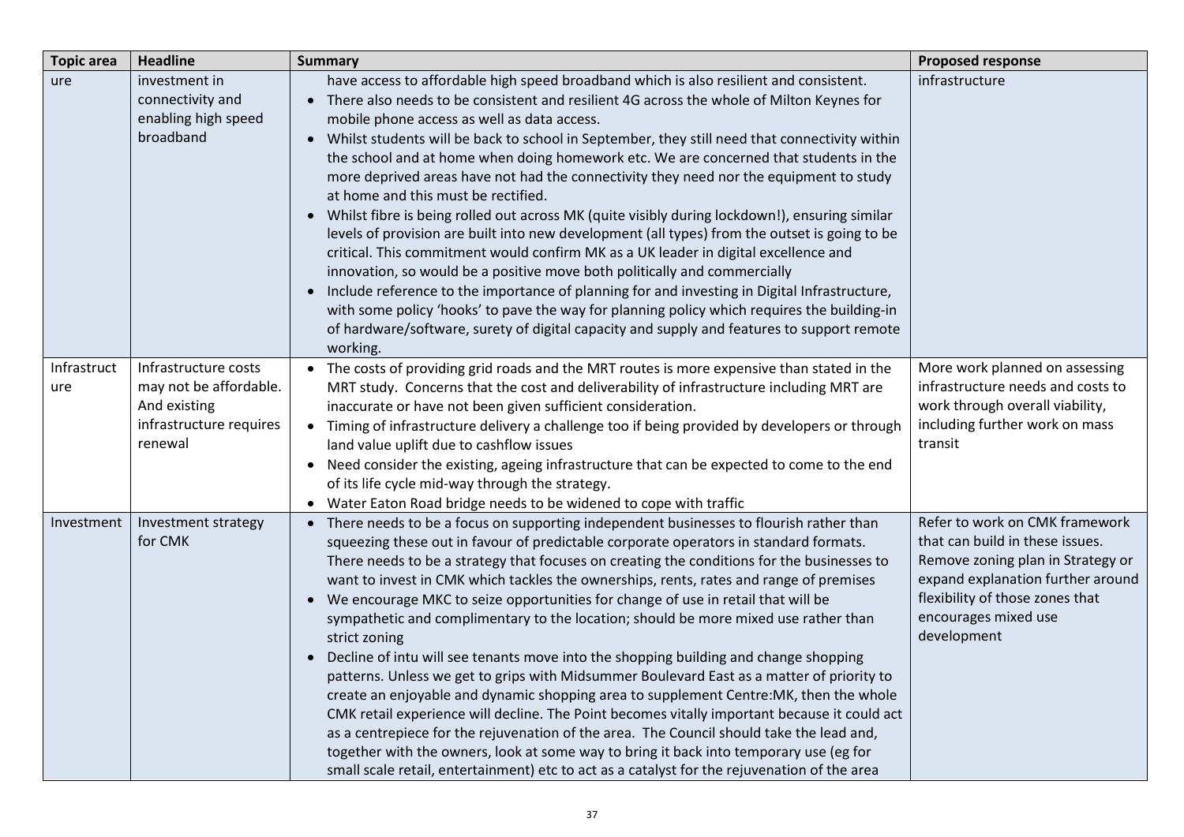| Topic area | Headline | Summary | Proposed response |
|---|---|---|---|
| ure | investment in connectivity and enabling high speed broadband | have access to affordable high speed broadband which is also resilient and consistent.<br>• There also needs to be consistent and resilient 4G across the whole of Milton Keynes for mobile phone access as well as data access.<br>• Whilst students will be back to school in September, they still need that connectivity within the school and at home when doing homework etc. We are concerned that students in the more deprived areas have not had the connectivity they need nor the equipment to study at home and this must be rectified.<br>• Whilst fibre is being rolled out across MK (quite visibly during lockdown!), ensuring similar levels of provision are built into new development (all types) from the outset is going to be critical. This commitment would confirm MK as a UK leader in digital excellence and innovation, so would be a positive move both politically and commercially<br>• Include reference to the importance of planning for and investing in Digital Infrastructure, with some policy 'hooks' to pave the way for planning policy which requires the building-in of hardware/software, surety of digital capacity and supply and features to support remote working. | infrastructure |
| Infrastructure | Infrastructure costs may not be affordable. And existing infrastructure requires renewal | • The costs of providing grid roads and the MRT routes is more expensive than stated in the MRT study. Concerns that the cost and deliverability of infrastructure including MRT are inaccurate or have not been given sufficient consideration.<br>• Timing of infrastructure delivery a challenge too if being provided by developers or through land value uplift due to cashflow issues<br>• Need consider the existing, ageing infrastructure that can be expected to come to the end of its life cycle mid-way through the strategy.<br>• Water Eaton Road bridge needs to be widened to cope with traffic | More work planned on assessing infrastructure needs and costs to work through overall viability, including further work on mass transit |
| Investment | Investment strategy for CMK | • There needs to be a focus on supporting independent businesses to flourish rather than squeezing these out in favour of predictable corporate operators in standard formats. There needs to be a strategy that focuses on creating the conditions for the businesses to want to invest in CMK which tackles the ownerships, rents, rates and range of premises<br>• We encourage MKC to seize opportunities for change of use in retail that will be sympathetic and complimentary to the location; should be more mixed use rather than strict zoning<br>• Decline of intu will see tenants move into the shopping building and change shopping patterns. Unless we get to grips with Midsummer Boulevard East as a matter of priority to create an enjoyable and dynamic shopping area to supplement Centre:MK, then the whole CMK retail experience will decline. The Point becomes vitally important because it could act as a centrepiece for the rejuvenation of the area. The Council should take the lead and, together with the owners, look at some way to bring it back into temporary use (eg for small scale retail, entertainment) etc to act as a catalyst for the rejuvenation of the area | Refer to work on CMK framework that can build in these issues. Remove zoning plan in Strategy or expand explanation further around flexibility of those zones that encourages mixed use development |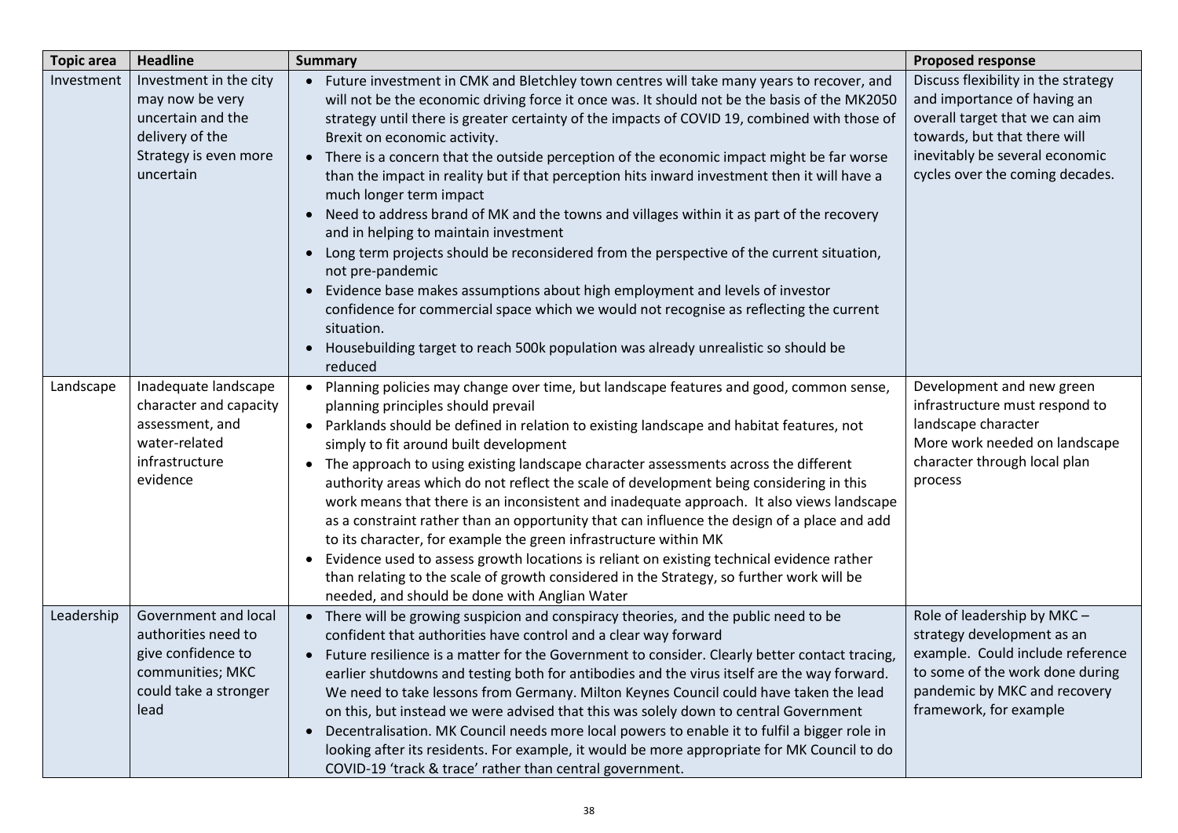| Topic area | Headline | Summary | Proposed response |
|---|---|---|---|
| Investment | Investment in the city may now be very uncertain and the delivery of the Strategy is even more uncertain | • Future investment in CMK and Bletchley town centres will take many years to recover, and will not be the economic driving force it once was. It should not be the basis of the MK2050 strategy until there is greater certainty of the impacts of COVID 19, combined with those of Brexit on economic activity.<br>• There is a concern that the outside perception of the economic impact might be far worse than the impact in reality but if that perception hits inward investment then it will have a much longer term impact<br>• Need to address brand of MK and the towns and villages within it as part of the recovery and in helping to maintain investment<br>• Long term projects should be reconsidered from the perspective of the current situation, not pre-pandemic<br>• Evidence base makes assumptions about high employment and levels of investor confidence for commercial space which we would not recognise as reflecting the current situation.<br>• Housebuilding target to reach 500k population was already unrealistic so should be reduced | Discuss flexibility in the strategy and importance of having an overall target that we can aim towards, but that there will inevitably be several economic cycles over the coming decades. |
| Landscape | Inadequate landscape character and capacity assessment, and water-related infrastructure evidence | • Planning policies may change over time, but landscape features and good, common sense, planning principles should prevail<br>• Parklands should be defined in relation to existing landscape and habitat features, not simply to fit around built development<br>• The approach to using existing landscape character assessments across the different authority areas which do not reflect the scale of development being considering in this work means that there is an inconsistent and inadequate approach. It also views landscape as a constraint rather than an opportunity that can influence the design of a place and add to its character, for example the green infrastructure within MK<br>• Evidence used to assess growth locations is reliant on existing technical evidence rather than relating to the scale of growth considered in the Strategy, so further work will be needed, and should be done with Anglian Water | Development and new green infrastructure must respond to landscape character<br>More work needed on landscape character through local plan process |
| Leadership | Government and local authorities need to give confidence to communities; MKC could take a stronger lead | • There will be growing suspicion and conspiracy theories, and the public need to be confident that authorities have control and a clear way forward<br>• Future resilience is a matter for the Government to consider. Clearly better contact tracing, earlier shutdowns and testing both for antibodies and the virus itself are the way forward. We need to take lessons from Germany. Milton Keynes Council could have taken the lead on this, but instead we were advised that this was solely down to central Government<br>• Decentralisation. MK Council needs more local powers to enable it to fulfil a bigger role in looking after its residents. For example, it would be more appropriate for MK Council to do COVID-19 'track & trace' rather than central government. | Role of leadership by MKC – strategy development as an example. Could include reference to some of the work done during pandemic by MKC and recovery framework, for example |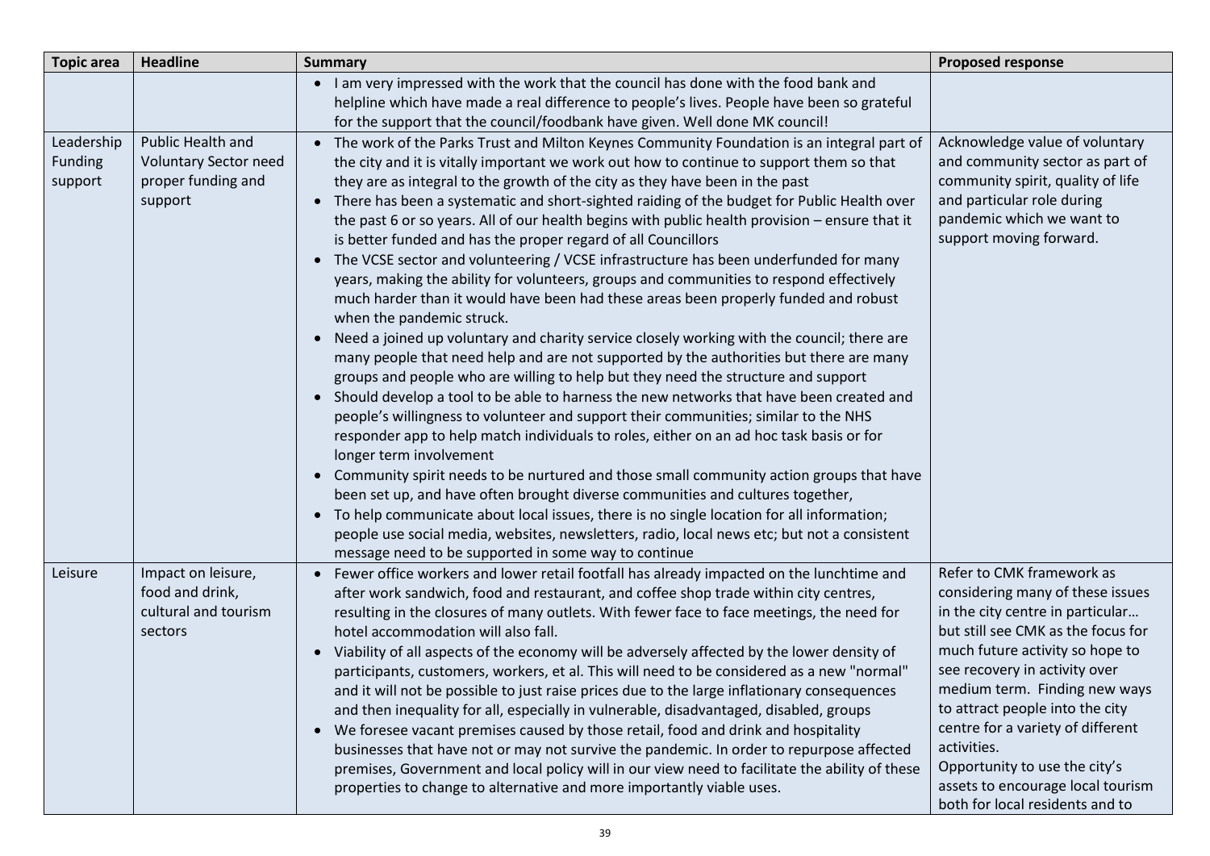| Topic area | Headline | Summary | Proposed response |
|---|---|---|---|
| | | • I am very impressed with the work that the council has done with the food bank and helpline which have made a real difference to people's lives. People have been so grateful for the support that the council/foodbank have given. Well done MK council! | |
| Leadership Funding support | Public Health and Voluntary Sector need proper funding and support | • The work of the Parks Trust and Milton Keynes Community Foundation is an integral part of the city and it is vitally important we work out how to continue to support them so that they are as integral to the growth of the city as they have been in the past<br>• There has been a systematic and short-sighted raiding of the budget for Public Health over the past 6 or so years. All of our health begins with public health provision – ensure that it is better funded and has the proper regard of all Councillors<br>• The VCSE sector and volunteering / VCSE infrastructure has been underfunded for many years, making the ability for volunteers, groups and communities to respond effectively much harder than it would have been had these areas been properly funded and robust when the pandemic struck.<br>• Need a joined up voluntary and charity service closely working with the council; there are many people that need help and are not supported by the authorities but there are many groups and people who are willing to help but they need the structure and support<br>• Should develop a tool to be able to harness the new networks that have been created and people's willingness to volunteer and support their communities; similar to the NHS responder app to help match individuals to roles, either on an ad hoc task basis or for longer term involvement<br>• Community spirit needs to be nurtured and those small community action groups that have been set up, and have often brought diverse communities and cultures together,<br>• To help communicate about local issues, there is no single location for all information; people use social media, websites, newsletters, radio, local news etc; but not a consistent message need to be supported in some way to continue | Acknowledge value of voluntary and community sector as part of community spirit, quality of life and particular role during pandemic which we want to support moving forward. |
| Leisure | Impact on leisure, food and drink, cultural and tourism sectors | • Fewer office workers and lower retail footfall has already impacted on the lunchtime and after work sandwich, food and restaurant, and coffee shop trade within city centres, resulting in the closures of many outlets. With fewer face to face meetings, the need for hotel accommodation will also fall.<br>• Viability of all aspects of the economy will be adversely affected by the lower density of participants, customers, workers, et al. This will need to be considered as a new "normal" and it will not be possible to just raise prices due to the large inflationary consequences and then inequality for all, especially in vulnerable, disadvantaged, disabled, groups<br>• We foresee vacant premises caused by those retail, food and drink and hospitality businesses that have not or may not survive the pandemic. In order to repurpose affected premises, Government and local policy will in our view need to facilitate the ability of these properties to change to alternative and more importantly viable uses. | Refer to CMK framework as considering many of these issues in the city centre in particular… but still see CMK as the focus for much future activity so hope to see recovery in activity over medium term. Finding new ways to attract people into the city centre for a variety of different activities.<br>Opportunity to use the city's assets to encourage local tourism both for local residents and to |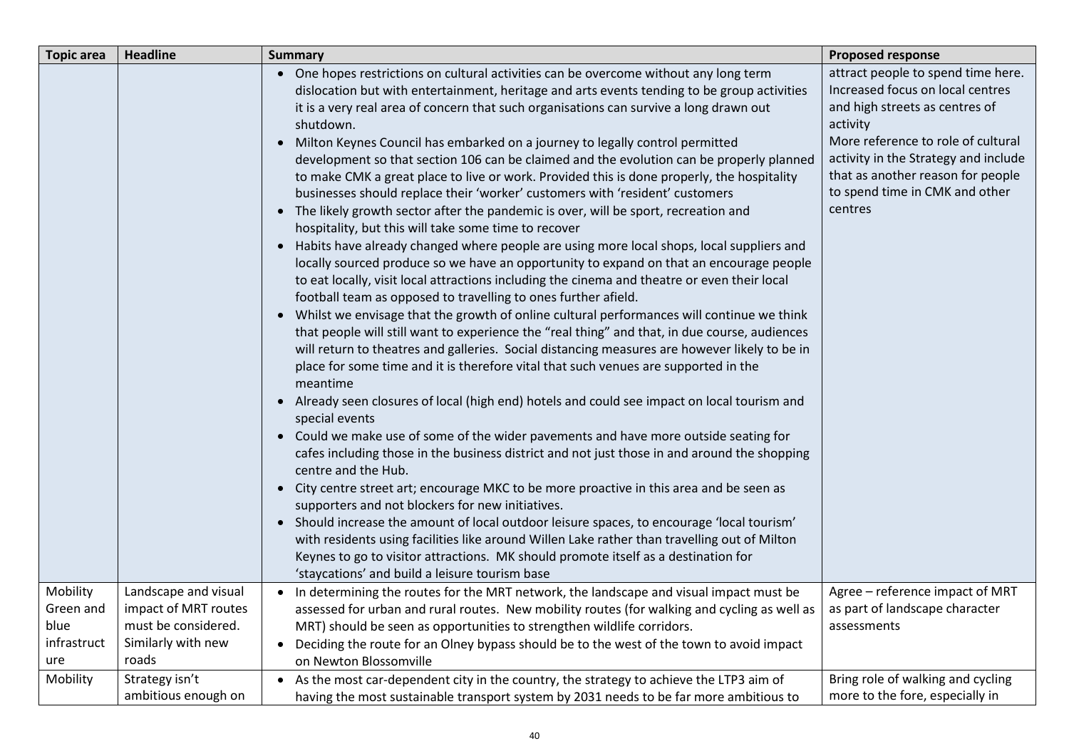| Topic area | Headline | Summary | Proposed response |
|---|---|---|---|
| | | • One hopes restrictions on cultural activities can be overcome without any long term dislocation but with entertainment, heritage and arts events tending to be group activities it is a very real area of concern that such organisations can survive a long drawn out shutdown.<br>• Milton Keynes Council has embarked on a journey to legally control permitted development so that section 106 can be claimed and the evolution can be properly planned to make CMK a great place to live or work. Provided this is done properly, the hospitality businesses should replace their 'worker' customers with 'resident' customers<br>• The likely growth sector after the pandemic is over, will be sport, recreation and hospitality, but this will take some time to recover<br>• Habits have already changed where people are using more local shops, local suppliers and locally sourced produce so we have an opportunity to expand on that an encourage people to eat locally, visit local attractions including the cinema and theatre or even their local football team as opposed to travelling to ones further afield.<br>• Whilst we envisage that the growth of online cultural performances will continue we think that people will still want to experience the "real thing" and that, in due course, audiences will return to theatres and galleries. Social distancing measures are however likely to be in place for some time and it is therefore vital that such venues are supported in the meantime<br>• Already seen closures of local (high end) hotels and could see impact on local tourism and special events<br>• Could we make use of some of the wider pavements and have more outside seating for cafes including those in the business district and not just those in and around the shopping centre and the Hub.<br>• City centre street art; encourage MKC to be more proactive in this area and be seen as supporters and not blockers for new initiatives.<br>• Should increase the amount of local outdoor leisure spaces, to encourage 'local tourism' with residents using facilities like around Willen Lake rather than travelling out of Milton Keynes to go to visitor attractions. MK should promote itself as a destination for 'staycations' and build a leisure tourism base | attract people to spend time here. Increased focus on local centres and high streets as centres of activity<br>More reference to role of cultural activity in the Strategy and include that as another reason for people to spend time in CMK and other centres |
| Mobility<br>Green and blue infrastructure | Landscape and visual impact of MRT routes must be considered. Similarly with new roads | • In determining the routes for the MRT network, the landscape and visual impact must be assessed for urban and rural routes. New mobility routes (for walking and cycling as well as MRT) should be seen as opportunities to strengthen wildlife corridors.<br>• Deciding the route for an Olney bypass should be to the west of the town to avoid impact on Newton Blossomville | Agree – reference impact of MRT as part of landscape character assessments |
| Mobility | Strategy isn't ambitious enough on | • As the most car-dependent city in the country, the strategy to achieve the LTP3 aim of having the most sustainable transport system by 2031 needs to be far more ambitious to | Bring role of walking and cycling more to the fore, especially in |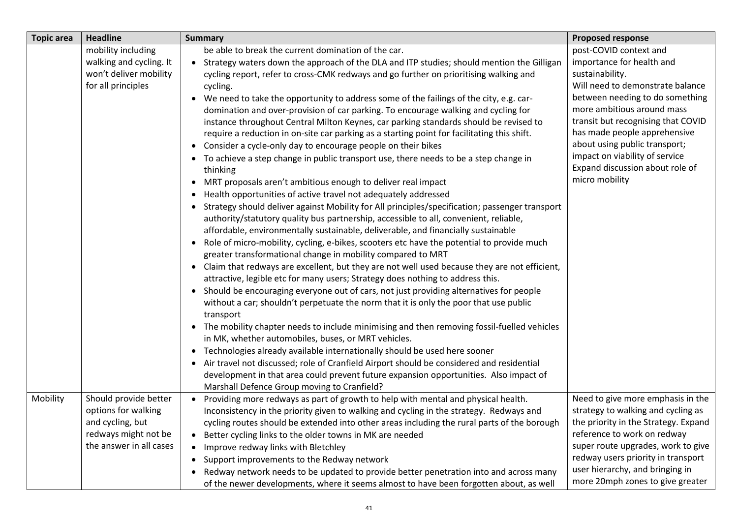| Topic area | Headline | Summary | Proposed response |
| --- | --- | --- | --- |
| | mobility including walking and cycling. It won't deliver mobility for all principles | be able to break the current domination of the car.<br>• Strategy waters down the approach of the DLA and ITP studies; should mention the Gilligan cycling report, refer to cross-CMK redways and go further on prioritising walking and cycling.<br>• We need to take the opportunity to address some of the failings of the city, e.g. car-domination and over-provision of car parking. To encourage walking and cycling for instance throughout Central Milton Keynes, car parking standards should be revised to require a reduction in on-site car parking as a starting point for facilitating this shift.<br>• Consider a cycle-only day to encourage people on their bikes<br>• To achieve a step change in public transport use, there needs to be a step change in thinking<br>• MRT proposals aren't ambitious enough to deliver real impact<br>• Health opportunities of active travel not adequately addressed<br>• Strategy should deliver against Mobility for All principles/specification; passenger transport authority/statutory quality bus partnership, accessible to all, convenient, reliable, affordable, environmentally sustainable, deliverable, and financially sustainable<br>• Role of micro-mobility, cycling, e-bikes, scooters etc have the potential to provide much greater transformational change in mobility compared to MRT<br>• Claim that redways are excellent, but they are not well used because they are not efficient, attractive, legible etc for many users; Strategy does nothing to address this.<br>• Should be encouraging everyone out of cars, not just providing alternatives for people without a car; shouldn't perpetuate the norm that it is only the poor that use public transport<br>• The mobility chapter needs to include minimising and then removing fossil-fuelled vehicles in MK, whether automobiles, buses, or MRT vehicles.<br>• Technologies already available internationally should be used here sooner<br>• Air travel not discussed; role of Cranfield Airport should be considered and residential development in that area could prevent future expansion opportunities. Also impact of Marshall Defence Group moving to Cranfield? | post-COVID context and importance for health and sustainability.<br>Will need to demonstrate balance between needing to do something more ambitious around mass transit but recognising that COVID has made people apprehensive about using public transport; impact on viability of service<br>Expand discussion about role of micro mobility |
| Mobility | Should provide better options for walking and cycling, but redways might not be the answer in all cases | • Providing more redways as part of growth to help with mental and physical health. Inconsistency in the priority given to walking and cycling in the strategy. Redways and cycling routes should be extended into other areas including the rural parts of the borough<br>• Better cycling links to the older towns in MK are needed<br>• Improve redway links with Bletchley<br>• Support improvements to the Redway network<br>• Redway network needs to be updated to provide better penetration into and across many of the newer developments, where it seems almost to have been forgotten about, as well | Need to give more emphasis in the strategy to walking and cycling as the priority in the Strategy. Expand reference to work on redway super route upgrades, work to give redway users priority in transport user hierarchy, and bringing in more 20mph zones to give greater |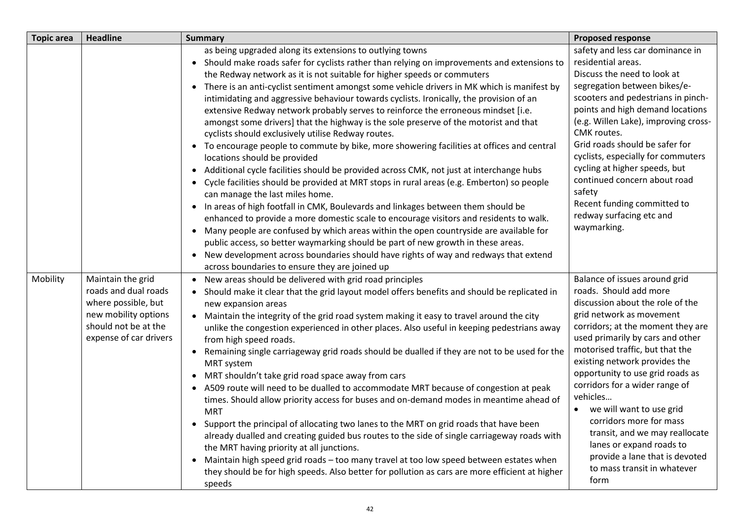| Topic area | Headline | Summary | Proposed response |
| --- | --- | --- | --- |
| | | as being upgraded along its extensions to outlying towns<br>• Should make roads safer for cyclists rather than relying on improvements and extensions to the Redway network as it is not suitable for higher speeds or commuters<br>• There is an anti-cyclist sentiment amongst some vehicle drivers in MK which is manifest by intimidating and aggressive behaviour towards cyclists. Ironically, the provision of an extensive Redway network probably serves to reinforce the erroneous mindset [i.e. amongst some drivers] that the highway is the sole preserve of the motorist and that cyclists should exclusively utilise Redway routes.<br>• To encourage people to commute by bike, more showering facilities at offices and central locations should be provided<br>• Additional cycle facilities should be provided across CMK, not just at interchange hubs<br>• Cycle facilities should be provided at MRT stops in rural areas (e.g. Emberton) so people can manage the last miles home.<br>• In areas of high footfall in CMK, Boulevards and linkages between them should be enhanced to provide a more domestic scale to encourage visitors and residents to walk.<br>• Many people are confused by which areas within the open countryside are available for public access, so better waymarking should be part of new growth in these areas.<br>• New development across boundaries should have rights of way and redways that extend across boundaries to ensure they are joined up | safety and less car dominance in residential areas.<br>Discuss the need to look at segregation between bikes/e-scooters and pedestrians in pinch-points and high demand locations (e.g. Willen Lake), improving cross-CMK routes.<br>Grid roads should be safer for cyclists, especially for commuters cycling at higher speeds, but continued concern about road safety<br>Recent funding committed to redway surfacing etc and waymarking. |
| Mobility | Maintain the grid roads and dual roads where possible, but new mobility options should not be at the expense of car drivers | • New areas should be delivered with grid road principles<br>• Should make it clear that the grid layout model offers benefits and should be replicated in new expansion areas<br>• Maintain the integrity of the grid road system making it easy to travel around the city unlike the congestion experienced in other places. Also useful in keeping pedestrians away from high speed roads.<br>• Remaining single carriageway grid roads should be dualled if they are not to be used for the MRT system<br>• MRT shouldn't take grid road space away from cars<br>• A509 route will need to be dualled to accommodate MRT because of congestion at peak times. Should allow priority access for buses and on-demand modes in meantime ahead of MRT<br>• Support the principal of allocating two lanes to the MRT on grid roads that have been already dualled and creating guided bus routes to the side of single carriageway roads with the MRT having priority at all junctions.<br>• Maintain high speed grid roads – too many travel at too low speed between estates when they should be for high speeds. Also better for pollution as cars are more efficient at higher speeds | Balance of issues around grid roads. Should add more discussion about the role of the grid network as movement corridors; at the moment they are used primarily by cars and other motorised traffic, but that the existing network provides the opportunity to use grid roads as corridors for a wider range of vehicles…<br>• we will want to use grid corridors more for mass transit, and we may reallocate lanes or expand roads to provide a lane that is devoted to mass transit in whatever form |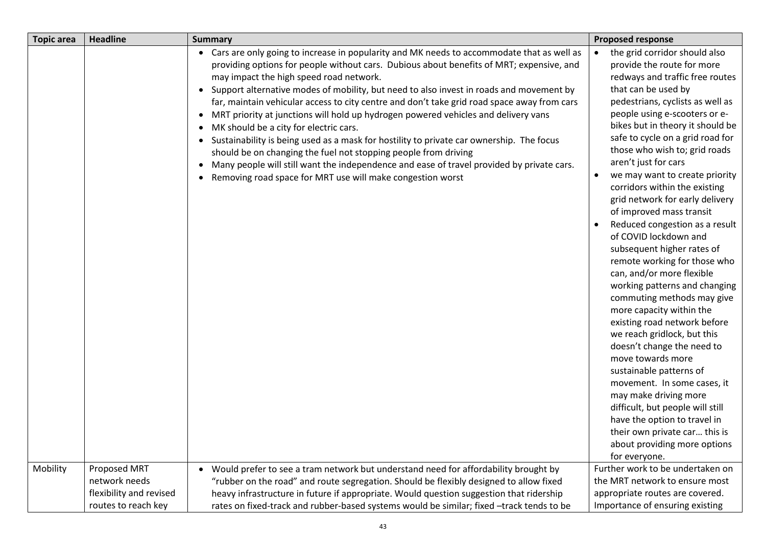| Topic area | Headline | Summary | Proposed response |
|---|---|---|---|
| | | • Cars are only going to increase in popularity and MK needs to accommodate that as well as providing options for people without cars. Dubious about benefits of MRT; expensive, and may impact the high speed road network.<br>• Support alternative modes of mobility, but need to also invest in roads and movement by far, maintain vehicular access to city centre and don't take grid road space away from cars<br>• MRT priority at junctions will hold up hydrogen powered vehicles and delivery vans<br>• MK should be a city for electric cars.<br>• Sustainability is being used as a mask for hostility to private car ownership. The focus should be on changing the fuel not stopping people from driving<br>• Many people will still want the independence and ease of travel provided by private cars.<br>• Removing road space for MRT use will make congestion worst | • the grid corridor should also provide the route for more redways and traffic free routes that can be used by pedestrians, cyclists as well as people using e-scooters or e-bikes but in theory it should be safe to cycle on a grid road for those who wish to; grid roads aren't just for cars<br>• we may want to create priority corridors within the existing grid network for early delivery of improved mass transit<br>• Reduced congestion as a result of COVID lockdown and subsequent higher rates of remote working for those who can, and/or more flexible working patterns and changing commuting methods may give more capacity within the existing road network before we reach gridlock, but this doesn't change the need to move towards more sustainable patterns of movement. In some cases, it may make driving more difficult, but people will still have the option to travel in their own private car… this is about providing more options for everyone. |
| Mobility | Proposed MRT network needs flexibility and revised routes to reach key | • Would prefer to see a tram network but understand need for affordability brought by "rubber on the road" and route segregation. Should be flexibly designed to allow fixed heavy infrastructure in future if appropriate. Would question suggestion that ridership rates on fixed-track and rubber-based systems would be similar; fixed –track tends to be | Further work to be undertaken on the MRT network to ensure most appropriate routes are covered. Importance of ensuring existing |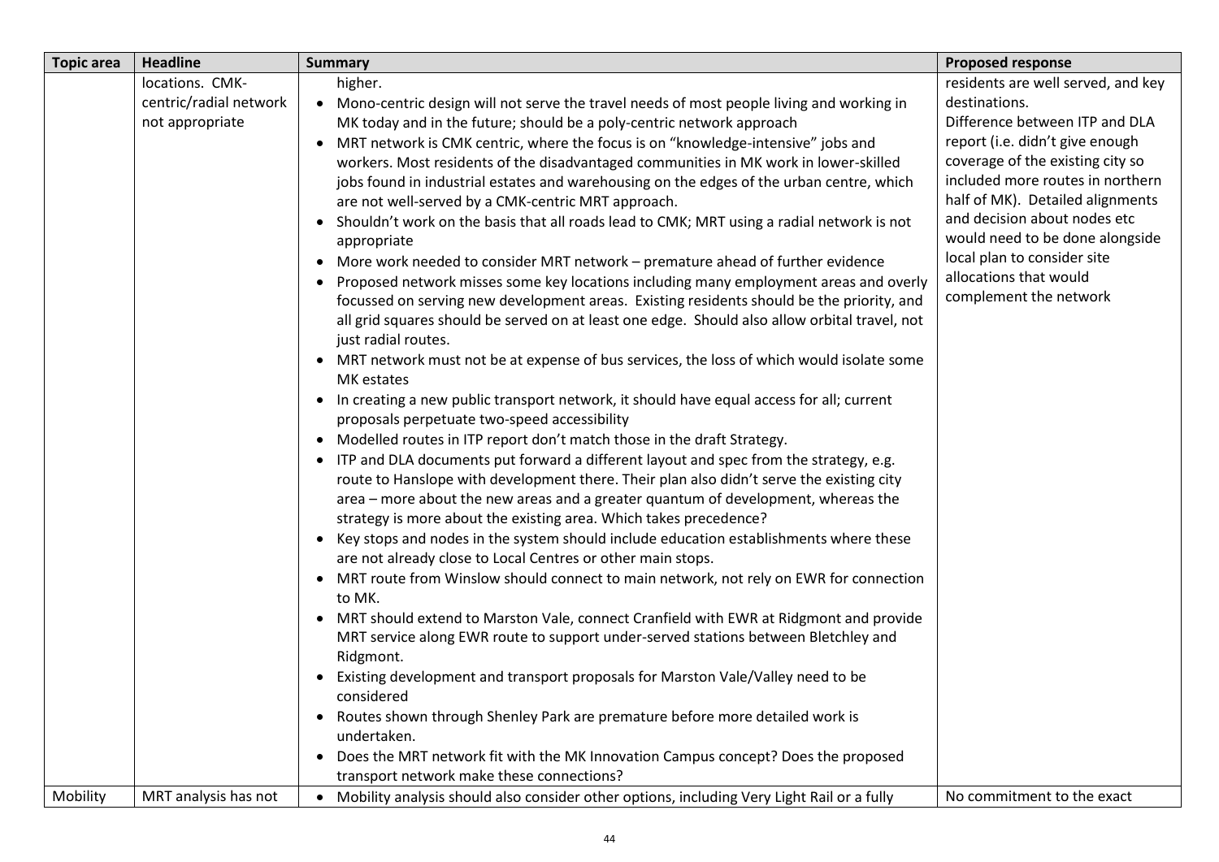| Topic area | Headline | Summary | Proposed response |
|---|---|---|---|
| | locations. CMK-centric/radial network not appropriate | higher.<br>• Mono-centric design will not serve the travel needs of most people living and working in MK today and in the future; should be a poly-centric network approach<br>• MRT network is CMK centric, where the focus is on "knowledge-intensive" jobs and workers. Most residents of the disadvantaged communities in MK work in lower-skilled jobs found in industrial estates and warehousing on the edges of the urban centre, which are not well-served by a CMK-centric MRT approach.<br>• Shouldn't work on the basis that all roads lead to CMK; MRT using a radial network is not appropriate<br>• More work needed to consider MRT network – premature ahead of further evidence<br>• Proposed network misses some key locations including many employment areas and overly focussed on serving new development areas. Existing residents should be the priority, and all grid squares should be served on at least one edge. Should also allow orbital travel, not just radial routes.<br>• MRT network must not be at expense of bus services, the loss of which would isolate some MK estates<br>• In creating a new public transport network, it should have equal access for all; current proposals perpetuate two-speed accessibility<br>• Modelled routes in ITP report don't match those in the draft Strategy.<br>• ITP and DLA documents put forward a different layout and spec from the strategy, e.g. route to Hanslope with development there. Their plan also didn't serve the existing city area – more about the new areas and a greater quantum of development, whereas the strategy is more about the existing area. Which takes precedence?<br>• Key stops and nodes in the system should include education establishments where these are not already close to Local Centres or other main stops.<br>• MRT route from Winslow should connect to main network, not rely on EWR for connection to MK.<br>• MRT should extend to Marston Vale, connect Cranfield with EWR at Ridgmont and provide MRT service along EWR route to support under-served stations between Bletchley and Ridgmont.<br>• Existing development and transport proposals for Marston Vale/Valley need to be considered<br>• Routes shown through Shenley Park are premature before more detailed work is undertaken.<br>• Does the MRT network fit with the MK Innovation Campus concept? Does the proposed transport network make these connections? | residents are well served, and key destinations.<br>Difference between ITP and DLA report (i.e. didn't give enough coverage of the existing city so included more routes in northern half of MK). Detailed alignments and decision about nodes etc would need to be done alongside local plan to consider site allocations that would complement the network |
| Mobility | MRT analysis has not | • Mobility analysis should also consider other options, including Very Light Rail or a fully | No commitment to the exact |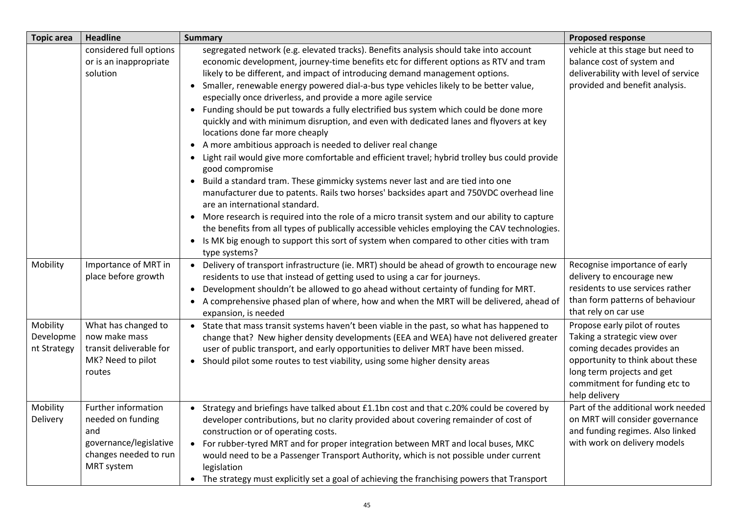| Topic area | Headline | Summary | Proposed response |
|---|---|---|---|
| | considered full options or is an inappropriate solution | segregated network (e.g. elevated tracks). Benefits analysis should take into account economic development, journey-time benefits etc for different options as RTV and tram likely to be different, and impact of introducing demand management options.<br>• Smaller, renewable energy powered dial-a-bus type vehicles likely to be better value, especially once driverless, and provide a more agile service<br>• Funding should be put towards a fully electrified bus system which could be done more quickly and with minimum disruption, and even with dedicated lanes and flyovers at key locations done far more cheaply<br>• A more ambitious approach is needed to deliver real change<br>• Light rail would give more comfortable and efficient travel; hybrid trolley bus could provide good compromise<br>• Build a standard tram. These gimmicky systems never last and are tied into one manufacturer due to patents. Rails two horses' backsides apart and 750VDC overhead line are an international standard.<br>• More research is required into the role of a micro transit system and our ability to capture the benefits from all types of publically accessible vehicles employing the CAV technologies.<br>• Is MK big enough to support this sort of system when compared to other cities with tram type systems? | vehicle at this stage but need to balance cost of system and deliverability with level of service provided and benefit analysis. |
| Mobility | Importance of MRT in place before growth | • Delivery of transport infrastructure (ie. MRT) should be ahead of growth to encourage new residents to use that instead of getting used to using a car for journeys.<br>• Development shouldn't be allowed to go ahead without certainty of funding for MRT.<br>• A comprehensive phased plan of where, how and when the MRT will be delivered, ahead of expansion, is needed | Recognise importance of early delivery to encourage new residents to use services rather than form patterns of behaviour that rely on car use |
| Mobility Development Strategy | What has changed to now make mass transit deliverable for MK? Need to pilot routes | • State that mass transit systems haven't been viable in the past, so what has happened to change that? New higher density developments (EEA and WEA) have not delivered greater user of public transport, and early opportunities to deliver MRT have been missed.<br>• Should pilot some routes to test viability, using some higher density areas | Propose early pilot of routes<br>Taking a strategic view over coming decades provides an opportunity to think about these long term projects and get commitment for funding etc to help delivery |
| Mobility Delivery | Further information needed on funding and governance/legislative changes needed to run MRT system | • Strategy and briefings have talked about £1.1bn cost and that c.20% could be covered by developer contributions, but no clarity provided about covering remainder of cost of construction or of operating costs.<br>• For rubber-tyred MRT and for proper integration between MRT and local buses, MKC would need to be a Passenger Transport Authority, which is not possible under current legislation<br>• The strategy must explicitly set a goal of achieving the franchising powers that Transport | Part of the additional work needed on MRT will consider governance and funding regimes. Also linked with work on delivery models |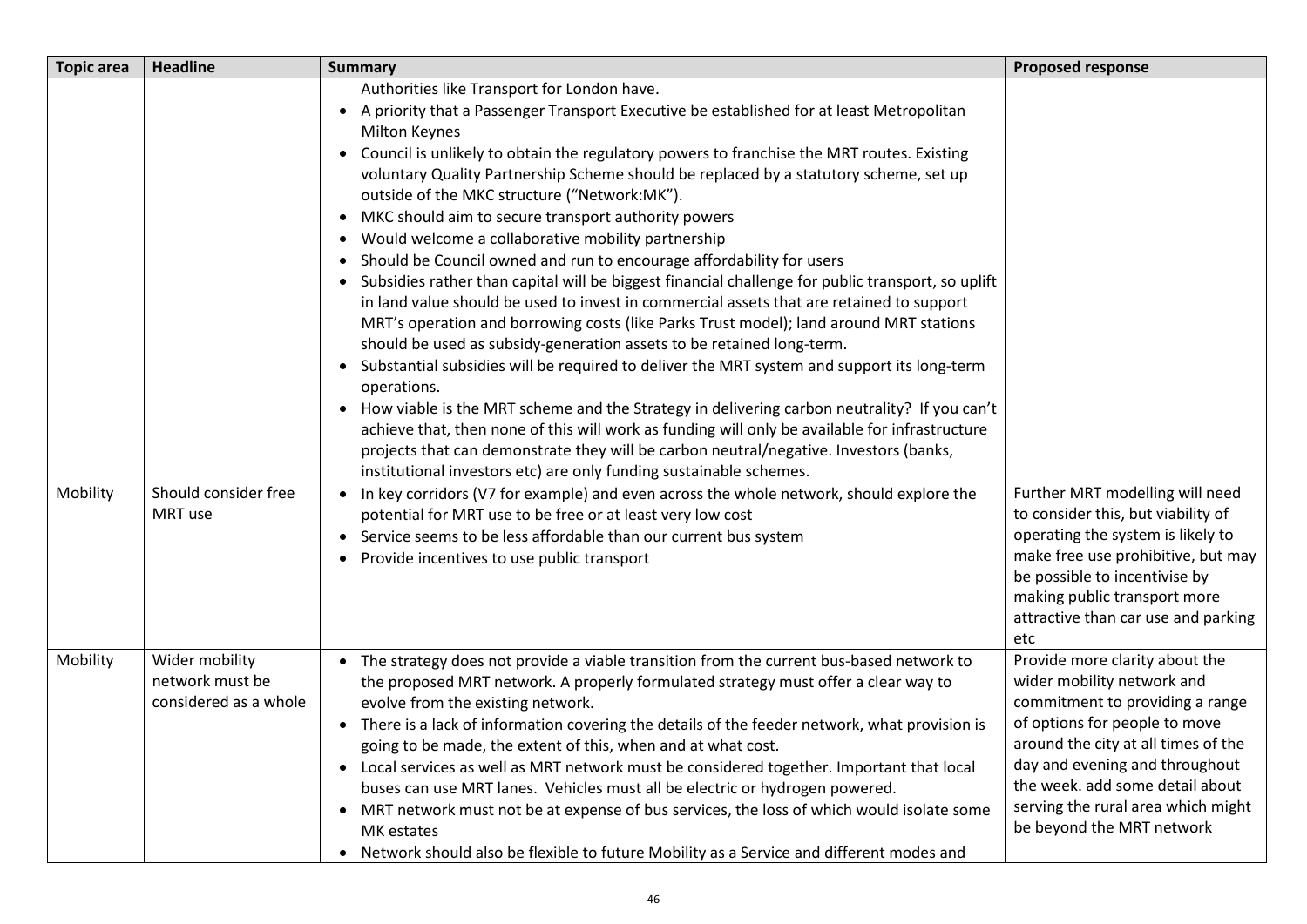| Topic area | Headline | Summary | Proposed response |
|---|---|---|---|
| | | Authorities like Transport for London have.<br>• A priority that a Passenger Transport Executive be established for at least Metropolitan Milton Keynes<br>• Council is unlikely to obtain the regulatory powers to franchise the MRT routes. Existing voluntary Quality Partnership Scheme should be replaced by a statutory scheme, set up outside of the MKC structure ("Network:MK").<br>• MKC should aim to secure transport authority powers<br>• Would welcome a collaborative mobility partnership<br>• Should be Council owned and run to encourage affordability for users<br>• Subsidies rather than capital will be biggest financial challenge for public transport, so uplift in land value should be used to invest in commercial assets that are retained to support MRT's operation and borrowing costs (like Parks Trust model); land around MRT stations should be used as subsidy-generation assets to be retained long-term.<br>• Substantial subsidies will be required to deliver the MRT system and support its long-term operations.<br>• How viable is the MRT scheme and the Strategy in delivering carbon neutrality? If you can't achieve that, then none of this will work as funding will only be available for infrastructure projects that can demonstrate they will be carbon neutral/negative. Investors (banks, institutional investors etc) are only funding sustainable schemes. | |
| Mobility | Should consider free MRT use | • In key corridors (V7 for example) and even across the whole network, should explore the potential for MRT use to be free or at least very low cost<br>• Service seems to be less affordable than our current bus system<br>• Provide incentives to use public transport | Further MRT modelling will need to consider this, but viability of operating the system is likely to make free use prohibitive, but may be possible to incentivise by making public transport more attractive than car use and parking etc |
| Mobility | Wider mobility network must be considered as a whole | • The strategy does not provide a viable transition from the current bus-based network to the proposed MRT network. A properly formulated strategy must offer a clear way to evolve from the existing network.<br>• There is a lack of information covering the details of the feeder network, what provision is going to be made, the extent of this, when and at what cost.<br>• Local services as well as MRT network must be considered together. Important that local buses can use MRT lanes. Vehicles must all be electric or hydrogen powered.<br>• MRT network must not be at expense of bus services, the loss of which would isolate some MK estates<br>• Network should also be flexible to future Mobility as a Service and different modes and | Provide more clarity about the wider mobility network and commitment to providing a range of options for people to move around the city at all times of the day and evening and throughout the week. add some detail about serving the rural area which might be beyond the MRT network |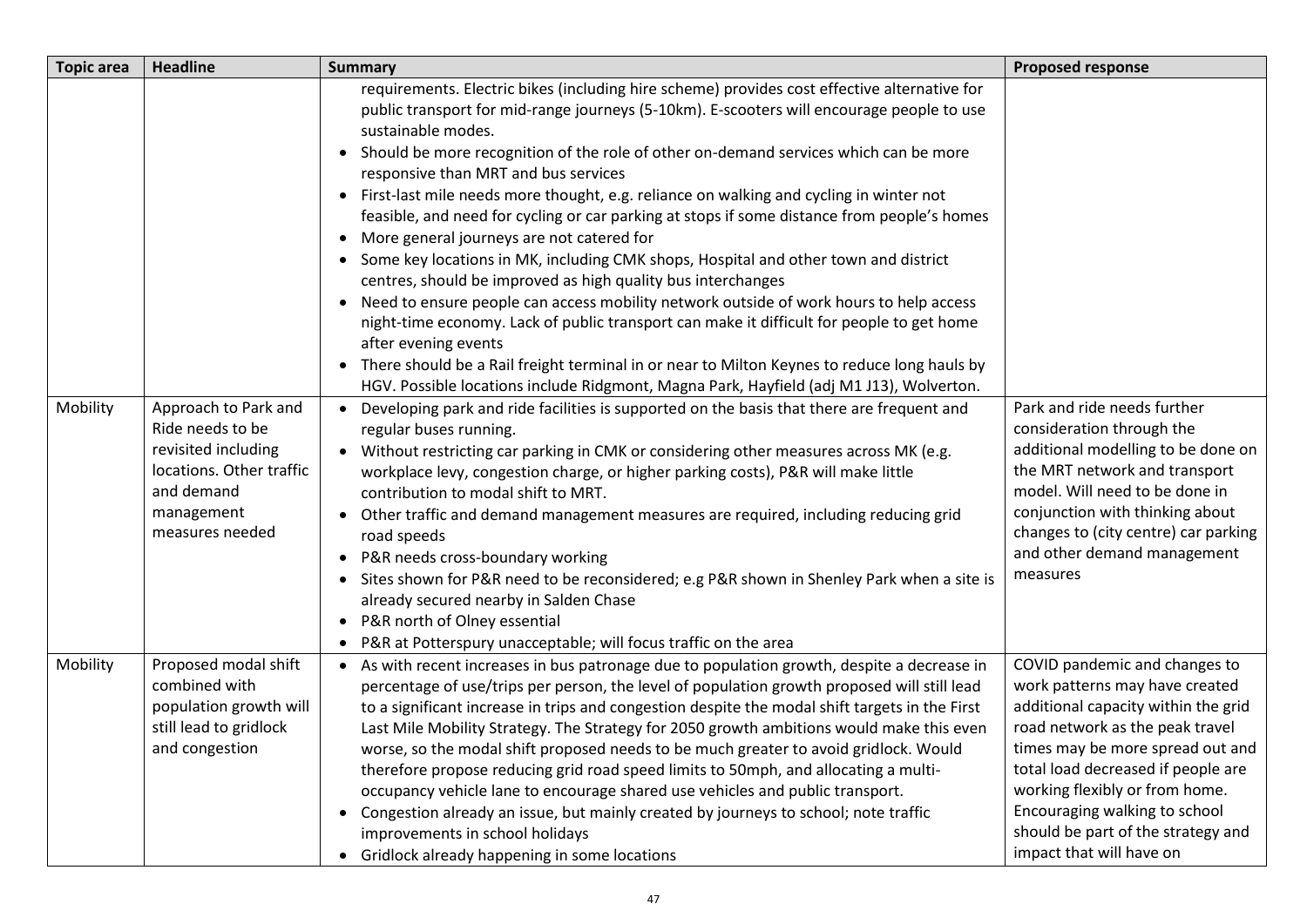| Topic area | Headline | Summary | Proposed response |
|---|---|---|---|
| | | requirements. Electric bikes (including hire scheme) provides cost effective alternative for public transport for mid-range journeys (5-10km). E-scooters will encourage people to use sustainable modes.<br>• Should be more recognition of the role of other on-demand services which can be more responsive than MRT and bus services<br>• First-last mile needs more thought, e.g. reliance on walking and cycling in winter not feasible, and need for cycling or car parking at stops if some distance from people's homes<br>• More general journeys are not catered for<br>• Some key locations in MK, including CMK shops, Hospital and other town and district centres, should be improved as high quality bus interchanges<br>• Need to ensure people can access mobility network outside of work hours to help access night-time economy. Lack of public transport can make it difficult for people to get home after evening events<br>• There should be a Rail freight terminal in or near to Milton Keynes to reduce long hauls by HGV. Possible locations include Ridgmont, Magna Park, Hayfield (adj M1 J13), Wolverton. | |
| Mobility | Approach to Park and Ride needs to be revisited including locations. Other traffic and demand management measures needed | • Developing park and ride facilities is supported on the basis that there are frequent and regular buses running.<br>• Without restricting car parking in CMK or considering other measures across MK (e.g. workplace levy, congestion charge, or higher parking costs), P&R will make little contribution to modal shift to MRT.<br>• Other traffic and demand management measures are required, including reducing grid road speeds<br>• P&R needs cross-boundary working<br>• Sites shown for P&R need to be reconsidered; e.g P&R shown in Shenley Park when a site is already secured nearby in Salden Chase<br>• P&R north of Olney essential<br>• P&R at Potterspury unacceptable; will focus traffic on the area | Park and ride needs further consideration through the additional modelling to be done on the MRT network and transport model. Will need to be done in conjunction with thinking about changes to (city centre) car parking and other demand management measures |
| Mobility | Proposed modal shift combined with population growth will still lead to gridlock and congestion | • As with recent increases in bus patronage due to population growth, despite a decrease in percentage of use/trips per person, the level of population growth proposed will still lead to a significant increase in trips and congestion despite the modal shift targets in the First Last Mile Mobility Strategy. The Strategy for 2050 growth ambitions would make this even worse, so the modal shift proposed needs to be much greater to avoid gridlock. Would therefore propose reducing grid road speed limits to 50mph, and allocating a multi-occupancy vehicle lane to encourage shared use vehicles and public transport.<br>• Congestion already an issue, but mainly created by journeys to school; note traffic improvements in school holidays<br>• Gridlock already happening in some locations | COVID pandemic and changes to work patterns may have created additional capacity within the grid road network as the peak travel times may be more spread out and total load decreased if people are working flexibly or from home. Encouraging walking to school should be part of the strategy and impact that will have on |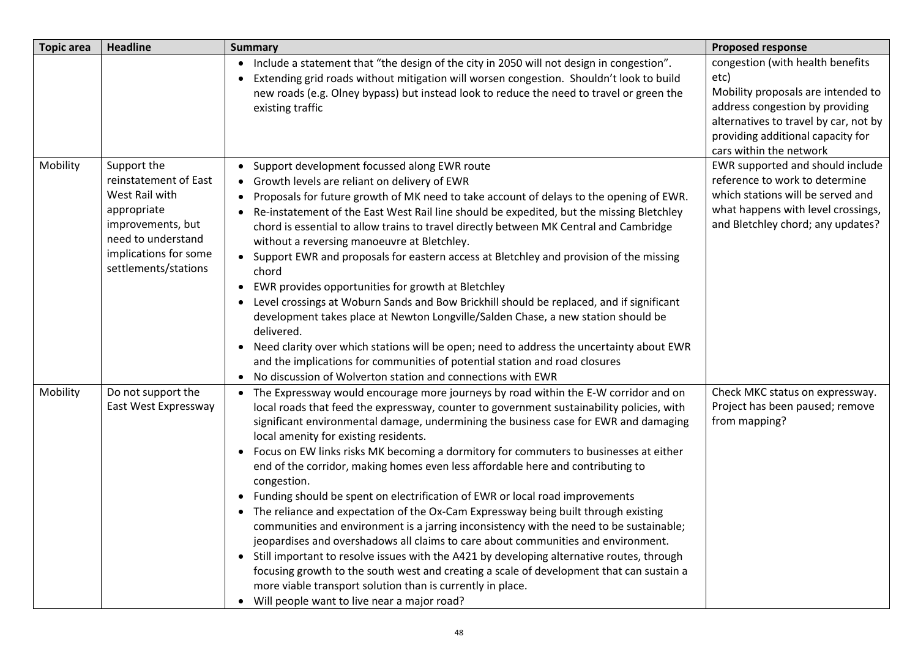| Topic area | Headline | Summary | Proposed response |
|---|---|---|---|
| | | • Include a statement that "the design of the city in 2050 will not design in congestion".<br>• Extending grid roads without mitigation will worsen congestion. Shouldn't look to build new roads (e.g. Olney bypass) but instead look to reduce the need to travel or green the existing traffic | congestion (with health benefits etc)<br>Mobility proposals are intended to address congestion by providing alternatives to travel by car, not by providing additional capacity for cars within the network |
| Mobility | Support the reinstatement of East West Rail with appropriate improvements, but need to understand implications for some settlements/stations | • Support development focussed along EWR route<br>• Growth levels are reliant on delivery of EWR<br>• Proposals for future growth of MK need to take account of delays to the opening of EWR.<br>• Re-instatement of the East West Rail line should be expedited, but the missing Bletchley chord is essential to allow trains to travel directly between MK Central and Cambridge without a reversing manoeuvre at Bletchley.<br>• Support EWR and proposals for eastern access at Bletchley and provision of the missing chord<br>• EWR provides opportunities for growth at Bletchley<br>• Level crossings at Woburn Sands and Bow Brickhill should be replaced, and if significant development takes place at Newton Longville/Salden Chase, a new station should be delivered.<br>• Need clarity over which stations will be open; need to address the uncertainty about EWR and the implications for communities of potential station and road closures<br>• No discussion of Wolverton station and connections with EWR | EWR supported and should include reference to work to determine which stations will be served and what happens with level crossings, and Bletchley chord; any updates? |
| Mobility | Do not support the East West Expressway | • The Expressway would encourage more journeys by road within the E-W corridor and on local roads that feed the expressway, counter to government sustainability policies, with significant environmental damage, undermining the business case for EWR and damaging local amenity for existing residents.<br>• Focus on EW links risks MK becoming a dormitory for commuters to businesses at either end of the corridor, making homes even less affordable here and contributing to congestion.<br>• Funding should be spent on electrification of EWR or local road improvements<br>• The reliance and expectation of the Ox-Cam Expressway being built through existing communities and environment is a jarring inconsistency with the need to be sustainable; jeopardises and overshadows all claims to care about communities and environment.<br>• Still important to resolve issues with the A421 by developing alternative routes, through focusing growth to the south west and creating a scale of development that can sustain a more viable transport solution than is currently in place.<br>• Will people want to live near a major road? | Check MKC status on expressway. Project has been paused; remove from mapping? |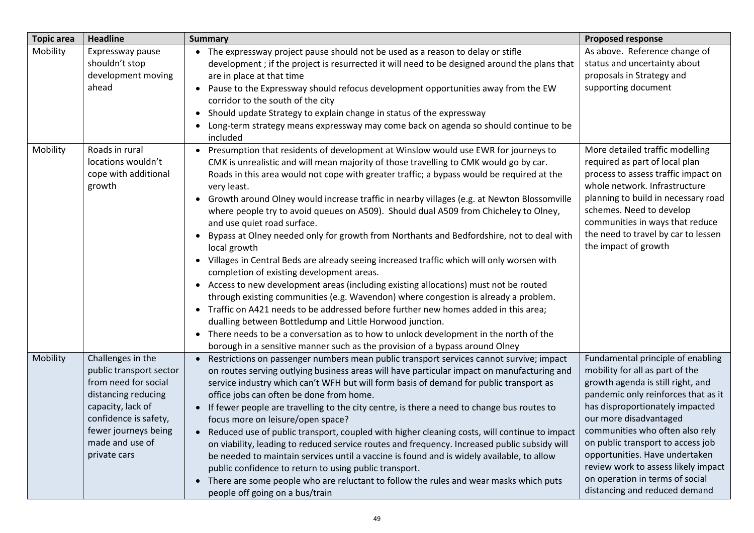| Topic area | Headline | Summary | Proposed response |
|---|---|---|---|
| Mobility | Expressway pause shouldn't stop development moving ahead | • The expressway project pause should not be used as a reason to delay or stifle development ; if the project is resurrected it will need to be designed around the plans that are in place at that time<br>• Pause to the Expressway should refocus development opportunities away from the EW corridor to the south of the city<br>• Should update Strategy to explain change in status of the expressway<br>• Long-term strategy means expressway may come back on agenda so should continue to be included | As above. Reference change of status and uncertainty about proposals in Strategy and supporting document |
| Mobility | Roads in rural locations wouldn't cope with additional growth | • Presumption that residents of development at Winslow would use EWR for journeys to CMK is unrealistic and will mean majority of those travelling to CMK would go by car. Roads in this area would not cope with greater traffic; a bypass would be required at the very least.<br>• Growth around Olney would increase traffic in nearby villages (e.g. at Newton Blossomville where people try to avoid queues on A509). Should dual A509 from Chicheley to Olney, and use quiet road surface.<br>• Bypass at Olney needed only for growth from Northants and Bedfordshire, not to deal with local growth<br>• Villages in Central Beds are already seeing increased traffic which will only worsen with completion of existing development areas.<br>• Access to new development areas (including existing allocations) must not be routed through existing communities (e.g. Wavendon) where congestion is already a problem.<br>• Traffic on A421 needs to be addressed before further new homes added in this area; dualling between Bottledump and Little Horwood junction.<br>• There needs to be a conversation as to how to unlock development in the north of the borough in a sensitive manner such as the provision of a bypass around Olney | More detailed traffic modelling required as part of local plan process to assess traffic impact on whole network. Infrastructure planning to build in necessary road schemes. Need to develop communities in ways that reduce the need to travel by car to lessen the impact of growth |
| Mobility | Challenges in the public transport sector from need for social distancing reducing capacity, lack of confidence is safety, fewer journeys being made and use of private cars | • Restrictions on passenger numbers mean public transport services cannot survive; impact on routes serving outlying business areas will have particular impact on manufacturing and service industry which can't WFH but will form basis of demand for public transport as office jobs can often be done from home.<br>• If fewer people are travelling to the city centre, is there a need to change bus routes to focus more on leisure/open space?<br>• Reduced use of public transport, coupled with higher cleaning costs, will continue to impact on viability, leading to reduced service routes and frequency. Increased public subsidy will be needed to maintain services until a vaccine is found and is widely available, to allow public confidence to return to using public transport.<br>• There are some people who are reluctant to follow the rules and wear masks which puts people off going on a bus/train | Fundamental principle of enabling mobility for all as part of the growth agenda is still right, and pandemic only reinforces that as it has disproportionately impacted our more disadvantaged communities who often also rely on public transport to access job opportunities. Have undertaken review work to assess likely impact on operation in terms of social distancing and reduced demand |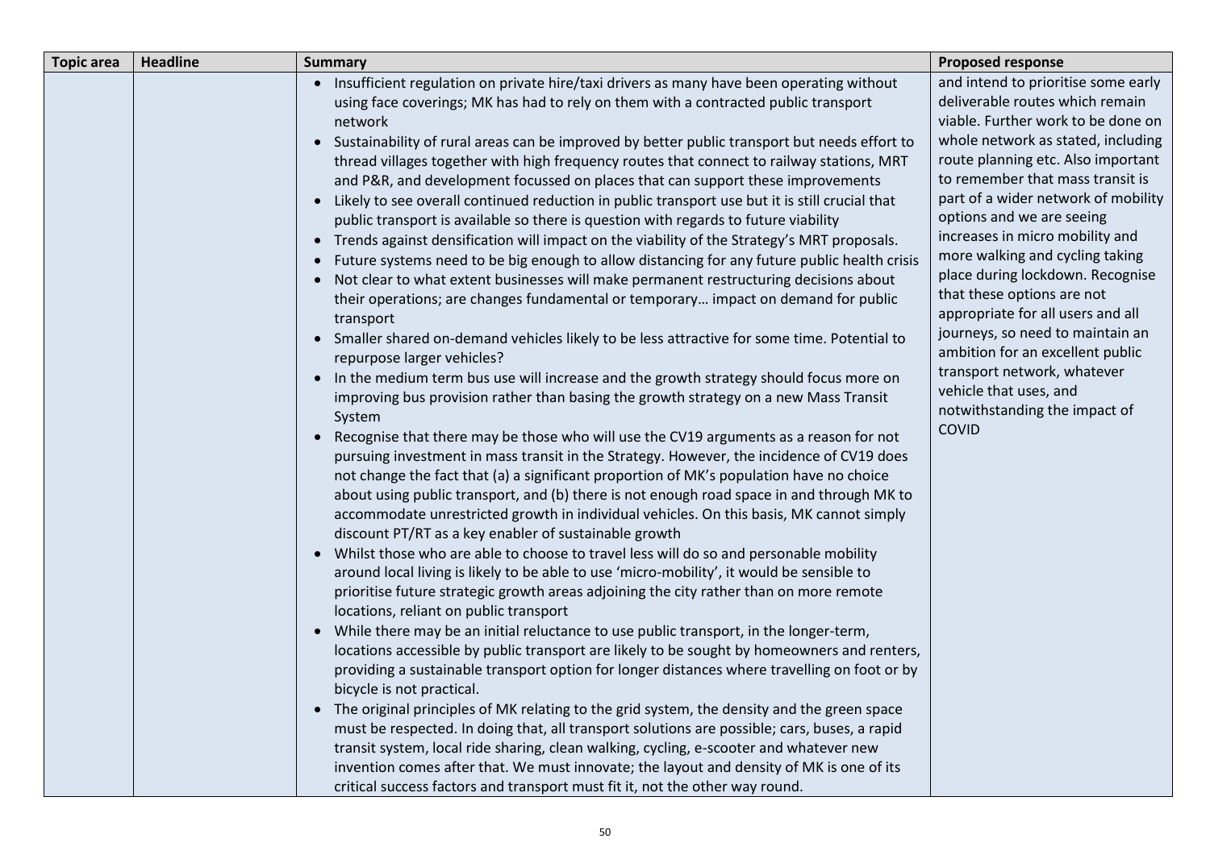| Topic area | Headline | Summary | Proposed response |
|---|---|---|---|
| | | • Insufficient regulation on private hire/taxi drivers as many have been operating without using face coverings; MK has had to rely on them with a contracted public transport network<br>• Sustainability of rural areas can be improved by better public transport but needs effort to thread villages together with high frequency routes that connect to railway stations, MRT and P&R, and development focussed on places that can support these improvements<br>• Likely to see overall continued reduction in public transport use but it is still crucial that public transport is available so there is question with regards to future viability<br>• Trends against densification will impact on the viability of the Strategy's MRT proposals.<br>• Future systems need to be big enough to allow distancing for any future public health crisis<br>• Not clear to what extent businesses will make permanent restructuring decisions about their operations; are changes fundamental or temporary… impact on demand for public transport<br>• Smaller shared on-demand vehicles likely to be less attractive for some time. Potential to repurpose larger vehicles?<br>• In the medium term bus use will increase and the growth strategy should focus more on improving bus provision rather than basing the growth strategy on a new Mass Transit System<br>• Recognise that there may be those who will use the CV19 arguments as a reason for not pursuing investment in mass transit in the Strategy. However, the incidence of CV19 does not change the fact that (a) a significant proportion of MK's population have no choice about using public transport, and (b) there is not enough road space in and through MK to accommodate unrestricted growth in individual vehicles. On this basis, MK cannot simply discount PT/RT as a key enabler of sustainable growth<br>• Whilst those who are able to choose to travel less will do so and personable mobility around local living is likely to be able to use 'micro-mobility', it would be sensible to prioritise future strategic growth areas adjoining the city rather than on more remote locations, reliant on public transport<br>• While there may be an initial reluctance to use public transport, in the longer-term, locations accessible by public transport are likely to be sought by homeowners and renters, providing a sustainable transport option for longer distances where travelling on foot or by bicycle is not practical.<br>• The original principles of MK relating to the grid system, the density and the green space must be respected. In doing that, all transport solutions are possible; cars, buses, a rapid transit system, local ride sharing, clean walking, cycling, e-scooter and whatever new invention comes after that. We must innovate; the layout and density of MK is one of its critical success factors and transport must fit it, not the other way round. | and intend to prioritise some early deliverable routes which remain viable. Further work to be done on whole network as stated, including route planning etc. Also important to remember that mass transit is part of a wider network of mobility options and we are seeing increases in micro mobility and more walking and cycling taking place during lockdown. Recognise that these options are not appropriate for all users and all journeys, so need to maintain an ambition for an excellent public transport network, whatever vehicle that uses, and notwithstanding the impact of COVID |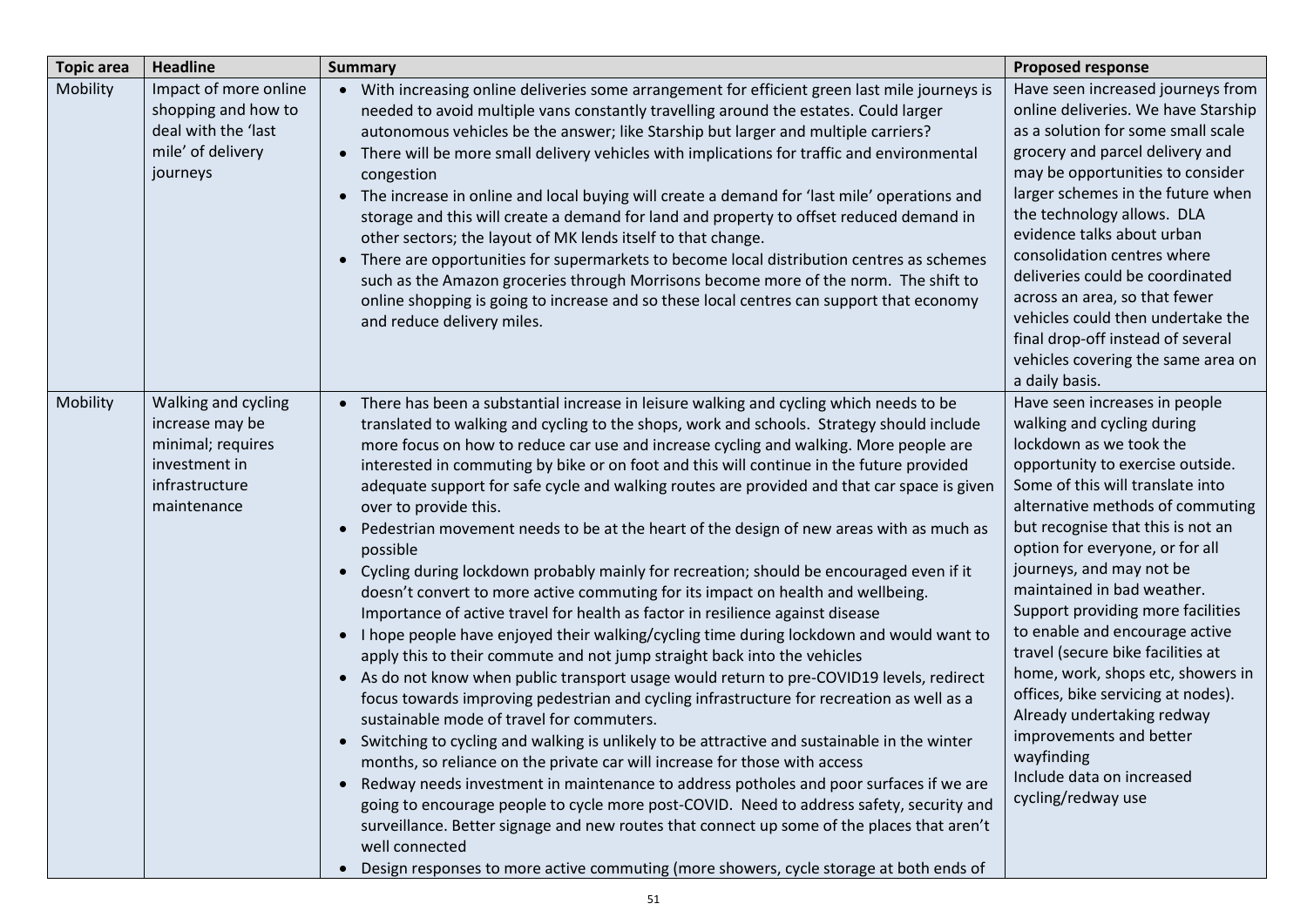| Topic area | Headline | Summary | Proposed response |
|---|---|---|---|
| Mobility | Impact of more online shopping and how to deal with the 'last mile' of delivery journeys | • With increasing online deliveries some arrangement for efficient green last mile journeys is needed to avoid multiple vans constantly travelling around the estates. Could larger autonomous vehicles be the answer; like Starship but larger and multiple carriers?<br>• There will be more small delivery vehicles with implications for traffic and environmental congestion<br>• The increase in online and local buying will create a demand for 'last mile' operations and storage and this will create a demand for land and property to offset reduced demand in other sectors; the layout of MK lends itself to that change.<br>• There are opportunities for supermarkets to become local distribution centres as schemes such as the Amazon groceries through Morrisons become more of the norm. The shift to online shopping is going to increase and so these local centres can support that economy and reduce delivery miles. | Have seen increased journeys from online deliveries. We have Starship as a solution for some small scale grocery and parcel delivery and may be opportunities to consider larger schemes in the future when the technology allows. DLA evidence talks about urban consolidation centres where deliveries could be coordinated across an area, so that fewer vehicles could then undertake the final drop-off instead of several vehicles covering the same area on a daily basis. |
| Mobility | Walking and cycling increase may be minimal; requires investment in infrastructure maintenance | • There has been a substantial increase in leisure walking and cycling which needs to be translated to walking and cycling to the shops, work and schools. Strategy should include more focus on how to reduce car use and increase cycling and walking. More people are interested in commuting by bike or on foot and this will continue in the future provided adequate support for safe cycle and walking routes are provided and that car space is given over to provide this.<br>• Pedestrian movement needs to be at the heart of the design of new areas with as much as possible<br>• Cycling during lockdown probably mainly for recreation; should be encouraged even if it doesn't convert to more active commuting for its impact on health and wellbeing. Importance of active travel for health as factor in resilience against disease<br>• I hope people have enjoyed their walking/cycling time during lockdown and would want to apply this to their commute and not jump straight back into the vehicles<br>• As do not know when public transport usage would return to pre-COVID19 levels, redirect focus towards improving pedestrian and cycling infrastructure for recreation as well as a sustainable mode of travel for commuters.<br>• Switching to cycling and walking is unlikely to be attractive and sustainable in the winter months, so reliance on the private car will increase for those with access<br>• Redway needs investment in maintenance to address potholes and poor surfaces if we are going to encourage people to cycle more post-COVID. Need to address safety, security and surveillance. Better signage and new routes that connect up some of the places that aren't well connected<br>• Design responses to more active commuting (more showers, cycle storage at both ends of | Have seen increases in people walking and cycling during lockdown as we took the opportunity to exercise outside. Some of this will translate into alternative methods of commuting but recognise that this is not an option for everyone, or for all journeys, and may not be maintained in bad weather.<br>Support providing more facilities to enable and encourage active travel (secure bike facilities at home, work, shops etc, showers in offices, bike servicing at nodes).<br>Already undertaking redway improvements and better wayfinding<br>Include data on increased cycling/redway use |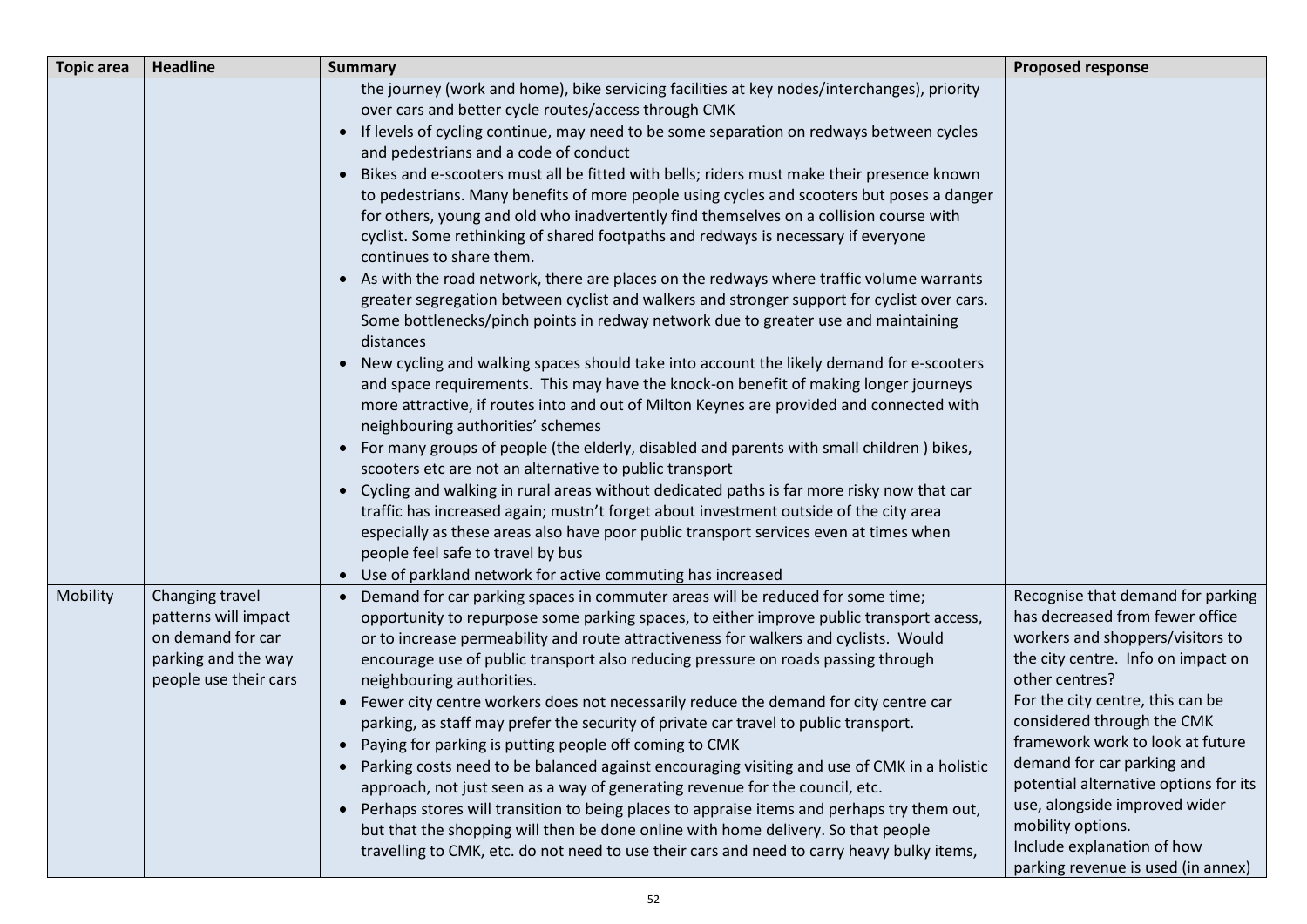| Topic area | Headline | Summary | Proposed response |
|---|---|---|---|
| | | the journey (work and home), bike servicing facilities at key nodes/interchanges), priority over cars and better cycle routes/access through CMK<br>• If levels of cycling continue, may need to be some separation on redways between cycles and pedestrians and a code of conduct<br>• Bikes and e-scooters must all be fitted with bells; riders must make their presence known to pedestrians. Many benefits of more people using cycles and scooters but poses a danger for others, young and old who inadvertently find themselves on a collision course with cyclist. Some rethinking of shared footpaths and redways is necessary if everyone continues to share them.<br>• As with the road network, there are places on the redways where traffic volume warrants greater segregation between cyclist and walkers and stronger support for cyclist over cars. Some bottlenecks/pinch points in redway network due to greater use and maintaining distances<br>• New cycling and walking spaces should take into account the likely demand for e-scooters and space requirements. This may have the knock-on benefit of making longer journeys more attractive, if routes into and out of Milton Keynes are provided and connected with neighbouring authorities' schemes<br>• For many groups of people (the elderly, disabled and parents with small children ) bikes, scooters etc are not an alternative to public transport<br>• Cycling and walking in rural areas without dedicated paths is far more risky now that car traffic has increased again; mustn't forget about investment outside of the city area especially as these areas also have poor public transport services even at times when people feel safe to travel by bus<br>• Use of parkland network for active commuting has increased | |
| Mobility | Changing travel patterns will impact on demand for car parking and the way people use their cars | • Demand for car parking spaces in commuter areas will be reduced for some time; opportunity to repurpose some parking spaces, to either improve public transport access, or to increase permeability and route attractiveness for walkers and cyclists. Would encourage use of public transport also reducing pressure on roads passing through neighbouring authorities.<br>• Fewer city centre workers does not necessarily reduce the demand for city centre car parking, as staff may prefer the security of private car travel to public transport.<br>• Paying for parking is putting people off coming to CMK<br>• Parking costs need to be balanced against encouraging visiting and use of CMK in a holistic approach, not just seen as a way of generating revenue for the council, etc.<br>• Perhaps stores will transition to being places to appraise items and perhaps try them out, but that the shopping will then be done online with home delivery. So that people travelling to CMK, etc. do not need to use their cars and need to carry heavy bulky items, | Recognise that demand for parking has decreased from fewer office workers and shoppers/visitors to the city centre. Info on impact on other centres?<br>For the city centre, this can be considered through the CMK framework work to look at future demand for car parking and potential alternative options for its use, alongside improved wider mobility options.<br>Include explanation of how parking revenue is used (in annex) |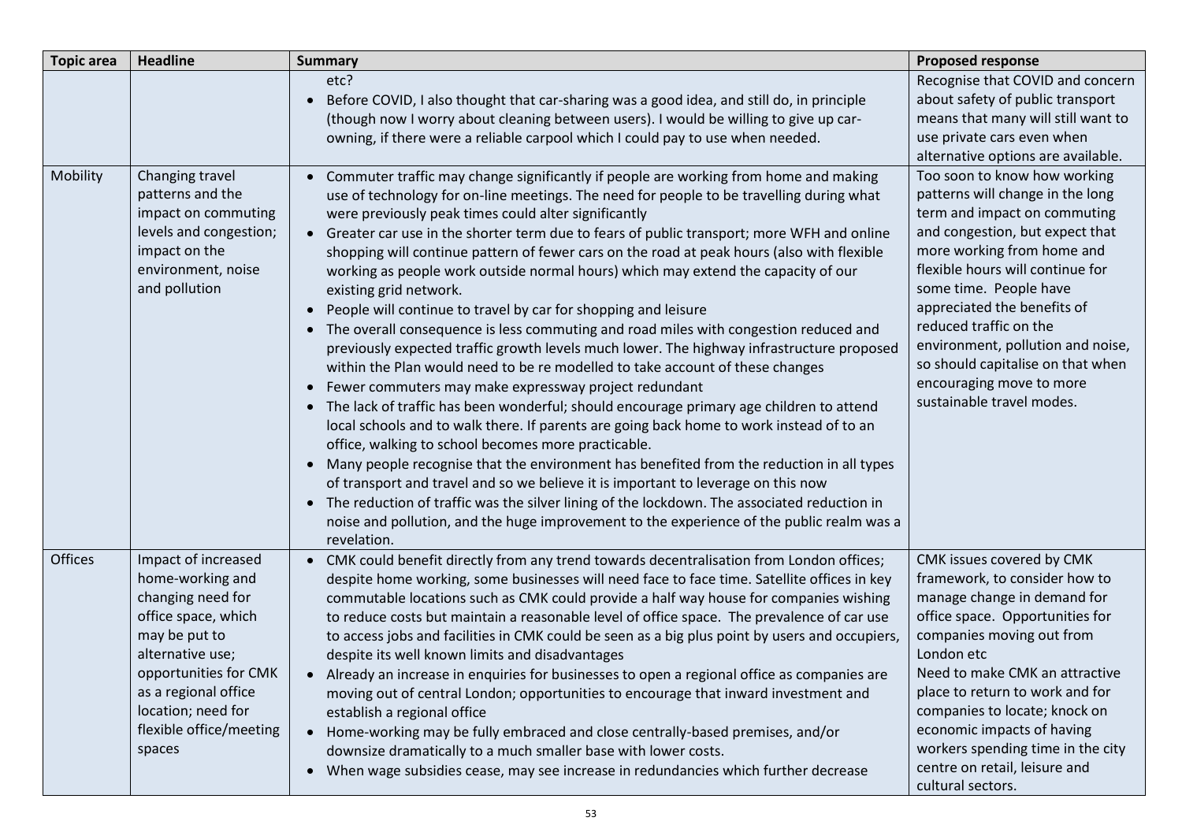| Topic area | Headline | Summary | Proposed response |
| --- | --- | --- | --- |
| | | etc?<br>• Before COVID, I also thought that car-sharing was a good idea, and still do, in principle (though now I worry about cleaning between users). I would be willing to give up car-owning, if there were a reliable carpool which I could pay to use when needed. | Recognise that COVID and concern about safety of public transport means that many will still want to use private cars even when alternative options are available. |
| Mobility | Changing travel patterns and the impact on commuting levels and congestion; impact on the environment, noise and pollution | • Commuter traffic may change significantly if people are working from home and making use of technology for on-line meetings. The need for people to be travelling during what were previously peak times could alter significantly<br>• Greater car use in the shorter term due to fears of public transport; more WFH and online shopping will continue pattern of fewer cars on the road at peak hours (also with flexible working as people work outside normal hours) which may extend the capacity of our existing grid network.<br>• People will continue to travel by car for shopping and leisure<br>• The overall consequence is less commuting and road miles with congestion reduced and previously expected traffic growth levels much lower. The highway infrastructure proposed within the Plan would need to be re modelled to take account of these changes<br>• Fewer commuters may make expressway project redundant<br>• The lack of traffic has been wonderful; should encourage primary age children to attend local schools and to walk there. If parents are going back home to work instead of to an office, walking to school becomes more practicable.<br>• Many people recognise that the environment has benefited from the reduction in all types of transport and travel and so we believe it is important to leverage on this now<br>• The reduction of traffic was the silver lining of the lockdown. The associated reduction in noise and pollution, and the huge improvement to the experience of the public realm was a revelation. | Too soon to know how working patterns will change in the long term and impact on commuting and congestion, but expect that more working from home and flexible hours will continue for some time. People have appreciated the benefits of reduced traffic on the environment, pollution and noise, so should capitalise on that when encouraging move to more sustainable travel modes. |
| Offices | Impact of increased home-working and changing need for office space, which may be put to alternative use; opportunities for CMK as a regional office location; need for flexible office/meeting spaces | • CMK could benefit directly from any trend towards decentralisation from London offices; despite home working, some businesses will need face to face time. Satellite offices in key commutable locations such as CMK could provide a half way house for companies wishing to reduce costs but maintain a reasonable level of office space. The prevalence of car use to access jobs and facilities in CMK could be seen as a big plus point by users and occupiers, despite its well known limits and disadvantages<br>• Already an increase in enquiries for businesses to open a regional office as companies are moving out of central London; opportunities to encourage that inward investment and establish a regional office<br>• Home-working may be fully embraced and close centrally-based premises, and/or downsize dramatically to a much smaller base with lower costs.<br>• When wage subsidies cease, may see increase in redundancies which further decrease | CMK issues covered by CMK framework, to consider how to manage change in demand for office space. Opportunities for companies moving out from London etc<br>Need to make CMK an attractive place to return to work and for companies to locate; knock on economic impacts of having workers spending time in the city centre on retail, leisure and cultural sectors. |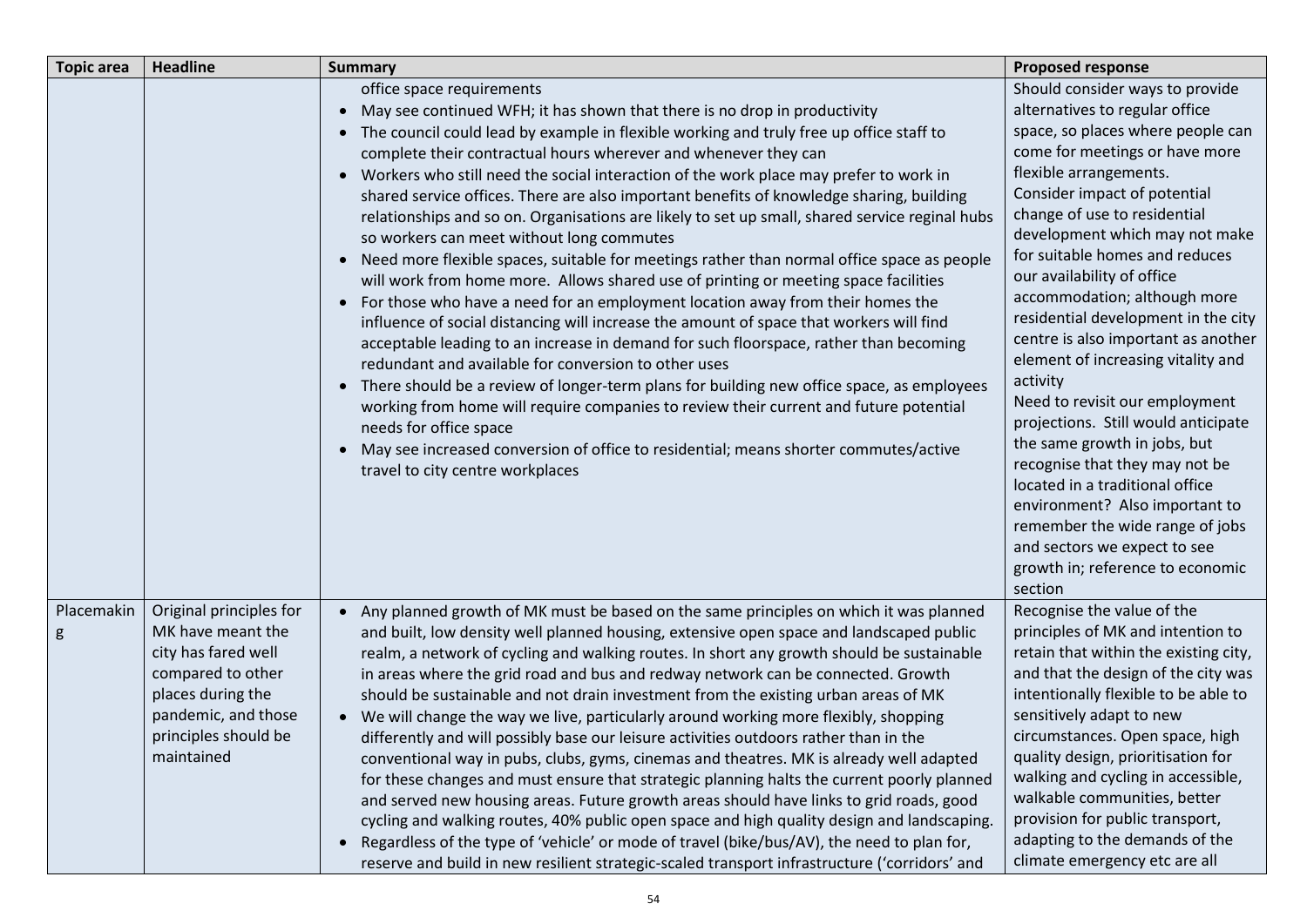| Topic area | Headline | Summary | Proposed response |
| --- | --- | --- | --- |
| | | office space requirements<br>• May see continued WFH; it has shown that there is no drop in productivity<br>• The council could lead by example in flexible working and truly free up office staff to complete their contractual hours wherever and whenever they can<br>• Workers who still need the social interaction of the work place may prefer to work in shared service offices. There are also important benefits of knowledge sharing, building relationships and so on. Organisations are likely to set up small, shared service reginal hubs so workers can meet without long commutes<br>• Need more flexible spaces, suitable for meetings rather than normal office space as people will work from home more. Allows shared use of printing or meeting space facilities<br>• For those who have a need for an employment location away from their homes the influence of social distancing will increase the amount of space that workers will find acceptable leading to an increase in demand for such floorspace, rather than becoming redundant and available for conversion to other uses<br>• There should be a review of longer-term plans for building new office space, as employees working from home will require companies to review their current and future potential needs for office space<br>• May see increased conversion of office to residential; means shorter commutes/active travel to city centre workplaces | Should consider ways to provide alternatives to regular office space, so places where people can come for meetings or have more flexible arrangements.<br>Consider impact of potential change of use to residential development which may not make for suitable homes and reduces our availability of office accommodation; although more residential development in the city centre is also important as another element of increasing vitality and activity<br>Need to revisit our employment projections. Still would anticipate the same growth in jobs, but recognise that they may not be located in a traditional office environment? Also important to remember the wide range of jobs and sectors we expect to see growth in; reference to economic section |
| Placemaking | Original principles for MK have meant the city has fared well compared to other places during the pandemic, and those principles should be maintained | • Any planned growth of MK must be based on the same principles on which it was planned and built, low density well planned housing, extensive open space and landscaped public realm, a network of cycling and walking routes. In short any growth should be sustainable in areas where the grid road and bus and redway network can be connected. Growth should be sustainable and not drain investment from the existing urban areas of MK<br>• We will change the way we live, particularly around working more flexibly, shopping differently and will possibly base our leisure activities outdoors rather than in the conventional way in pubs, clubs, gyms, cinemas and theatres. MK is already well adapted for these changes and must ensure that strategic planning halts the current poorly planned and served new housing areas. Future growth areas should have links to grid roads, good cycling and walking routes, 40% public open space and high quality design and landscaping.<br>• Regardless of the type of 'vehicle' or mode of travel (bike/bus/AV), the need to plan for, reserve and build in new resilient strategic-scaled transport infrastructure ('corridors' and | Recognise the value of the principles of MK and intention to retain that within the existing city, and that the design of the city was intentionally flexible to be able to sensitively adapt to new circumstances. Open space, high quality design, prioritisation for walking and cycling in accessible, walkable communities, better provision for public transport, adapting to the demands of the climate emergency etc are all |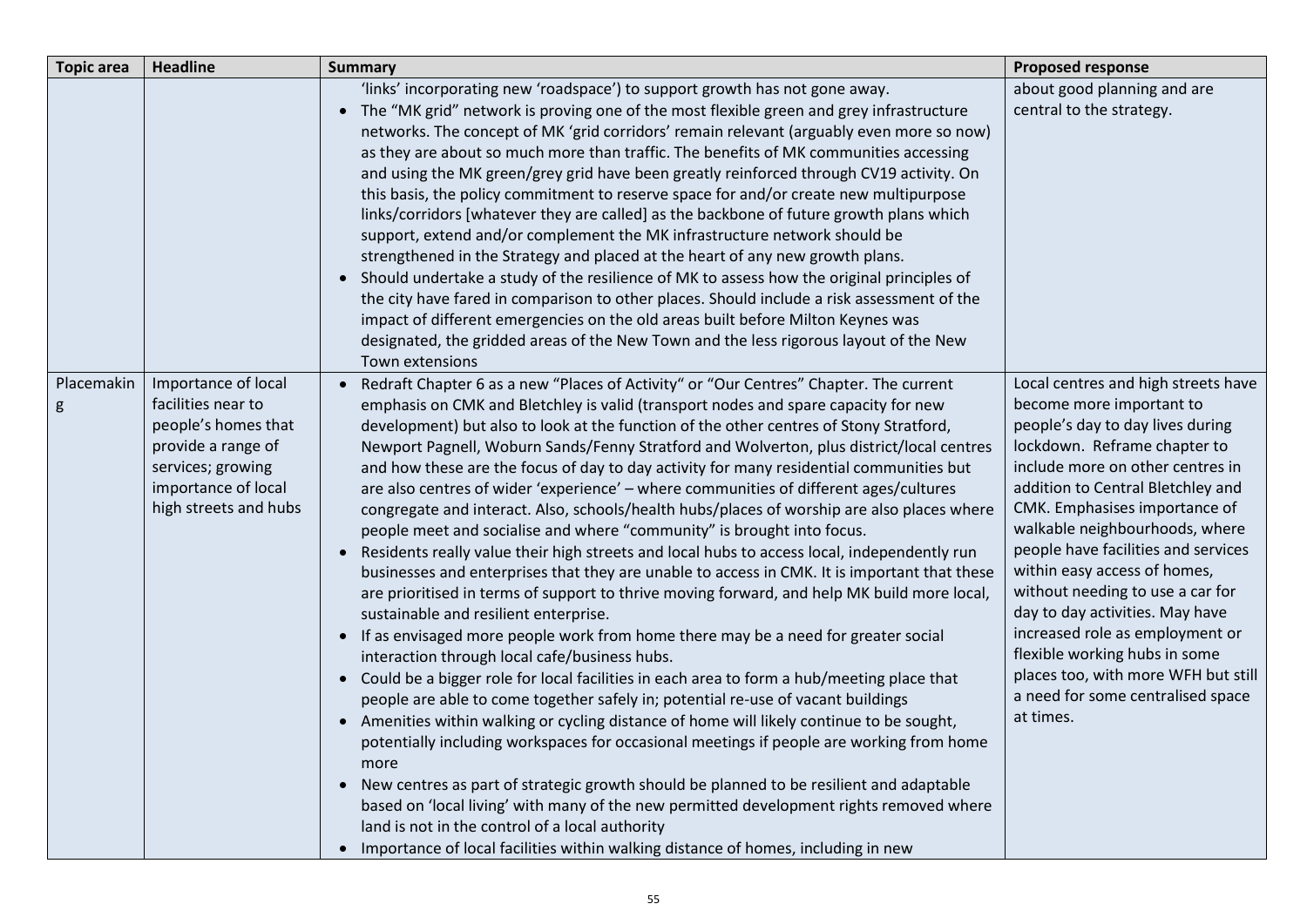| Topic area | Headline | Summary | Proposed response |
|---|---|---|---|
| | | 'links' incorporating new 'roadspace') to support growth has not gone away.<br>• The "MK grid" network is proving one of the most flexible green and grey infrastructure networks. The concept of MK 'grid corridors' remain relevant (arguably even more so now) as they are about so much more than traffic. The benefits of MK communities accessing and using the MK green/grey grid have been greatly reinforced through CV19 activity. On this basis, the policy commitment to reserve space for and/or create new multipurpose links/corridors [whatever they are called] as the backbone of future growth plans which support, extend and/or complement the MK infrastructure network should be strengthened in the Strategy and placed at the heart of any new growth plans.<br>• Should undertake a study of the resilience of MK to assess how the original principles of the city have fared in comparison to other places. Should include a risk assessment of the impact of different emergencies on the old areas built before Milton Keynes was designated, the gridded areas of the New Town and the less rigorous layout of the New Town extensions | about good planning and are central to the strategy. |
| Placemaking | Importance of local facilities near to people's homes that provide a range of services; growing importance of local high streets and hubs | • Redraft Chapter 6 as a new "Places of Activity" or "Our Centres" Chapter. The current emphasis on CMK and Bletchley is valid (transport nodes and spare capacity for new development) but also to look at the function of the other centres of Stony Stratford, Newport Pagnell, Woburn Sands/Fenny Stratford and Wolverton, plus district/local centres and how these are the focus of day to day activity for many residential communities but are also centres of wider 'experience' – where communities of different ages/cultures congregate and interact. Also, schools/health hubs/places of worship are also places where people meet and socialise and where "community" is brought into focus.<br>• Residents really value their high streets and local hubs to access local, independently run businesses and enterprises that they are unable to access in CMK. It is important that these are prioritised in terms of support to thrive moving forward, and help MK build more local, sustainable and resilient enterprise.<br>• If as envisaged more people work from home there may be a need for greater social interaction through local cafe/business hubs.<br>• Could be a bigger role for local facilities in each area to form a hub/meeting place that people are able to come together safely in; potential re-use of vacant buildings<br>• Amenities within walking or cycling distance of home will likely continue to be sought, potentially including workspaces for occasional meetings if people are working from home more<br>• New centres as part of strategic growth should be planned to be resilient and adaptable based on 'local living' with many of the new permitted development rights removed where land is not in the control of a local authority<br>• Importance of local facilities within walking distance of homes, including in new | Local centres and high streets have become more important to people's day to day lives during lockdown. Reframe chapter to include more on other centres in addition to Central Bletchley and CMK. Emphasises importance of walkable neighbourhoods, where people have facilities and services within easy access of homes, without needing to use a car for day to day activities. May have increased role as employment or flexible working hubs in some places too, with more WFH but still a need for some centralised space at times. |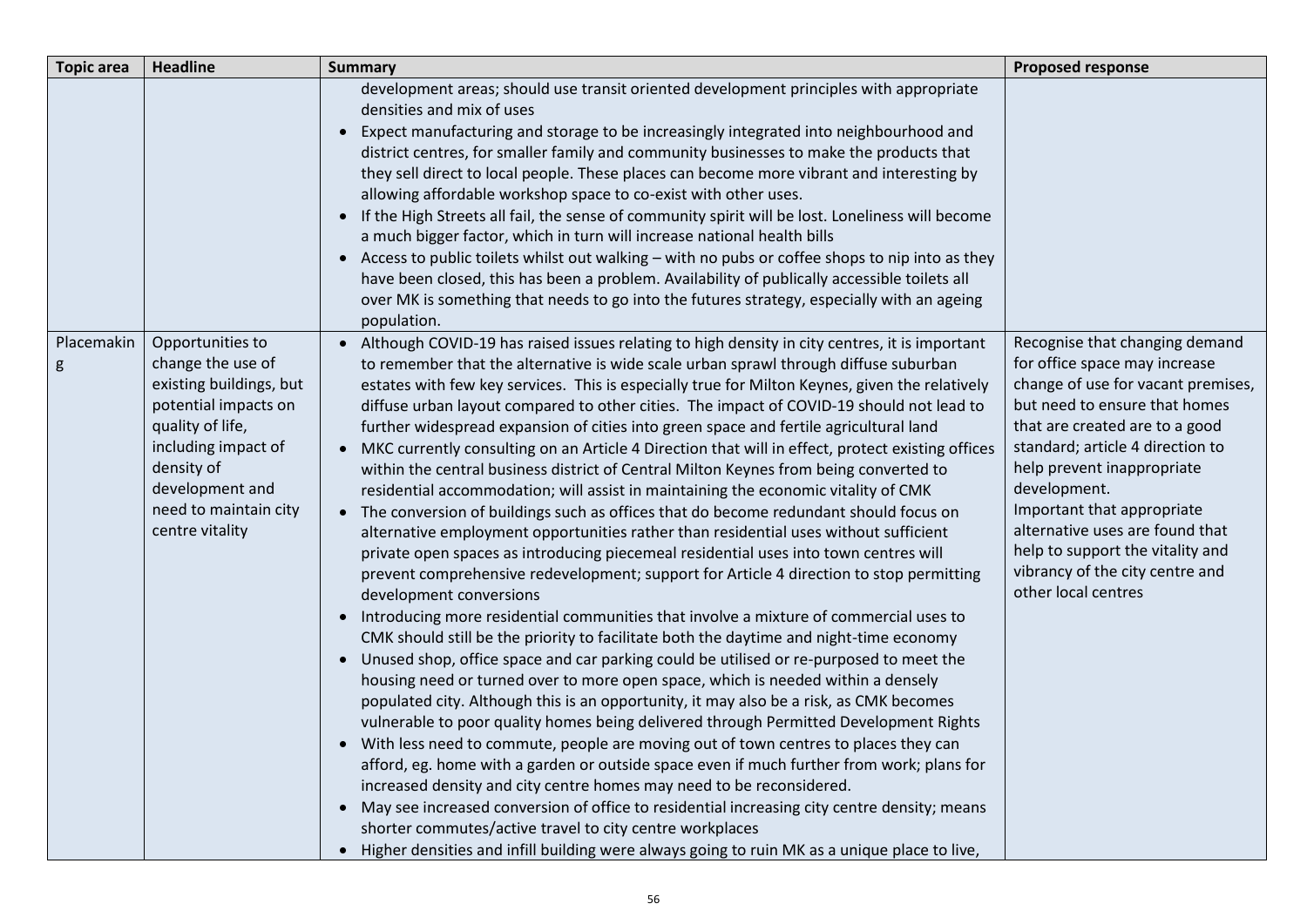| Topic area | Headline | Summary | Proposed response |
|---|---|---|---|
| | | development areas; should use transit oriented development principles with appropriate densities and mix of uses<br>• Expect manufacturing and storage to be increasingly integrated into neighbourhood and district centres, for smaller family and community businesses to make the products that they sell direct to local people. These places can become more vibrant and interesting by allowing affordable workshop space to co-exist with other uses.<br>• If the High Streets all fail, the sense of community spirit will be lost. Loneliness will become a much bigger factor, which in turn will increase national health bills<br>• Access to public toilets whilst out walking – with no pubs or coffee shops to nip into as they have been closed, this has been a problem. Availability of publically accessible toilets all over MK is something that needs to go into the futures strategy, especially with an ageing population. | |
| Placemaking | Opportunities to change the use of existing buildings, but potential impacts on quality of life, including impact of density of development and need to maintain city centre vitality | • Although COVID-19 has raised issues relating to high density in city centres, it is important to remember that the alternative is wide scale urban sprawl through diffuse suburban estates with few key services. This is especially true for Milton Keynes, given the relatively diffuse urban layout compared to other cities. The impact of COVID-19 should not lead to further widespread expansion of cities into green space and fertile agricultural land<br>• MKC currently consulting on an Article 4 Direction that will in effect, protect existing offices within the central business district of Central Milton Keynes from being converted to residential accommodation; will assist in maintaining the economic vitality of CMK<br>• The conversion of buildings such as offices that do become redundant should focus on alternative employment opportunities rather than residential uses without sufficient private open spaces as introducing piecemeal residential uses into town centres will prevent comprehensive redevelopment; support for Article 4 direction to stop permitting development conversions<br>• Introducing more residential communities that involve a mixture of commercial uses to CMK should still be the priority to facilitate both the daytime and night-time economy<br>• Unused shop, office space and car parking could be utilised or re-purposed to meet the housing need or turned over to more open space, which is needed within a densely populated city. Although this is an opportunity, it may also be a risk, as CMK becomes vulnerable to poor quality homes being delivered through Permitted Development Rights<br>• With less need to commute, people are moving out of town centres to places they can afford, eg. home with a garden or outside space even if much further from work; plans for increased density and city centre homes may need to be reconsidered.<br>• May see increased conversion of office to residential increasing city centre density; means shorter commutes/active travel to city centre workplaces<br>• Higher densities and infill building were always going to ruin MK as a unique place to live, | Recognise that changing demand for office space may increase change of use for vacant premises, but need to ensure that homes that are created are to a good standard; article 4 direction to help prevent inappropriate development.<br>Important that appropriate alternative uses are found that help to support the vitality and vibrancy of the city centre and other local centres |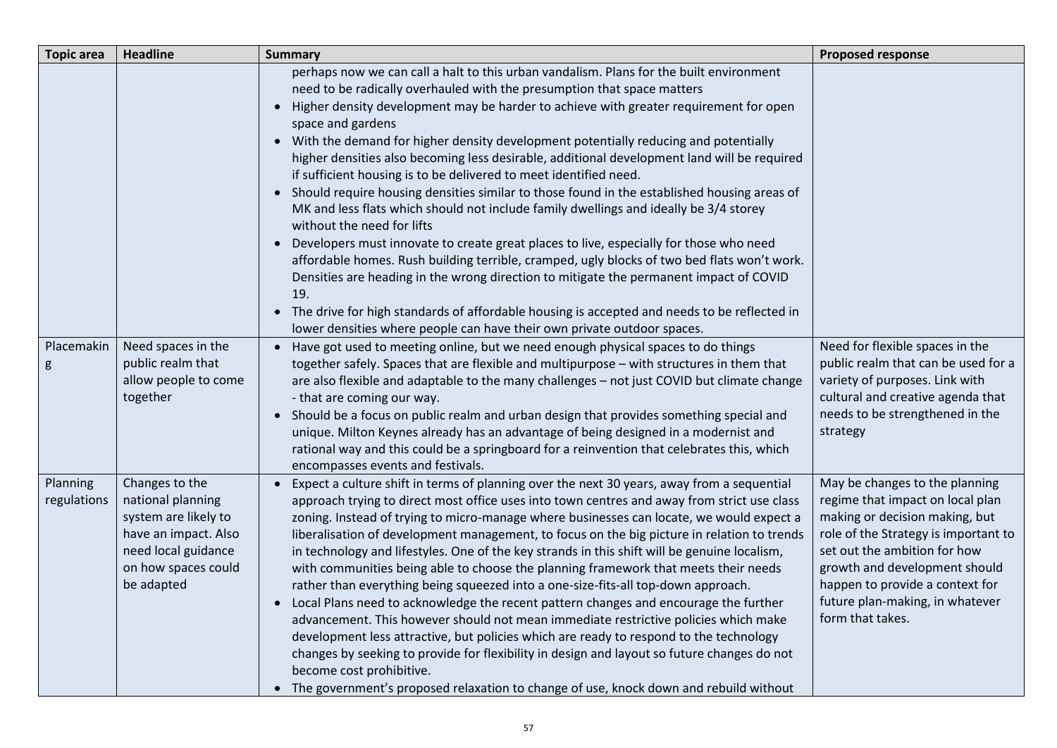| Topic area | Headline | Summary | Proposed response |
|---|---|---|---|
| | | perhaps now we can call a halt to this urban vandalism. Plans for the built environment need to be radically overhauled with the presumption that space matters<br>• Higher density development may be harder to achieve with greater requirement for open space and gardens<br>• With the demand for higher density development potentially reducing and potentially higher densities also becoming less desirable, additional development land will be required if sufficient housing is to be delivered to meet identified need.<br>• Should require housing densities similar to those found in the established housing areas of MK and less flats which should not include family dwellings and ideally be 3/4 storey without the need for lifts<br>• Developers must innovate to create great places to live, especially for those who need affordable homes. Rush building terrible, cramped, ugly blocks of two bed flats won't work. Densities are heading in the wrong direction to mitigate the permanent impact of COVID 19.<br>• The drive for high standards of affordable housing is accepted and needs to be reflected in lower densities where people can have their own private outdoor spaces. | |
| Placemaking | Need spaces in the public realm that allow people to come together | • Have got used to meeting online, but we need enough physical spaces to do things together safely. Spaces that are flexible and multipurpose – with structures in them that are also flexible and adaptable to the many challenges – not just COVID but climate change - that are coming our way.<br>• Should be a focus on public realm and urban design that provides something special and unique. Milton Keynes already has an advantage of being designed in a modernist and rational way and this could be a springboard for a reinvention that celebrates this, which encompasses events and festivals. | Need for flexible spaces in the public realm that can be used for a variety of purposes. Link with cultural and creative agenda that needs to be strengthened in the strategy |
| Planning regulations | Changes to the national planning system are likely to have an impact. Also need local guidance on how spaces could be adapted | • Expect a culture shift in terms of planning over the next 30 years, away from a sequential approach trying to direct most office uses into town centres and away from strict use class zoning. Instead of trying to micro-manage where businesses can locate, we would expect a liberalisation of development management, to focus on the big picture in relation to trends in technology and lifestyles. One of the key strands in this shift will be genuine localism, with communities being able to choose the planning framework that meets their needs rather than everything being squeezed into a one-size-fits-all top-down approach.<br>• Local Plans need to acknowledge the recent pattern changes and encourage the further advancement. This however should not mean immediate restrictive policies which make development less attractive, but policies which are ready to respond to the technology changes by seeking to provide for flexibility in design and layout so future changes do not become cost prohibitive.<br>• The government's proposed relaxation to change of use, knock down and rebuild without | May be changes to the planning regime that impact on local plan making or decision making, but role of the Strategy is important to set out the ambition for how growth and development should happen to provide a context for future plan-making, in whatever form that takes. |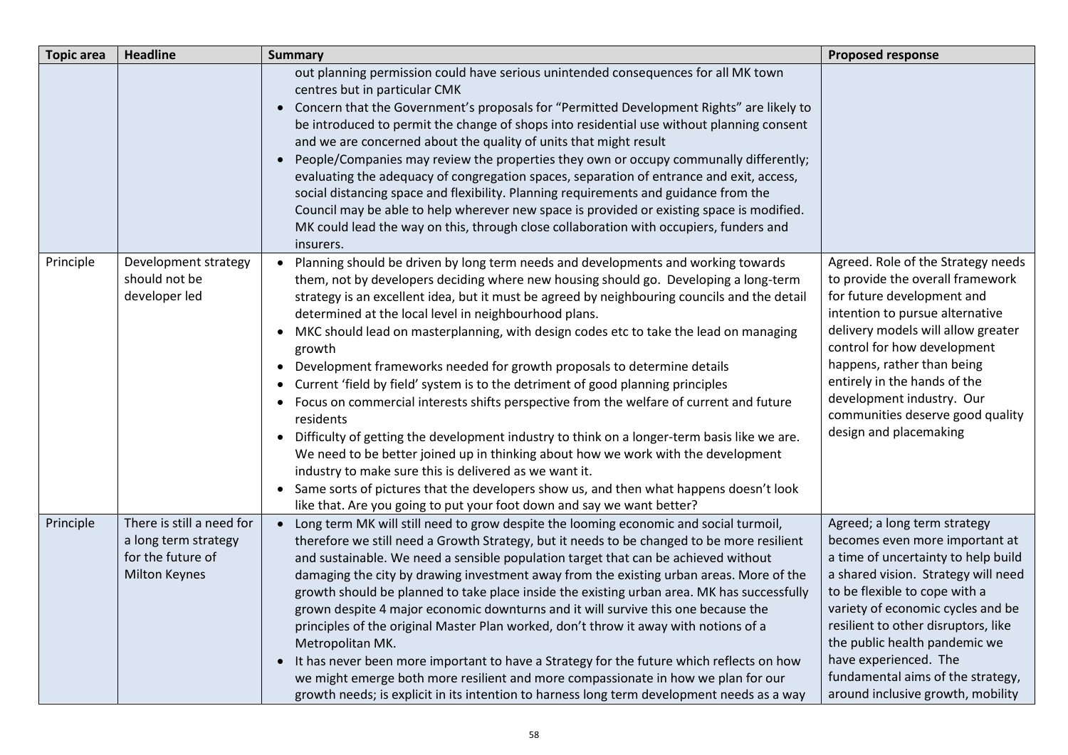| Topic area | Headline | Summary | Proposed response |
|---|---|---|---|
| | | out planning permission could have serious unintended consequences for all MK town centres but in particular CMK<br>• Concern that the Government's proposals for "Permitted Development Rights" are likely to be introduced to permit the change of shops into residential use without planning consent and we are concerned about the quality of units that might result<br>• People/Companies may review the properties they own or occupy communally differently; evaluating the adequacy of congregation spaces, separation of entrance and exit, access, social distancing space and flexibility. Planning requirements and guidance from the Council may be able to help wherever new space is provided or existing space is modified. MK could lead the way on this, through close collaboration with occupiers, funders and insurers. | |
| Principle | Development strategy should not be developer led | • Planning should be driven by long term needs and developments and working towards them, not by developers deciding where new housing should go. Developing a long-term strategy is an excellent idea, but it must be agreed by neighbouring councils and the detail determined at the local level in neighbourhood plans.<br>• MKC should lead on masterplanning, with design codes etc to take the lead on managing growth<br>• Development frameworks needed for growth proposals to determine details<br>• Current 'field by field' system is to the detriment of good planning principles<br>• Focus on commercial interests shifts perspective from the welfare of current and future residents<br>• Difficulty of getting the development industry to think on a longer-term basis like we are. We need to be better joined up in thinking about how we work with the development industry to make sure this is delivered as we want it.<br>• Same sorts of pictures that the developers show us, and then what happens doesn't look like that. Are you going to put your foot down and say we want better? | Agreed. Role of the Strategy needs to provide the overall framework for future development and intention to pursue alternative delivery models will allow greater control for how development happens, rather than being entirely in the hands of the development industry. Our communities deserve good quality design and placemaking |
| Principle | There is still a need for a long term strategy for the future of Milton Keynes | • Long term MK will still need to grow despite the looming economic and social turmoil, therefore we still need a Growth Strategy, but it needs to be changed to be more resilient and sustainable. We need a sensible population target that can be achieved without damaging the city by drawing investment away from the existing urban areas. More of the growth should be planned to take place inside the existing urban area. MK has successfully grown despite 4 major economic downturns and it will survive this one because the principles of the original Master Plan worked, don't throw it away with notions of a Metropolitan MK.<br>• It has never been more important to have a Strategy for the future which reflects on how we might emerge both more resilient and more compassionate in how we plan for our growth needs; is explicit in its intention to harness long term development needs as a way | Agreed; a long term strategy becomes even more important at a time of uncertainty to help build a shared vision. Strategy will need to be flexible to cope with a variety of economic cycles and be resilient to other disruptors, like the public health pandemic we have experienced. The fundamental aims of the strategy, around inclusive growth, mobility |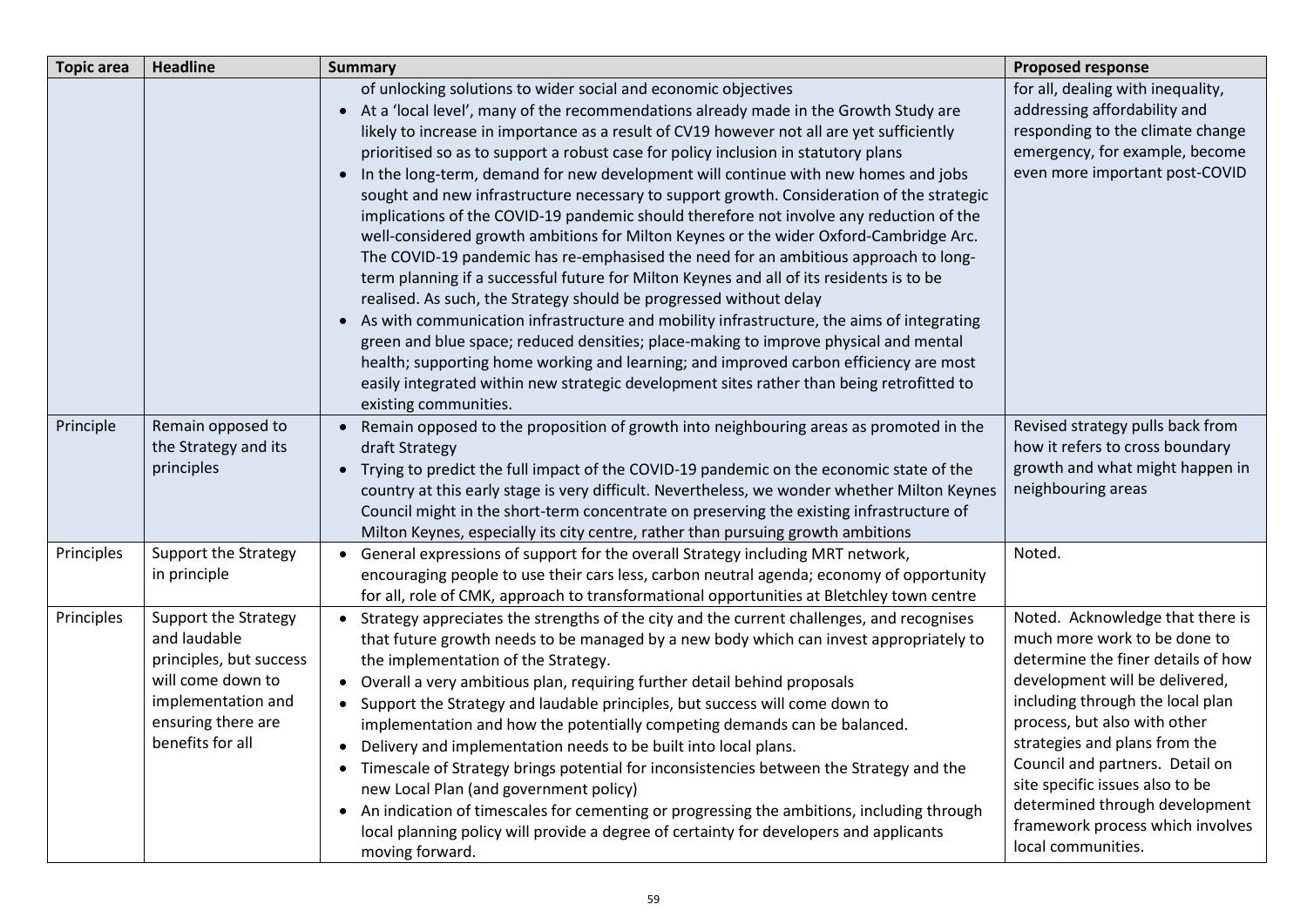| Topic area | Headline | Summary | Proposed response |
|---|---|---|---|
| | | of unlocking solutions to wider social and economic objectives<br>• At a 'local level', many of the recommendations already made in the Growth Study are likely to increase in importance as a result of CV19 however not all are yet sufficiently prioritised so as to support a robust case for policy inclusion in statutory plans<br>• In the long-term, demand for new development will continue with new homes and jobs sought and new infrastructure necessary to support growth. Consideration of the strategic implications of the COVID-19 pandemic should therefore not involve any reduction of the well-considered growth ambitions for Milton Keynes or the wider Oxford-Cambridge Arc. The COVID-19 pandemic has re-emphasised the need for an ambitious approach to long-term planning if a successful future for Milton Keynes and all of its residents is to be realised. As such, the Strategy should be progressed without delay<br>• As with communication infrastructure and mobility infrastructure, the aims of integrating green and blue space; reduced densities; place-making to improve physical and mental health; supporting home working and learning; and improved carbon efficiency are most easily integrated within new strategic development sites rather than being retrofitted to existing communities. | for all, dealing with inequality, addressing affordability and responding to the climate change emergency, for example, become even more important post-COVID |
| Principle | Remain opposed to the Strategy and its principles | • Remain opposed to the proposition of growth into neighbouring areas as promoted in the draft Strategy<br>• Trying to predict the full impact of the COVID-19 pandemic on the economic state of the country at this early stage is very difficult. Nevertheless, we wonder whether Milton Keynes Council might in the short-term concentrate on preserving the existing infrastructure of Milton Keynes, especially its city centre, rather than pursuing growth ambitions | Revised strategy pulls back from how it refers to cross boundary growth and what might happen in neighbouring areas |
| Principles | Support the Strategy in principle | • General expressions of support for the overall Strategy including MRT network, encouraging people to use their cars less, carbon neutral agenda; economy of opportunity for all, role of CMK, approach to transformational opportunities at Bletchley town centre | Noted. |
| Principles | Support the Strategy and laudable principles, but success will come down to implementation and ensuring there are benefits for all | • Strategy appreciates the strengths of the city and the current challenges, and recognises that future growth needs to be managed by a new body which can invest appropriately to the implementation of the Strategy.<br>• Overall a very ambitious plan, requiring further detail behind proposals<br>• Support the Strategy and laudable principles, but success will come down to implementation and how the potentially competing demands can be balanced.<br>• Delivery and implementation needs to be built into local plans.<br>• Timescale of Strategy brings potential for inconsistencies between the Strategy and the new Local Plan (and government policy)<br>• An indication of timescales for cementing or progressing the ambitions, including through local planning policy will provide a degree of certainty for developers and applicants moving forward. | Noted. Acknowledge that there is much more work to be done to determine the finer details of how development will be delivered, including through the local plan process, but also with other strategies and plans from the Council and partners. Detail on site specific issues also to be determined through development framework process which involves local communities. |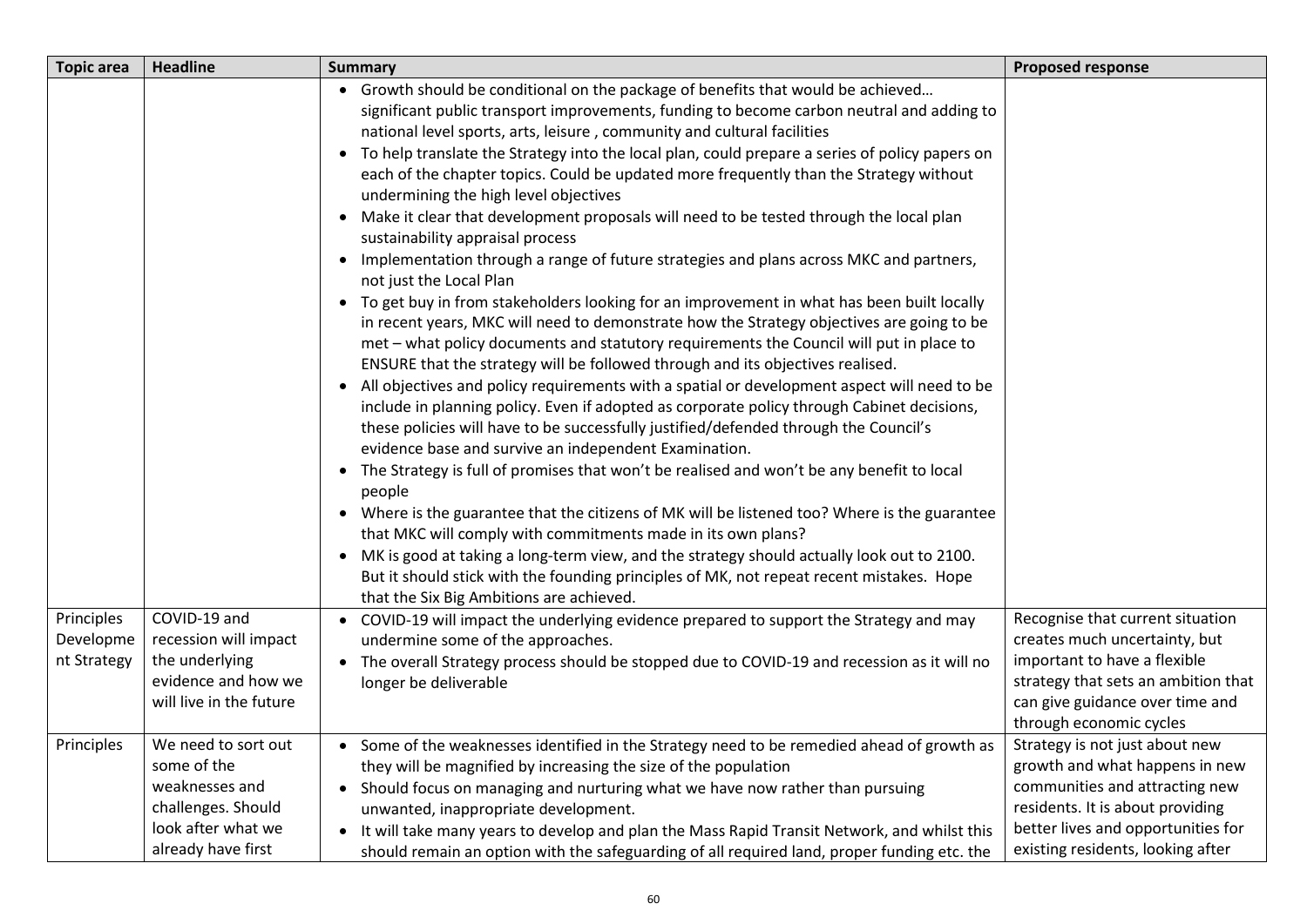| Topic area | Headline | Summary | Proposed response |
|---|---|---|---|
| | | • Growth should be conditional on the package of benefits that would be achieved… significant public transport improvements, funding to become carbon neutral and adding to national level sports, arts, leisure , community and cultural facilities<br>• To help translate the Strategy into the local plan, could prepare a series of policy papers on each of the chapter topics. Could be updated more frequently than the Strategy without undermining the high level objectives<br>• Make it clear that development proposals will need to be tested through the local plan sustainability appraisal process<br>• Implementation through a range of future strategies and plans across MKC and partners, not just the Local Plan<br>• To get buy in from stakeholders looking for an improvement in what has been built locally in recent years, MKC will need to demonstrate how the Strategy objectives are going to be met – what policy documents and statutory requirements the Council will put in place to ENSURE that the strategy will be followed through and its objectives realised.<br>• All objectives and policy requirements with a spatial or development aspect will need to be include in planning policy. Even if adopted as corporate policy through Cabinet decisions, these policies will have to be successfully justified/defended through the Council's evidence base and survive an independent Examination.<br>• The Strategy is full of promises that won't be realised and won't be any benefit to local people<br>• Where is the guarantee that the citizens of MK will be listened too? Where is the guarantee that MKC will comply with commitments made in its own plans?<br>• MK is good at taking a long-term view, and the strategy should actually look out to 2100. But it should stick with the founding principles of MK, not repeat recent mistakes. Hope that the Six Big Ambitions are achieved. | |
| Principles Development Strategy | COVID-19 and recession will impact the underlying evidence and how we will live in the future | • COVID-19 will impact the underlying evidence prepared to support the Strategy and may undermine some of the approaches.<br>• The overall Strategy process should be stopped due to COVID-19 and recession as it will no longer be deliverable | Recognise that current situation creates much uncertainty, but important to have a flexible strategy that sets an ambition that can give guidance over time and through economic cycles |
| Principles | We need to sort out some of the weaknesses and challenges. Should look after what we already have first | • Some of the weaknesses identified in the Strategy need to be remedied ahead of growth as they will be magnified by increasing the size of the population<br>• Should focus on managing and nurturing what we have now rather than pursuing unwanted, inappropriate development.<br>• It will take many years to develop and plan the Mass Rapid Transit Network, and whilst this should remain an option with the safeguarding of all required land, proper funding etc. the | Strategy is not just about new growth and what happens in new communities and attracting new residents. It is about providing better lives and opportunities for existing residents, looking after |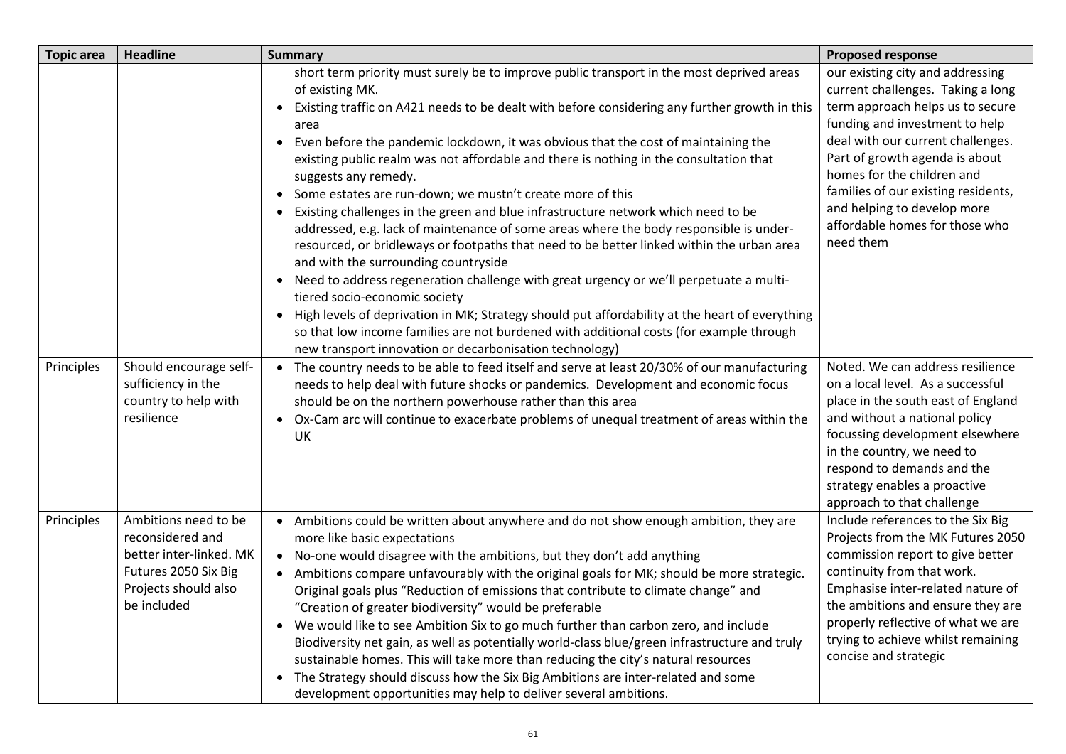| Topic area | Headline | Summary | Proposed response |
| --- | --- | --- | --- |
| | | short term priority must surely be to improve public transport in the most deprived areas of existing MK.<br>• Existing traffic on A421 needs to be dealt with before considering any further growth in this area<br>• Even before the pandemic lockdown, it was obvious that the cost of maintaining the existing public realm was not affordable and there is nothing in the consultation that suggests any remedy.<br>• Some estates are run-down; we mustn't create more of this<br>• Existing challenges in the green and blue infrastructure network which need to be addressed, e.g. lack of maintenance of some areas where the body responsible is under-resourced, or bridleways or footpaths that need to be better linked within the urban area and with the surrounding countryside<br>• Need to address regeneration challenge with great urgency or we'll perpetuate a multi-tiered socio-economic society<br>• High levels of deprivation in MK; Strategy should put affordability at the heart of everything so that low income families are not burdened with additional costs (for example through new transport innovation or decarbonisation technology) | our existing city and addressing current challenges. Taking a long term approach helps us to secure funding and investment to help deal with our current challenges. Part of growth agenda is about homes for the children and families of our existing residents, and helping to develop more affordable homes for those who need them |
| Principles | Should encourage self-sufficiency in the country to help with resilience | • The country needs to be able to feed itself and serve at least 20/30% of our manufacturing needs to help deal with future shocks or pandemics. Development and economic focus should be on the northern powerhouse rather than this area<br>• Ox-Cam arc will continue to exacerbate problems of unequal treatment of areas within the UK | Noted. We can address resilience on a local level. As a successful place in the south east of England and without a national policy focussing development elsewhere in the country, we need to respond to demands and the strategy enables a proactive approach to that challenge |
| Principles | Ambitions need to be reconsidered and better inter-linked. MK Futures 2050 Six Big Projects should also be included | • Ambitions could be written about anywhere and do not show enough ambition, they are more like basic expectations<br>• No-one would disagree with the ambitions, but they don't add anything<br>• Ambitions compare unfavourably with the original goals for MK; should be more strategic. Original goals plus "Reduction of emissions that contribute to climate change" and "Creation of greater biodiversity" would be preferable<br>• We would like to see Ambition Six to go much further than carbon zero, and include Biodiversity net gain, as well as potentially world-class blue/green infrastructure and truly sustainable homes. This will take more than reducing the city's natural resources<br>• The Strategy should discuss how the Six Big Ambitions are inter-related and some development opportunities may help to deliver several ambitions. | Include references to the Six Big Projects from the MK Futures 2050 commission report to give better continuity from that work. Emphasise inter-related nature of the ambitions and ensure they are properly reflective of what we are trying to achieve whilst remaining concise and strategic |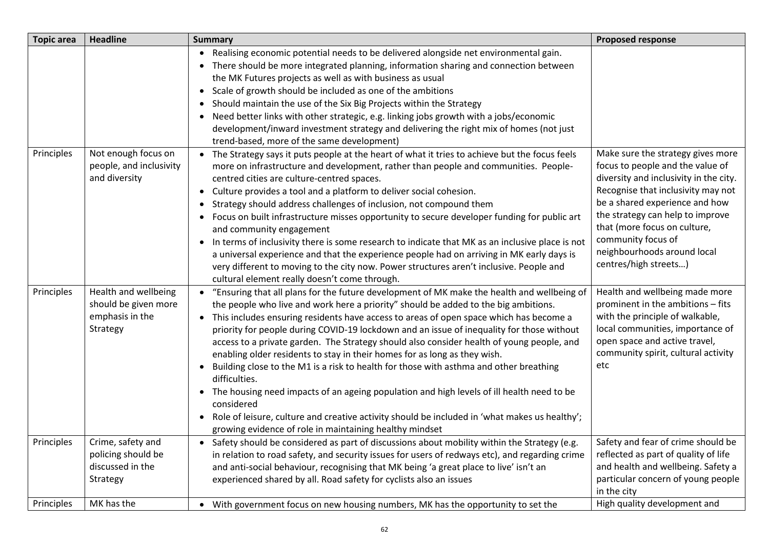| Topic area | Headline | Summary | Proposed response |
|---|---|---|---|
| | | • Realising economic potential needs to be delivered alongside net environmental gain.<br>• There should be more integrated planning, information sharing and connection between the MK Futures projects as well as with business as usual<br>• Scale of growth should be included as one of the ambitions<br>• Should maintain the use of the Six Big Projects within the Strategy<br>• Need better links with other strategic, e.g. linking jobs growth with a jobs/economic development/inward investment strategy and delivering the right mix of homes (not just trend-based, more of the same development) | |
| Principles | Not enough focus on people, and inclusivity and diversity | • The Strategy says it puts people at the heart of what it tries to achieve but the focus feels more on infrastructure and development, rather than people and communities. People-centred cities are culture-centred spaces.<br>• Culture provides a tool and a platform to deliver social cohesion.<br>• Strategy should address challenges of inclusion, not compound them<br>• Focus on built infrastructure misses opportunity to secure developer funding for public art and community engagement<br>• In terms of inclusivity there is some research to indicate that MK as an inclusive place is not a universal experience and that the experience people had on arriving in MK early days is very different to moving to the city now. Power structures aren't inclusive. People and cultural element really doesn't come through. | Make sure the strategy gives more focus to people and the value of diversity and inclusivity in the city. Recognise that inclusivity may not be a shared experience and how the strategy can help to improve that (more focus on culture, community focus of neighbourhoods around local centres/high streets…) |
| Principles | Health and wellbeing should be given more emphasis in the Strategy | • "Ensuring that all plans for the future development of MK make the health and wellbeing of the people who live and work here a priority" should be added to the big ambitions.<br>• This includes ensuring residents have access to areas of open space which has become a priority for people during COVID-19 lockdown and an issue of inequality for those without access to a private garden. The Strategy should also consider health of young people, and enabling older residents to stay in their homes for as long as they wish.<br>• Building close to the M1 is a risk to health for those with asthma and other breathing difficulties.<br>• The housing need impacts of an ageing population and high levels of ill health need to be considered<br>• Role of leisure, culture and creative activity should be included in 'what makes us healthy'; growing evidence of role in maintaining healthy mindset | Health and wellbeing made more prominent in the ambitions – fits with the principle of walkable, local communities, importance of open space and active travel, community spirit, cultural activity etc |
| Principles | Crime, safety and policing should be discussed in the Strategy | • Safety should be considered as part of discussions about mobility within the Strategy (e.g. in relation to road safety, and security issues for users of redways etc), and regarding crime and anti-social behaviour, recognising that MK being 'a great place to live' isn't an experienced shared by all. Road safety for cyclists also an issues | Safety and fear of crime should be reflected as part of quality of life and health and wellbeing. Safety a particular concern of young people in the city |
| Principles | MK has the | • With government focus on new housing numbers, MK has the opportunity to set the | High quality development and |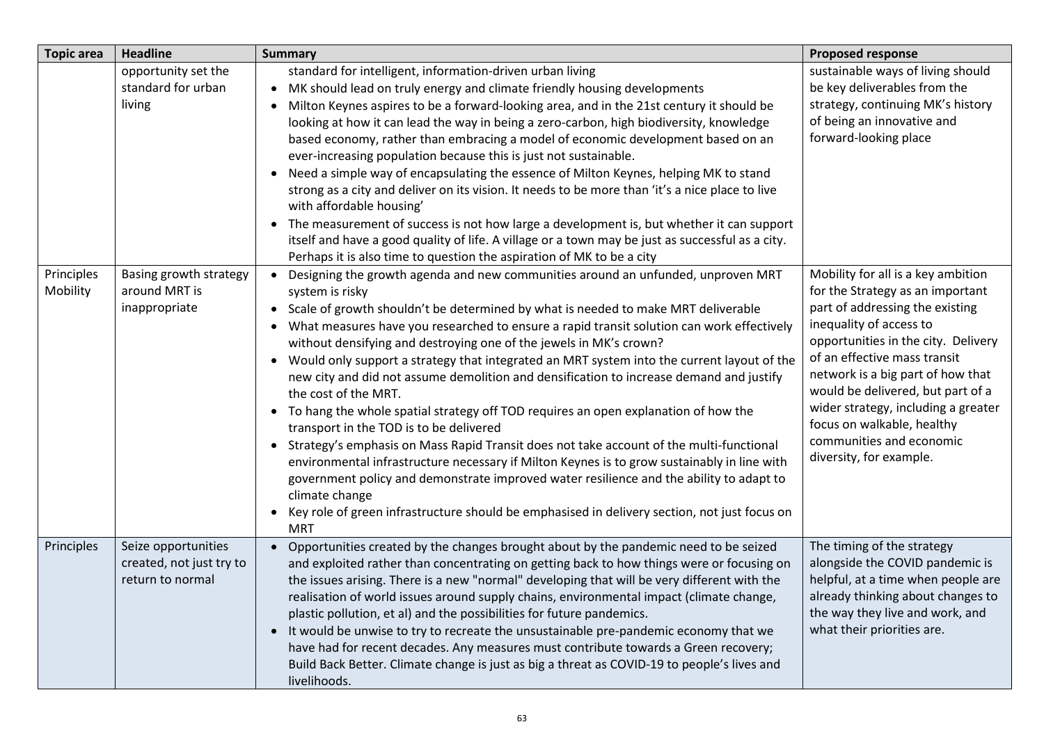| Topic area | Headline | Summary | Proposed response |
|---|---|---|---|
| | opportunity set the standard for urban living | standard for intelligent, information-driven urban living<br>• MK should lead on truly energy and climate friendly housing developments<br>• Milton Keynes aspires to be a forward-looking area, and in the 21st century it should be looking at how it can lead the way in being a zero-carbon, high biodiversity, knowledge based economy, rather than embracing a model of economic development based on an ever-increasing population because this is just not sustainable.<br>• Need a simple way of encapsulating the essence of Milton Keynes, helping MK to stand strong as a city and deliver on its vision. It needs to be more than 'it's a nice place to live with affordable housing'<br>• The measurement of success is not how large a development is, but whether it can support itself and have a good quality of life. A village or a town may be just as successful as a city. Perhaps it is also time to question the aspiration of MK to be a city | sustainable ways of living should be key deliverables from the strategy, continuing MK's history of being an innovative and forward-looking place |
| Principles Mobility | Basing growth strategy around MRT is inappropriate | • Designing the growth agenda and new communities around an unfunded, unproven MRT system is risky<br>• Scale of growth shouldn't be determined by what is needed to make MRT deliverable<br>• What measures have you researched to ensure a rapid transit solution can work effectively without densifying and destroying one of the jewels in MK's crown?<br>• Would only support a strategy that integrated an MRT system into the current layout of the new city and did not assume demolition and densification to increase demand and justify the cost of the MRT.<br>• To hang the whole spatial strategy off TOD requires an open explanation of how the transport in the TOD is to be delivered<br>• Strategy's emphasis on Mass Rapid Transit does not take account of the multi-functional environmental infrastructure necessary if Milton Keynes is to grow sustainably in line with government policy and demonstrate improved water resilience and the ability to adapt to climate change<br>• Key role of green infrastructure should be emphasised in delivery section, not just focus on MRT | Mobility for all is a key ambition for the Strategy as an important part of addressing the existing inequality of access to opportunities in the city. Delivery of an effective mass transit network is a big part of how that would be delivered, but part of a wider strategy, including a greater focus on walkable, healthy communities and economic diversity, for example. |
| Principles | Seize opportunities created, not just try to return to normal | • Opportunities created by the changes brought about by the pandemic need to be seized and exploited rather than concentrating on getting back to how things were or focusing on the issues arising. There is a new "normal" developing that will be very different with the realisation of world issues around supply chains, environmental impact (climate change, plastic pollution, et al) and the possibilities for future pandemics.<br>• It would be unwise to try to recreate the unsustainable pre-pandemic economy that we have had for recent decades. Any measures must contribute towards a Green recovery; Build Back Better. Climate change is just as big a threat as COVID-19 to people's lives and livelihoods. | The timing of the strategy alongside the COVID pandemic is helpful, at a time when people are already thinking about changes to the way they live and work, and what their priorities are. |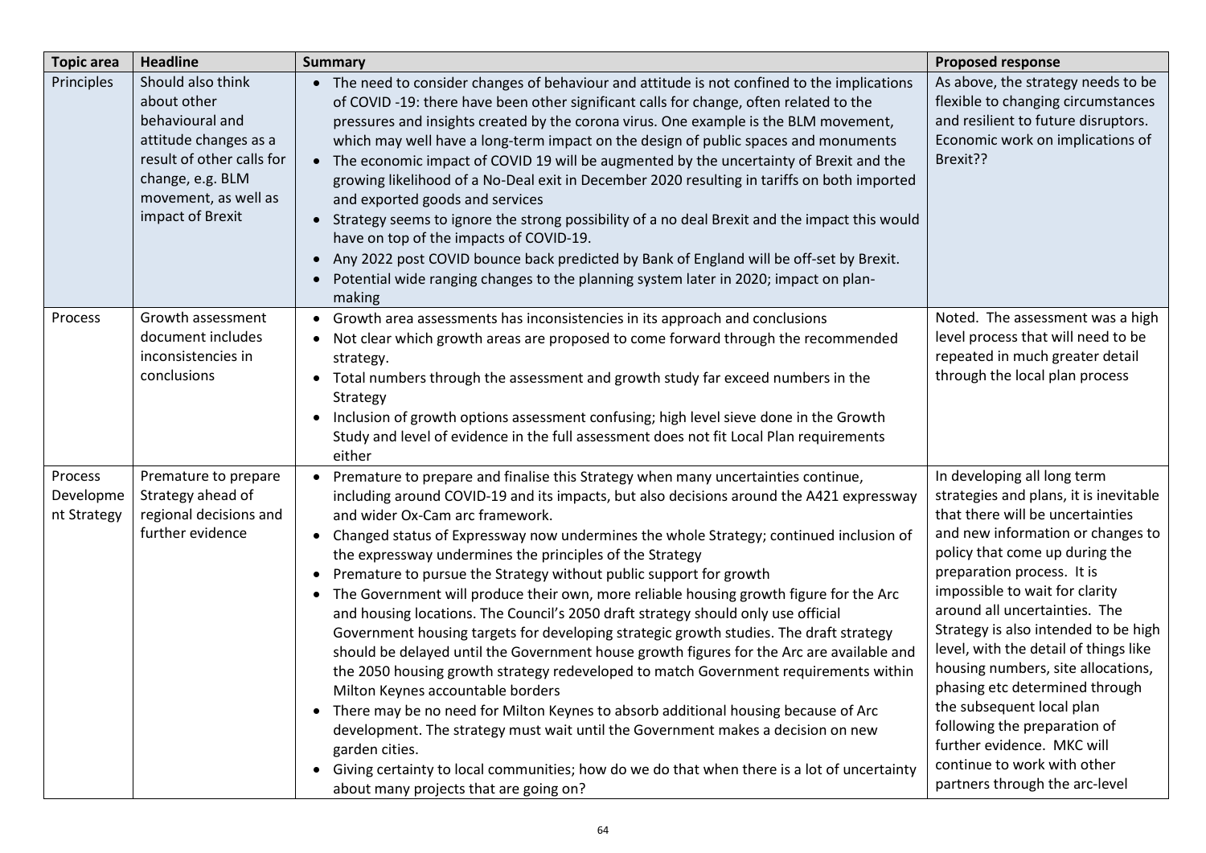| Topic area | Headline | Summary | Proposed response |
|---|---|---|---|
| Principles | Should also think about other behavioural and attitude changes as a result of other calls for change, e.g. BLM movement, as well as impact of Brexit | • The need to consider changes of behaviour and attitude is not confined to the implications of COVID -19: there have been other significant calls for change, often related to the pressures and insights created by the corona virus. One example is the BLM movement, which may well have a long-term impact on the design of public spaces and monuments<br>• The economic impact of COVID 19 will be augmented by the uncertainty of Brexit and the growing likelihood of a No-Deal exit in December 2020 resulting in tariffs on both imported and exported goods and services<br>• Strategy seems to ignore the strong possibility of a no deal Brexit and the impact this would have on top of the impacts of COVID-19.<br>• Any 2022 post COVID bounce back predicted by Bank of England will be off-set by Brexit.<br>• Potential wide ranging changes to the planning system later in 2020; impact on plan-making | As above, the strategy needs to be flexible to changing circumstances and resilient to future disruptors. Economic work on implications of Brexit?? |
| Process | Growth assessment document includes inconsistencies in conclusions | • Growth area assessments has inconsistencies in its approach and conclusions<br>• Not clear which growth areas are proposed to come forward through the recommended strategy.<br>• Total numbers through the assessment and growth study far exceed numbers in the Strategy<br>• Inclusion of growth options assessment confusing; high level sieve done in the Growth Study and level of evidence in the full assessment does not fit Local Plan requirements either | Noted. The assessment was a high level process that will need to be repeated in much greater detail through the local plan process |
| Process Development Strategy | Premature to prepare Strategy ahead of regional decisions and further evidence | • Premature to prepare and finalise this Strategy when many uncertainties continue, including around COVID-19 and its impacts, but also decisions around the A421 expressway and wider Ox-Cam arc framework.<br>• Changed status of Expressway now undermines the whole Strategy; continued inclusion of the expressway undermines the principles of the Strategy<br>• Premature to pursue the Strategy without public support for growth<br>• The Government will produce their own, more reliable housing growth figure for the Arc and housing locations. The Council's 2050 draft strategy should only use official Government housing targets for developing strategic growth studies. The draft strategy should be delayed until the Government house growth figures for the Arc are available and the 2050 housing growth strategy redeveloped to match Government requirements within Milton Keynes accountable borders<br>• There may be no need for Milton Keynes to absorb additional housing because of Arc development. The strategy must wait until the Government makes a decision on new garden cities.<br>• Giving certainty to local communities; how do we do that when there is a lot of uncertainty about many projects that are going on? | In developing all long term strategies and plans, it is inevitable that there will be uncertainties and new information or changes to policy that come up during the preparation process. It is impossible to wait for clarity around all uncertainties. The Strategy is also intended to be high level, with the detail of things like housing numbers, site allocations, phasing etc determined through the subsequent local plan following the preparation of further evidence. MKC will continue to work with other partners through the arc-level |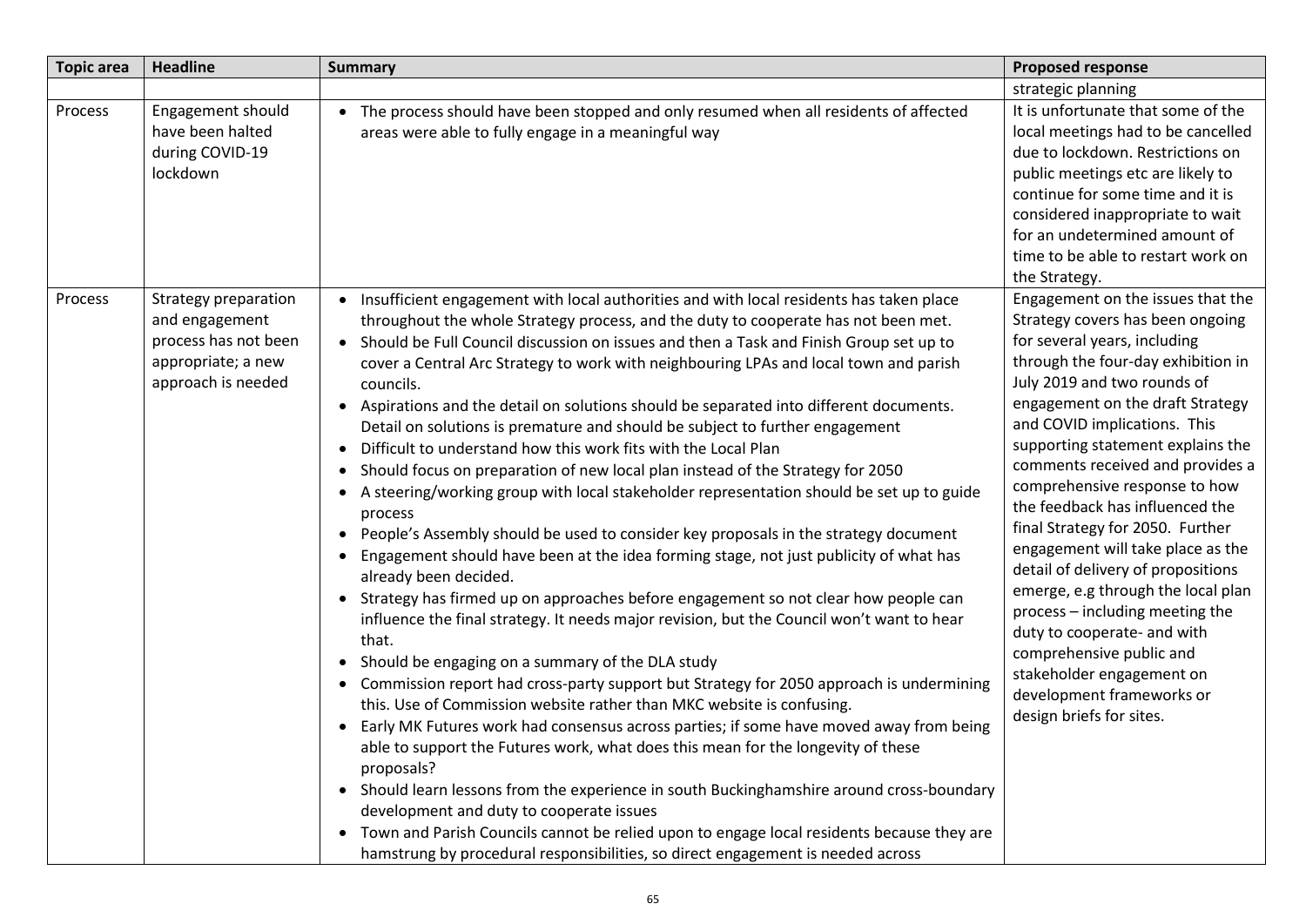| Topic area | Headline | Summary | Proposed response |
|---|---|---|---|
| | | | strategic planning |
| Process | Engagement should have been halted during COVID-19 lockdown | • The process should have been stopped and only resumed when all residents of affected areas were able to fully engage in a meaningful way | It is unfortunate that some of the local meetings had to be cancelled due to lockdown. Restrictions on public meetings etc are likely to continue for some time and it is considered inappropriate to wait for an undetermined amount of time to be able to restart work on the Strategy. |
| Process | Strategy preparation and engagement process has not been appropriate; a new approach is needed | • Insufficient engagement with local authorities and with local residents has taken place throughout the whole Strategy process, and the duty to cooperate has not been met.<br>• Should be Full Council discussion on issues and then a Task and Finish Group set up to cover a Central Arc Strategy to work with neighbouring LPAs and local town and parish councils.<br>• Aspirations and the detail on solutions should be separated into different documents. Detail on solutions is premature and should be subject to further engagement<br>• Difficult to understand how this work fits with the Local Plan<br>• Should focus on preparation of new local plan instead of the Strategy for 2050<br>• A steering/working group with local stakeholder representation should be set up to guide process<br>• People's Assembly should be used to consider key proposals in the strategy document<br>• Engagement should have been at the idea forming stage, not just publicity of what has already been decided.<br>• Strategy has firmed up on approaches before engagement so not clear how people can influence the final strategy. It needs major revision, but the Council won't want to hear that.<br>• Should be engaging on a summary of the DLA study<br>• Commission report had cross-party support but Strategy for 2050 approach is undermining this. Use of Commission website rather than MKC website is confusing.<br>• Early MK Futures work had consensus across parties; if some have moved away from being able to support the Futures work, what does this mean for the longevity of these proposals?<br>• Should learn lessons from the experience in south Buckinghamshire around cross-boundary development and duty to cooperate issues<br>• Town and Parish Councils cannot be relied upon to engage local residents because they are hamstrung by procedural responsibilities, so direct engagement is needed across | Engagement on the issues that the Strategy covers has been ongoing for several years, including through the four-day exhibition in July 2019 and two rounds of engagement on the draft Strategy and COVID implications. This supporting statement explains the comments received and provides a comprehensive response to how the feedback has influenced the final Strategy for 2050. Further engagement will take place as the detail of delivery of propositions emerge, e.g through the local plan process – including meeting the duty to cooperate- and with comprehensive public and stakeholder engagement on development frameworks or design briefs for sites. |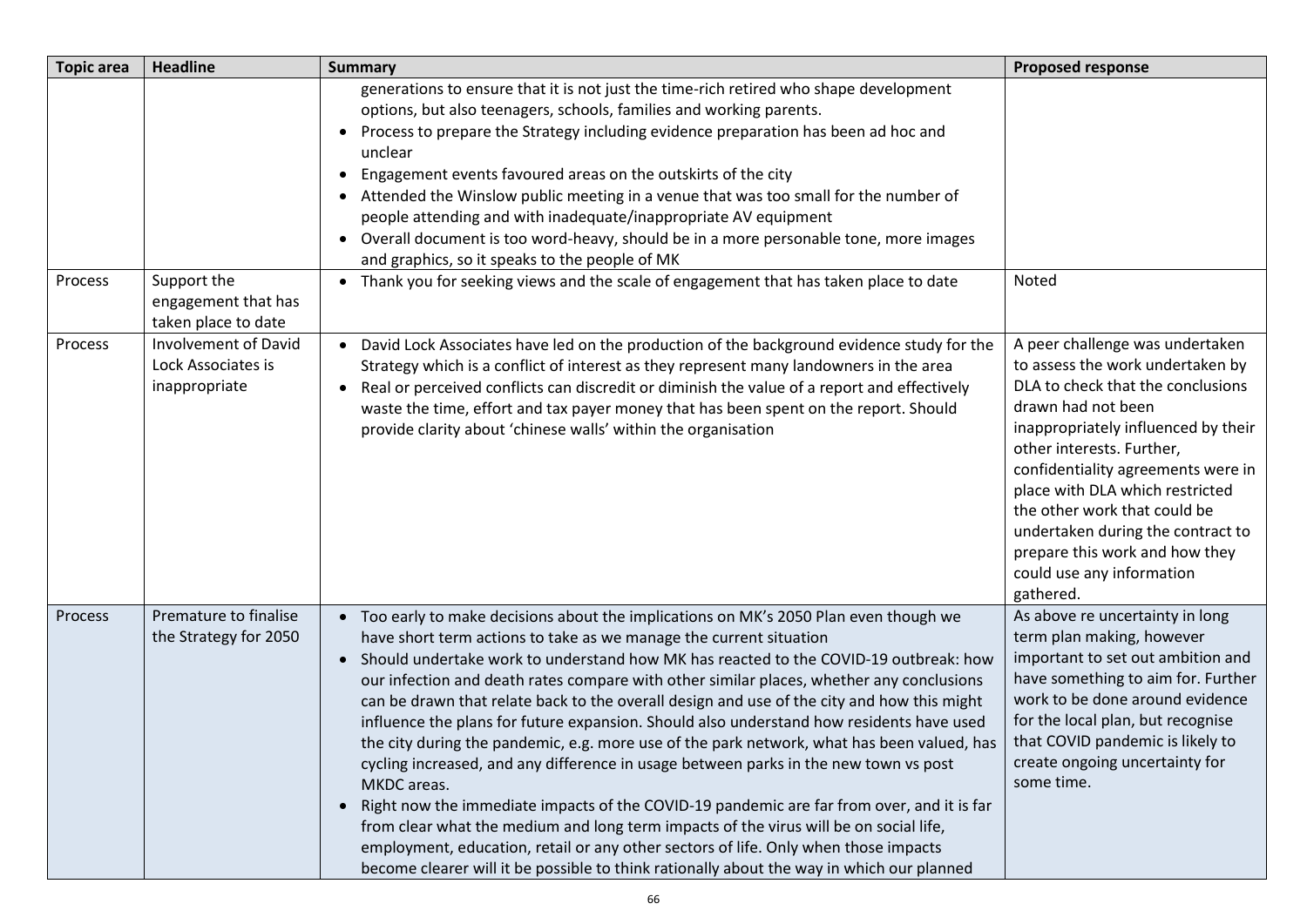| Topic area | Headline | Summary | Proposed response |
| --- | --- | --- | --- |
| | | generations to ensure that it is not just the time-rich retired who shape development options, but also teenagers, schools, families and working parents.<br>• Process to prepare the Strategy including evidence preparation has been ad hoc and unclear<br>• Engagement events favoured areas on the outskirts of the city<br>• Attended the Winslow public meeting in a venue that was too small for the number of people attending and with inadequate/inappropriate AV equipment<br>• Overall document is too word-heavy, should be in a more personable tone, more images and graphics, so it speaks to the people of MK | |
| Process | Support the engagement that has taken place to date | • Thank you for seeking views and the scale of engagement that has taken place to date | Noted |
| Process | Involvement of David Lock Associates is inappropriate | • David Lock Associates have led on the production of the background evidence study for the Strategy which is a conflict of interest as they represent many landowners in the area<br>• Real or perceived conflicts can discredit or diminish the value of a report and effectively waste the time, effort and tax payer money that has been spent on the report. Should provide clarity about 'chinese walls' within the organisation | A peer challenge was undertaken to assess the work undertaken by DLA to check that the conclusions drawn had not been inappropriately influenced by their other interests. Further, confidentiality agreements were in place with DLA which restricted the other work that could be undertaken during the contract to prepare this work and how they could use any information gathered. |
| Process | Premature to finalise the Strategy for 2050 | • Too early to make decisions about the implications on MK's 2050 Plan even though we have short term actions to take as we manage the current situation<br>• Should undertake work to understand how MK has reacted to the COVID-19 outbreak: how our infection and death rates compare with other similar places, whether any conclusions can be drawn that relate back to the overall design and use of the city and how this might influence the plans for future expansion. Should also understand how residents have used the city during the pandemic, e.g. more use of the park network, what has been valued, has cycling increased, and any difference in usage between parks in the new town vs post MKDC areas.<br>• Right now the immediate impacts of the COVID-19 pandemic are far from over, and it is far from clear what the medium and long term impacts of the virus will be on social life, employment, education, retail or any other sectors of life. Only when those impacts become clearer will it be possible to think rationally about the way in which our planned | As above re uncertainty in long term plan making, however important to set out ambition and have something to aim for. Further work to be done around evidence for the local plan, but recognise that COVID pandemic is likely to create ongoing uncertainty for some time. |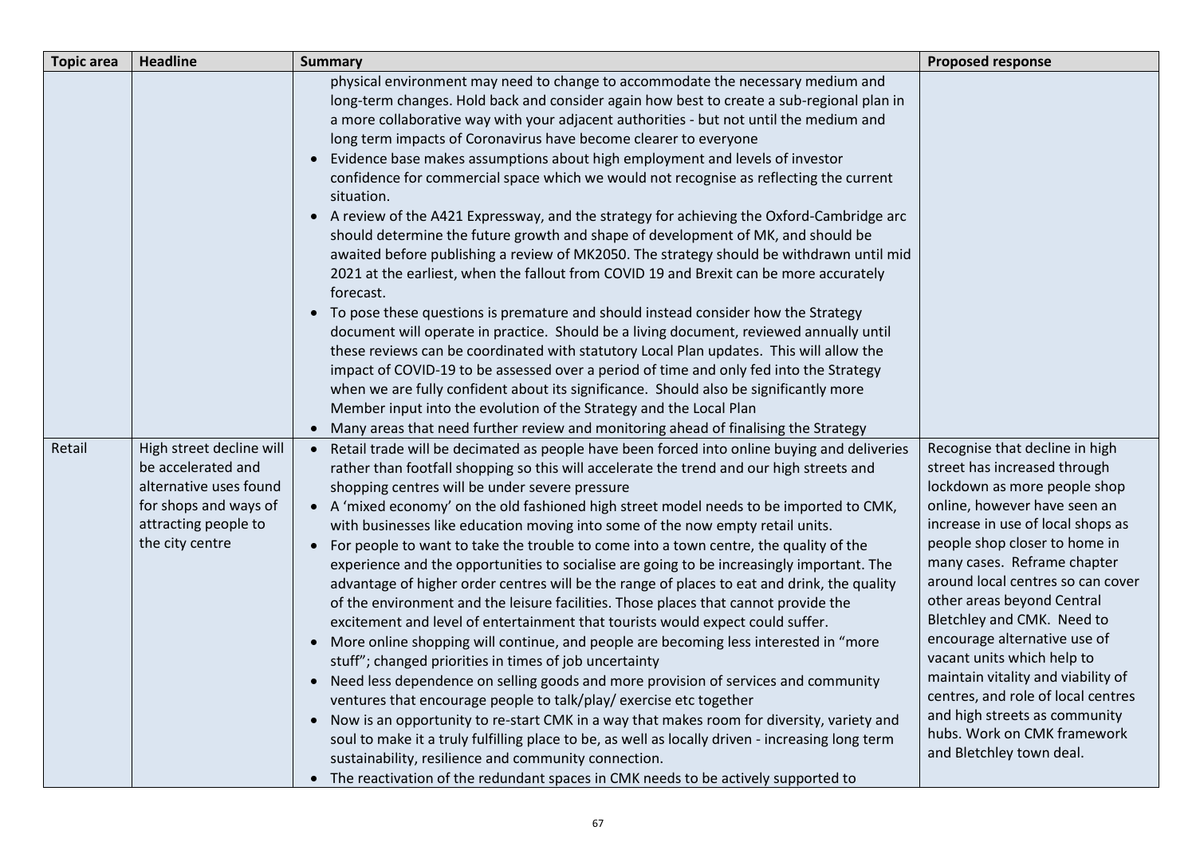| Topic area | Headline | Summary | Proposed response |
|---|---|---|---|
| | | physical environment may need to change to accommodate the necessary medium and long-term changes. Hold back and consider again how best to create a sub-regional plan in a more collaborative way with your adjacent authorities - but not until the medium and long term impacts of Coronavirus have become clearer to everyone<br>• Evidence base makes assumptions about high employment and levels of investor confidence for commercial space which we would not recognise as reflecting the current situation.<br>• A review of the A421 Expressway, and the strategy for achieving the Oxford-Cambridge arc should determine the future growth and shape of development of MK, and should be awaited before publishing a review of MK2050. The strategy should be withdrawn until mid 2021 at the earliest, when the fallout from COVID 19 and Brexit can be more accurately forecast.<br>• To pose these questions is premature and should instead consider how the Strategy document will operate in practice. Should be a living document, reviewed annually until these reviews can be coordinated with statutory Local Plan updates. This will allow the impact of COVID-19 to be assessed over a period of time and only fed into the Strategy when we are fully confident about its significance. Should also be significantly more Member input into the evolution of the Strategy and the Local Plan<br>• Many areas that need further review and monitoring ahead of finalising the Strategy | |
| Retail | High street decline will be accelerated and alternative uses found for shops and ways of attracting people to the city centre | • Retail trade will be decimated as people have been forced into online buying and deliveries rather than footfall shopping so this will accelerate the trend and our high streets and shopping centres will be under severe pressure<br>• A 'mixed economy' on the old fashioned high street model needs to be imported to CMK, with businesses like education moving into some of the now empty retail units.<br>• For people to want to take the trouble to come into a town centre, the quality of the experience and the opportunities to socialise are going to be increasingly important. The advantage of higher order centres will be the range of places to eat and drink, the quality of the environment and the leisure facilities. Those places that cannot provide the excitement and level of entertainment that tourists would expect could suffer.<br>• More online shopping will continue, and people are becoming less interested in "more stuff"; changed priorities in times of job uncertainty<br>• Need less dependence on selling goods and more provision of services and community ventures that encourage people to talk/play/ exercise etc together<br>• Now is an opportunity to re-start CMK in a way that makes room for diversity, variety and soul to make it a truly fulfilling place to be, as well as locally driven - increasing long term sustainability, resilience and community connection.<br>• The reactivation of the redundant spaces in CMK needs to be actively supported to | Recognise that decline in high street has increased through lockdown as more people shop online, however have seen an increase in use of local shops as people shop closer to home in many cases. Reframe chapter around local centres so can cover other areas beyond Central Bletchley and CMK. Need to encourage alternative use of vacant units which help to maintain vitality and viability of centres, and role of local centres and high streets as community hubs. Work on CMK framework and Bletchley town deal. |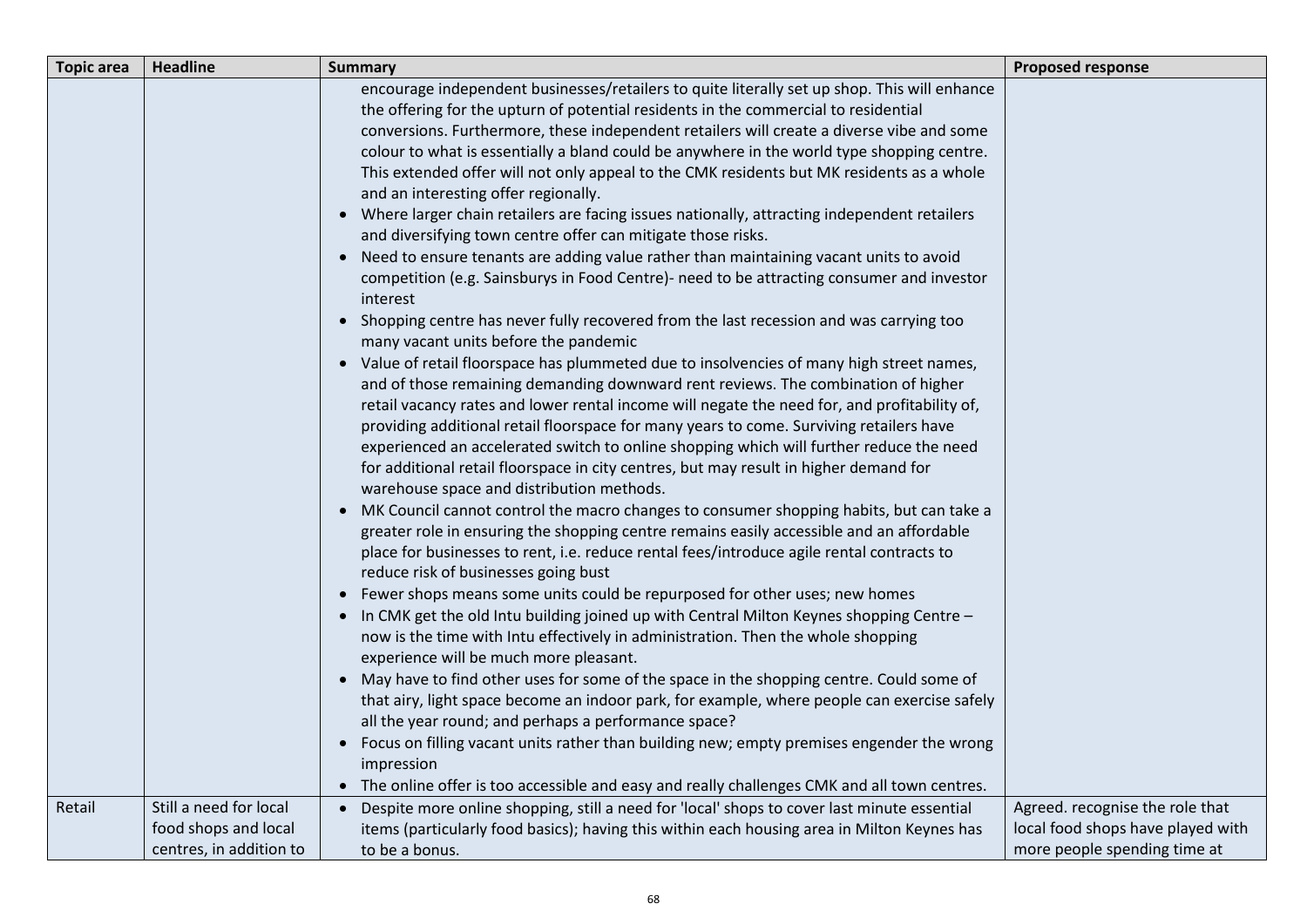| Topic area | Headline | Summary | Proposed response |
|---|---|---|---|
| | | encourage independent businesses/retailers to quite literally set up shop. This will enhance the offering for the upturn of potential residents in the commercial to residential conversions. Furthermore, these independent retailers will create a diverse vibe and some colour to what is essentially a bland could be anywhere in the world type shopping centre. This extended offer will not only appeal to the CMK residents but MK residents as a whole and an interesting offer regionally.<br>• Where larger chain retailers are facing issues nationally, attracting independent retailers and diversifying town centre offer can mitigate those risks.<br>• Need to ensure tenants are adding value rather than maintaining vacant units to avoid competition (e.g. Sainsburys in Food Centre)- need to be attracting consumer and investor interest<br>• Shopping centre has never fully recovered from the last recession and was carrying too many vacant units before the pandemic<br>• Value of retail floorspace has plummeted due to insolvencies of many high street names, and of those remaining demanding downward rent reviews. The combination of higher retail vacancy rates and lower rental income will negate the need for, and profitability of, providing additional retail floorspace for many years to come. Surviving retailers have experienced an accelerated switch to online shopping which will further reduce the need for additional retail floorspace in city centres, but may result in higher demand for warehouse space and distribution methods.<br>• MK Council cannot control the macro changes to consumer shopping habits, but can take a greater role in ensuring the shopping centre remains easily accessible and an affordable place for businesses to rent, i.e. reduce rental fees/introduce agile rental contracts to reduce risk of businesses going bust<br>• Fewer shops means some units could be repurposed for other uses; new homes<br>• In CMK get the old Intu building joined up with Central Milton Keynes shopping Centre – now is the time with Intu effectively in administration. Then the whole shopping experience will be much more pleasant.<br>• May have to find other uses for some of the space in the shopping centre. Could some of that airy, light space become an indoor park, for example, where people can exercise safely all the year round; and perhaps a performance space?<br>• Focus on filling vacant units rather than building new; empty premises engender the wrong impression<br>• The online offer is too accessible and easy and really challenges CMK and all town centres. | |
| Retail | Still a need for local food shops and local centres, in addition to | • Despite more online shopping, still a need for 'local' shops to cover last minute essential items (particularly food basics); having this within each housing area in Milton Keynes has to be a bonus. | Agreed. recognise the role that local food shops have played with more people spending time at |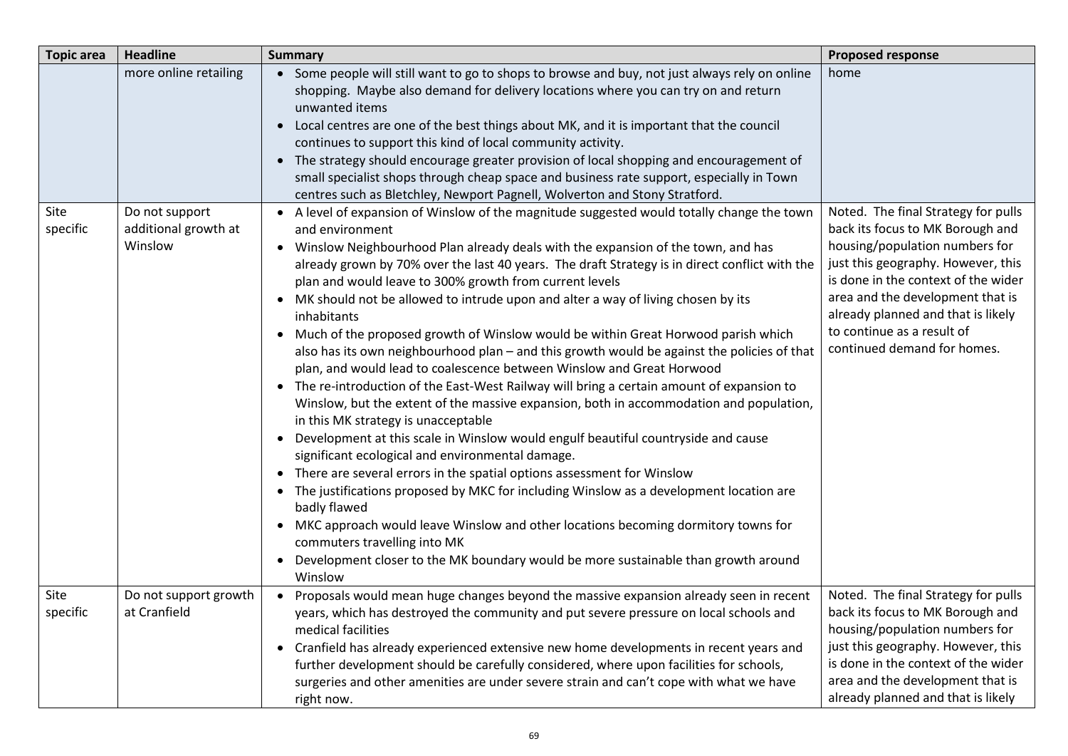| Topic area | Headline | Summary | Proposed response |
|---|---|---|---|
| | more online retailing | • Some people will still want to go to shops to browse and buy, not just always rely on online shopping. Maybe also demand for delivery locations where you can try on and return unwanted items<br>• Local centres are one of the best things about MK, and it is important that the council continues to support this kind of local community activity.<br>• The strategy should encourage greater provision of local shopping and encouragement of small specialist shops through cheap space and business rate support, especially in Town centres such as Bletchley, Newport Pagnell, Wolverton and Stony Stratford. | home |
| Site specific | Do not support additional growth at Winslow | • A level of expansion of Winslow of the magnitude suggested would totally change the town and environment<br>• Winslow Neighbourhood Plan already deals with the expansion of the town, and has already grown by 70% over the last 40 years. The draft Strategy is in direct conflict with the plan and would leave to 300% growth from current levels<br>• MK should not be allowed to intrude upon and alter a way of living chosen by its inhabitants<br>• Much of the proposed growth of Winslow would be within Great Horwood parish which also has its own neighbourhood plan – and this growth would be against the policies of that plan, and would lead to coalescence between Winslow and Great Horwood<br>• The re-introduction of the East-West Railway will bring a certain amount of expansion to Winslow, but the extent of the massive expansion, both in accommodation and population, in this MK strategy is unacceptable<br>• Development at this scale in Winslow would engulf beautiful countryside and cause significant ecological and environmental damage.<br>• There are several errors in the spatial options assessment for Winslow<br>• The justifications proposed by MKC for including Winslow as a development location are badly flawed<br>• MKC approach would leave Winslow and other locations becoming dormitory towns for commuters travelling into MK<br>• Development closer to the MK boundary would be more sustainable than growth around Winslow | Noted. The final Strategy for pulls back its focus to MK Borough and housing/population numbers for just this geography. However, this is done in the context of the wider area and the development that is already planned and that is likely to continue as a result of continued demand for homes. |
| Site specific | Do not support growth at Cranfield | • Proposals would mean huge changes beyond the massive expansion already seen in recent years, which has destroyed the community and put severe pressure on local schools and medical facilities<br>• Cranfield has already experienced extensive new home developments in recent years and further development should be carefully considered, where upon facilities for schools, surgeries and other amenities are under severe strain and can't cope with what we have right now. | Noted. The final Strategy for pulls back its focus to MK Borough and housing/population numbers for just this geography. However, this is done in the context of the wider area and the development that is already planned and that is likely |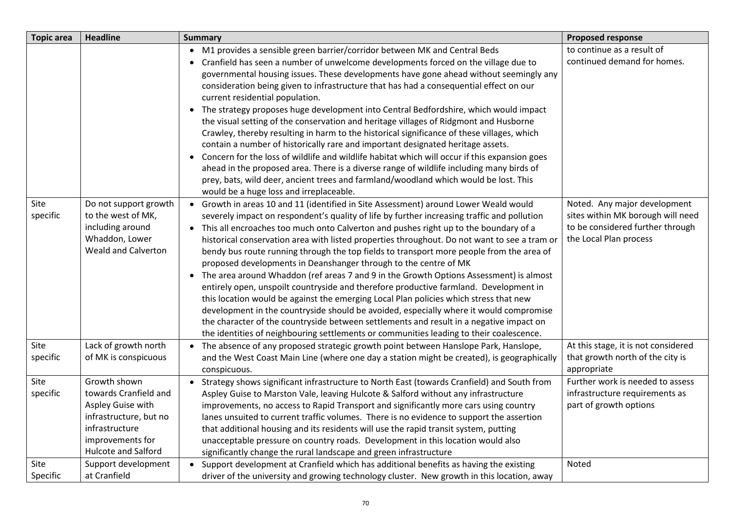| Topic area | Headline | Summary | Proposed response |
|---|---|---|---|
| | | • M1 provides a sensible green barrier/corridor between MK and Central Beds<br>• Cranfield has seen a number of unwelcome developments forced on the village due to governmental housing issues. These developments have gone ahead without seemingly any consideration being given to infrastructure that has had a consequential effect on our current residential population.<br>• The strategy proposes huge development into Central Bedfordshire, which would impact the visual setting of the conservation and heritage villages of Ridgmont and Husborne Crawley, thereby resulting in harm to the historical significance of these villages, which contain a number of historically rare and important designated heritage assets.<br>• Concern for the loss of wildlife and wildlife habitat which will occur if this expansion goes ahead in the proposed area. There is a diverse range of wildlife including many birds of prey, bats, wild deer, ancient trees and farmland/woodland which would be lost. This would be a huge loss and irreplaceable. | to continue as a result of continued demand for homes. |
| Site specific | Do not support growth to the west of MK, including around Whaddon, Lower Weald and Calverton | • Growth in areas 10 and 11 (identified in Site Assessment) around Lower Weald would severely impact on respondent's quality of life by further increasing traffic and pollution<br>• This all encroaches too much onto Calverton and pushes right up to the boundary of a historical conservation area with listed properties throughout. Do not want to see a tram or bendy bus route running through the top fields to transport more people from the area of proposed developments in Deanshanger through to the centre of MK<br>• The area around Whaddon (ref areas 7 and 9 in the Growth Options Assessment) is almost entirely open, unspoilt countryside and therefore productive farmland. Development in this location would be against the emerging Local Plan policies which stress that new development in the countryside should be avoided, especially where it would compromise the character of the countryside between settlements and result in a negative impact on the identities of neighbouring settlements or communities leading to their coalescence. | Noted. Any major development sites within MK borough will need to be considered further through the Local Plan process |
| Site specific | Lack of growth north of MK is conspicuous | • The absence of any proposed strategic growth point between Hanslope Park, Hanslope, and the West Coast Main Line (where one day a station might be created), is geographically conspicuous. | At this stage, it is not considered that growth north of the city is appropriate |
| Site specific | Growth shown towards Cranfield and Aspley Guise with infrastructure, but no infrastructure improvements for Hulcote and Salford | • Strategy shows significant infrastructure to North East (towards Cranfield) and South from Aspley Guise to Marston Vale, leaving Hulcote & Salford without any infrastructure improvements, no access to Rapid Transport and significantly more cars using country lanes unsuited to current traffic volumes. There is no evidence to support the assertion that additional housing and its residents will use the rapid transit system, putting unacceptable pressure on country roads. Development in this location would also significantly change the rural landscape and green infrastructure | Further work is needed to assess infrastructure requirements as part of growth options |
| Site Specific | Support development at Cranfield | • Support development at Cranfield which has additional benefits as having the existing driver of the university and growing technology cluster. New growth in this location, away | Noted |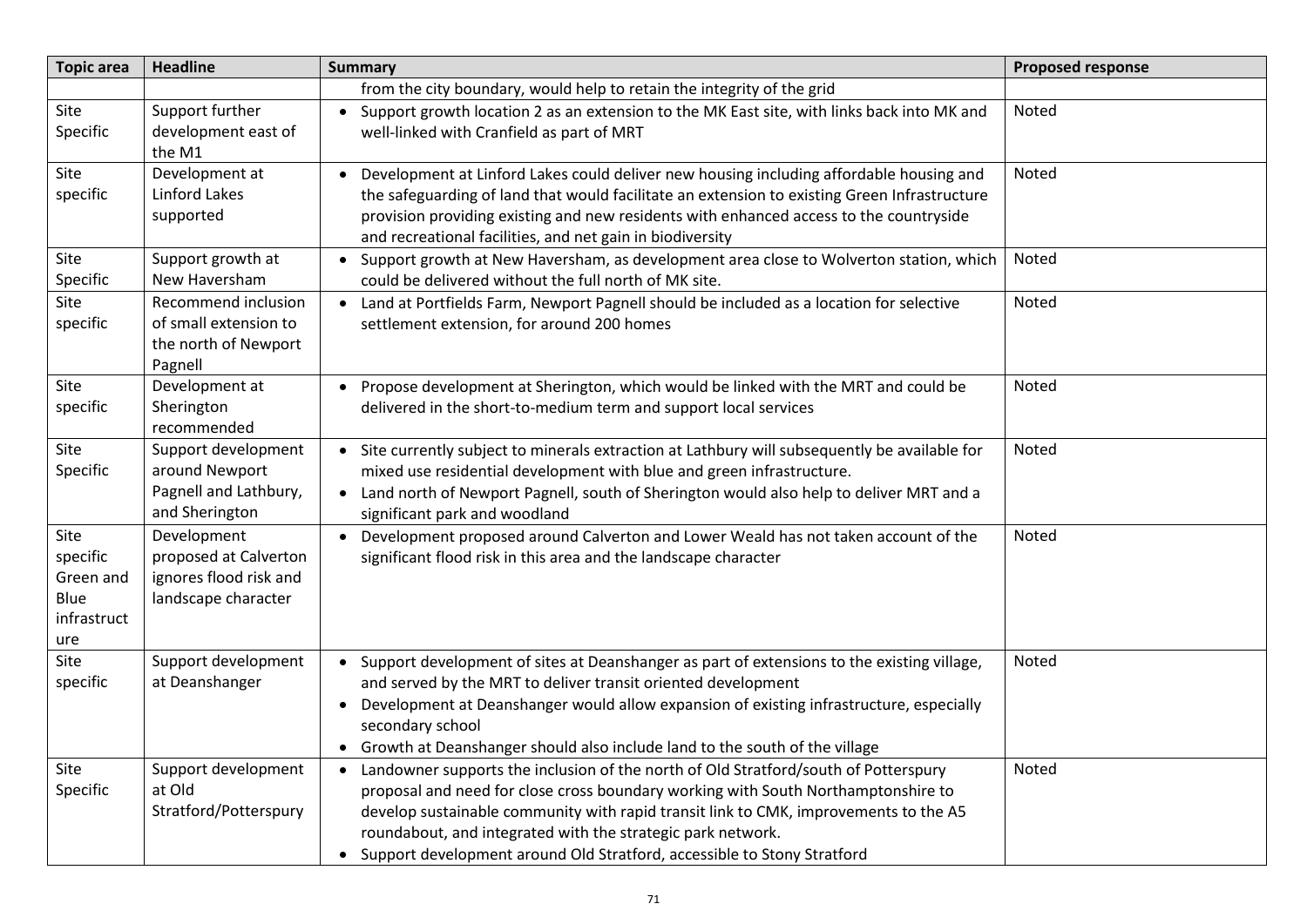| Topic area | Headline | Summary | Proposed response |
|---|---|---|---|
| | | from the city boundary, would help to retain the integrity of the grid | |
| Site Specific | Support further development east of the M1 | • Support growth location 2 as an extension to the MK East site, with links back into MK and well-linked with Cranfield as part of MRT | Noted |
| Site specific | Development at Linford Lakes supported | • Development at Linford Lakes could deliver new housing including affordable housing and the safeguarding of land that would facilitate an extension to existing Green Infrastructure provision providing existing and new residents with enhanced access to the countryside and recreational facilities, and net gain in biodiversity | Noted |
| Site Specific | Support growth at New Haversham | • Support growth at New Haversham, as development area close to Wolverton station, which could be delivered without the full north of MK site. | Noted |
| Site specific | Recommend inclusion of small extension to the north of Newport Pagnell | • Land at Portfields Farm, Newport Pagnell should be included as a location for selective settlement extension, for around 200 homes | Noted |
| Site specific | Development at Sherington recommended | • Propose development at Sherington, which would be linked with the MRT and could be delivered in the short-to-medium term and support local services | Noted |
| Site Specific | Support development around Newport Pagnell and Lathbury, and Sherington | • Site currently subject to minerals extraction at Lathbury will subsequently be available for mixed use residential development with blue and green infrastructure.<br>• Land north of Newport Pagnell, south of Sherington would also help to deliver MRT and a significant park and woodland | Noted |
| Site specific Green and Blue infrastructure | Development proposed at Calverton ignores flood risk and landscape character | • Development proposed around Calverton and Lower Weald has not taken account of the significant flood risk in this area and the landscape character | Noted |
| Site specific | Support development at Deanshanger | • Support development of sites at Deanshanger as part of extensions to the existing village, and served by the MRT to deliver transit oriented development<br>• Development at Deanshanger would allow expansion of existing infrastructure, especially secondary school<br>• Growth at Deanshanger should also include land to the south of the village | Noted |
| Site Specific | Support development at Old Stratford/Potterspury | • Landowner supports the inclusion of the north of Old Stratford/south of Potterspury proposal and need for close cross boundary working with South Northamptonshire to develop sustainable community with rapid transit link to CMK, improvements to the A5 roundabout, and integrated with the strategic park network.<br>• Support development around Old Stratford, accessible to Stony Stratford | Noted |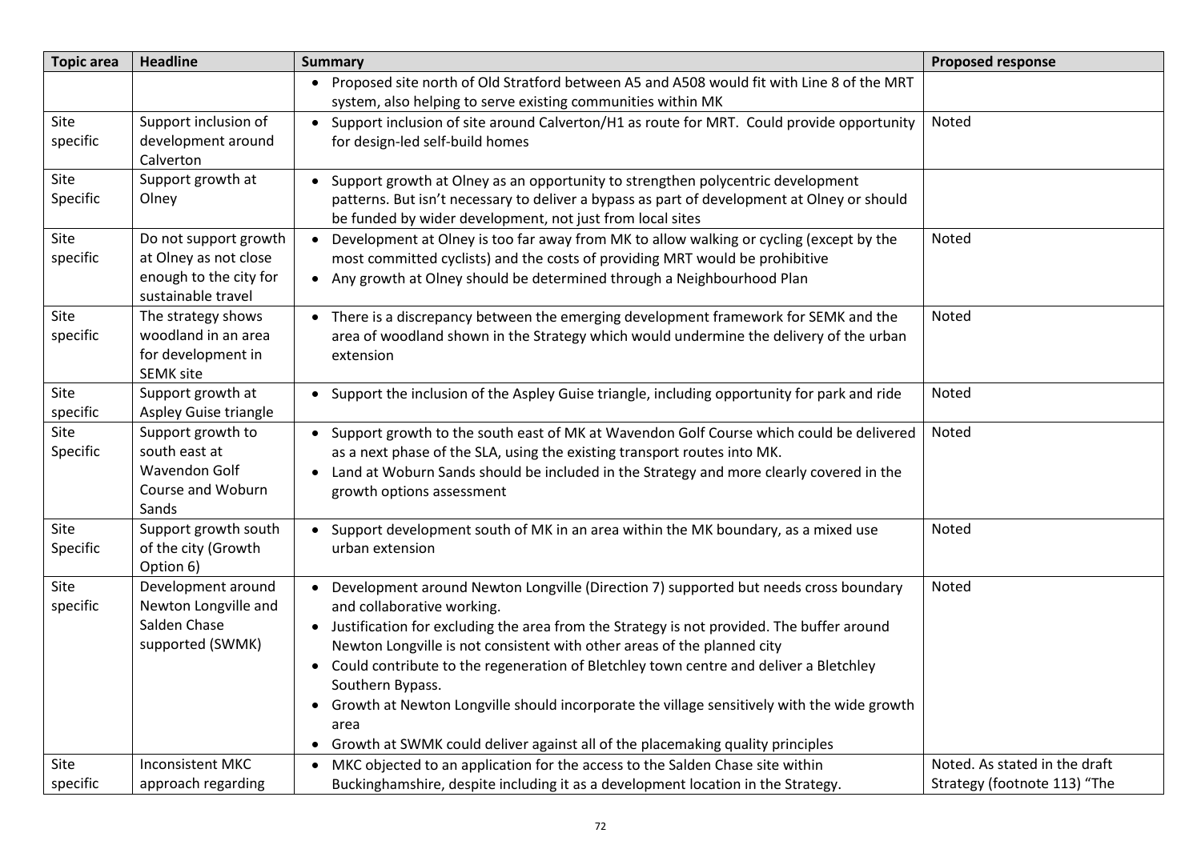| Topic area | Headline | Summary | Proposed response |
|---|---|---|---|
| | | • Proposed site north of Old Stratford between A5 and A508 would fit with Line 8 of the MRT system, also helping to serve existing communities within MK | |
| Site specific | Support inclusion of development around Calverton | • Support inclusion of site around Calverton/H1 as route for MRT. Could provide opportunity for design-led self-build homes | Noted |
| Site Specific | Support growth at Olney | • Support growth at Olney as an opportunity to strengthen polycentric development patterns. But isn't necessary to deliver a bypass as part of development at Olney or should be funded by wider development, not just from local sites | |
| Site specific | Do not support growth at Olney as not close enough to the city for sustainable travel | • Development at Olney is too far away from MK to allow walking or cycling (except by the most committed cyclists) and the costs of providing MRT would be prohibitive<br>• Any growth at Olney should be determined through a Neighbourhood Plan | Noted |
| Site specific | The strategy shows woodland in an area for development in SEMK site | • There is a discrepancy between the emerging development framework for SEMK and the area of woodland shown in the Strategy which would undermine the delivery of the urban extension | Noted |
| Site specific | Support growth at Aspley Guise triangle | • Support the inclusion of the Aspley Guise triangle, including opportunity for park and ride | Noted |
| Site Specific | Support growth to south east at Wavendon Golf Course and Woburn Sands | • Support growth to the south east of MK at Wavendon Golf Course which could be delivered as a next phase of the SLA, using the existing transport routes into MK.<br>• Land at Woburn Sands should be included in the Strategy and more clearly covered in the growth options assessment | Noted |
| Site Specific | Support growth south of the city (Growth Option 6) | • Support development south of MK in an area within the MK boundary, as a mixed use urban extension | Noted |
| Site specific | Development around Newton Longville and Salden Chase supported (SWMK) | • Development around Newton Longville (Direction 7) supported but needs cross boundary and collaborative working.<br>• Justification for excluding the area from the Strategy is not provided. The buffer around Newton Longville is not consistent with other areas of the planned city<br>• Could contribute to the regeneration of Bletchley town centre and deliver a Bletchley Southern Bypass.<br>• Growth at Newton Longville should incorporate the village sensitively with the wide growth area<br>• Growth at SWMK could deliver against all of the placemaking quality principles | Noted |
| Site specific | Inconsistent MKC approach regarding | • MKC objected to an application for the access to the Salden Chase site within Buckinghamshire, despite including it as a development location in the Strategy. | Noted. As stated in the draft Strategy (footnote 113) "The |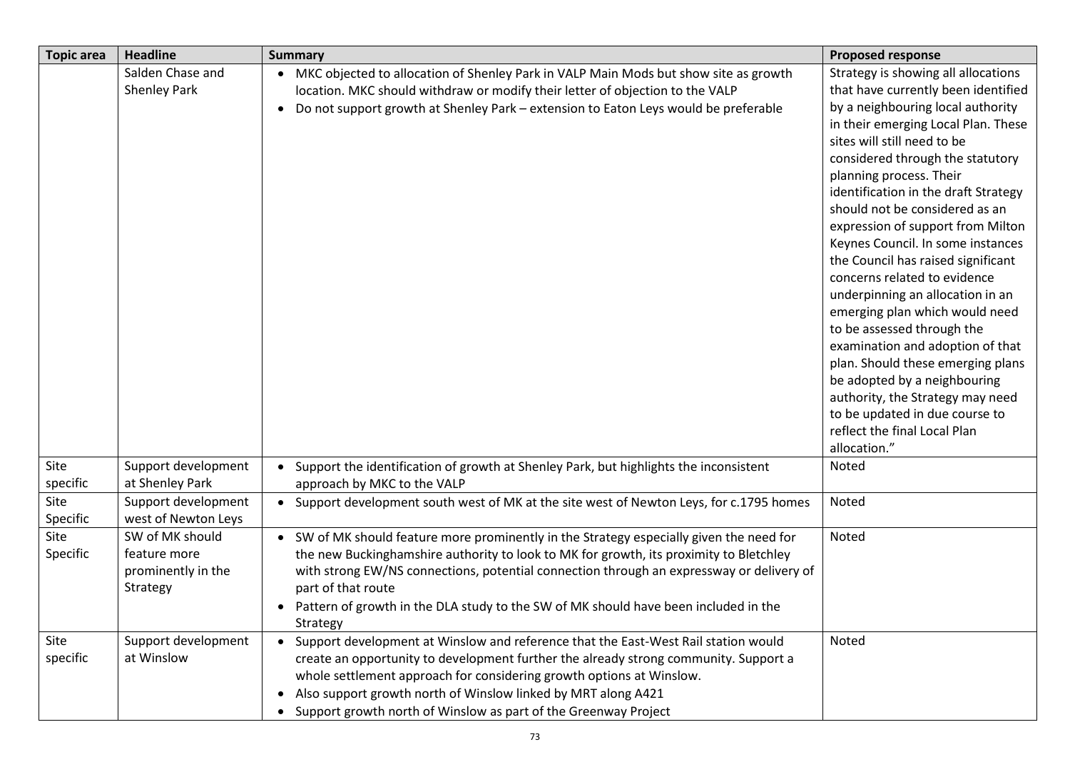| Topic area | Headline | Summary | Proposed response |
|---|---|---|---|
| | Salden Chase and Shenley Park | • MKC objected to allocation of Shenley Park in VALP Main Mods but show site as growth location. MKC should withdraw or modify their letter of objection to the VALP<br>• Do not support growth at Shenley Park – extension to Eaton Leys would be preferable | Strategy is showing all allocations that have currently been identified by a neighbouring local authority in their emerging Local Plan. These sites will still need to be considered through the statutory planning process. Their identification in the draft Strategy should not be considered as an expression of support from Milton Keynes Council. In some instances the Council has raised significant concerns related to evidence underpinning an allocation in an emerging plan which would need to be assessed through the examination and adoption of that plan. Should these emerging plans be adopted by a neighbouring authority, the Strategy may need to be updated in due course to reflect the final Local Plan allocation." |
| Site specific | Support development at Shenley Park | • Support the identification of growth at Shenley Park, but highlights the inconsistent approach by MKC to the VALP | Noted |
| Site Specific | Support development west of Newton Leys | • Support development south west of MK at the site west of Newton Leys, for c.1795 homes | Noted |
| Site Specific | SW of MK should feature more prominently in the Strategy | • SW of MK should feature more prominently in the Strategy especially given the need for the new Buckinghamshire authority to look to MK for growth, its proximity to Bletchley with strong EW/NS connections, potential connection through an expressway or delivery of part of that route<br>• Pattern of growth in the DLA study to the SW of MK should have been included in the Strategy | Noted |
| Site specific | Support development at Winslow | • Support development at Winslow and reference that the East-West Rail station would create an opportunity to development further the already strong community. Support a whole settlement approach for considering growth options at Winslow.<br>• Also support growth north of Winslow linked by MRT along A421<br>• Support growth north of Winslow as part of the Greenway Project | Noted |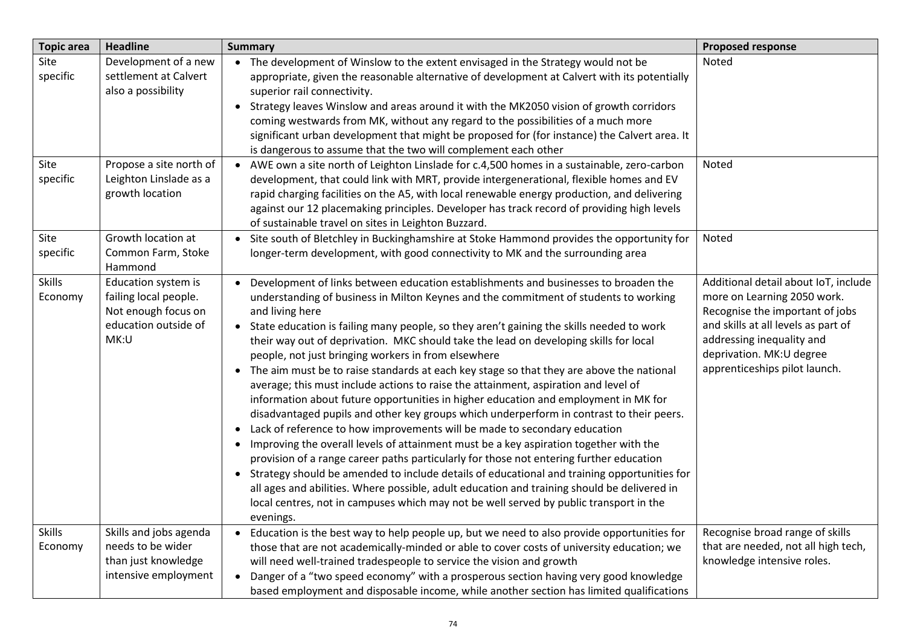| Topic area | Headline | Summary | Proposed response |
|---|---|---|---|
| Site specific | Development of a new settlement at Calvert also a possibility | • The development of Winslow to the extent envisaged in the Strategy would not be appropriate, given the reasonable alternative of development at Calvert with its potentially superior rail connectivity.<br>• Strategy leaves Winslow and areas around it with the MK2050 vision of growth corridors coming westwards from MK, without any regard to the possibilities of a much more significant urban development that might be proposed for (for instance) the Calvert area. It is dangerous to assume that the two will complement each other | Noted |
| Site specific | Propose a site north of Leighton Linslade as a growth location | • AWE own a site north of Leighton Linslade for c.4,500 homes in a sustainable, zero-carbon development, that could link with MRT, provide intergenerational, flexible homes and EV rapid charging facilities on the A5, with local renewable energy production, and delivering against our 12 placemaking principles. Developer has track record of providing high levels of sustainable travel on sites in Leighton Buzzard. | Noted |
| Site specific | Growth location at Common Farm, Stoke Hammond | • Site south of Bletchley in Buckinghamshire at Stoke Hammond provides the opportunity for longer-term development, with good connectivity to MK and the surrounding area | Noted |
| Skills Economy | Education system is failing local people. Not enough focus on education outside of MK:U | • Development of links between education establishments and businesses to broaden the understanding of business in Milton Keynes and the commitment of students to working and living here<br>• State education is failing many people, so they aren't gaining the skills needed to work their way out of deprivation. MKC should take the lead on developing skills for local people, not just bringing workers in from elsewhere<br>• The aim must be to raise standards at each key stage so that they are above the national average; this must include actions to raise the attainment, aspiration and level of information about future opportunities in higher education and employment in MK for disadvantaged pupils and other key groups which underperform in contrast to their peers.<br>• Lack of reference to how improvements will be made to secondary education<br>• Improving the overall levels of attainment must be a key aspiration together with the provision of a range career paths particularly for those not entering further education<br>• Strategy should be amended to include details of educational and training opportunities for all ages and abilities. Where possible, adult education and training should be delivered in local centres, not in campuses which may not be well served by public transport in the evenings. | Additional detail about IoT, include more on Learning 2050 work. Recognise the important of jobs and skills at all levels as part of addressing inequality and deprivation. MK:U degree apprenticeships pilot launch. |
| Skills Economy | Skills and jobs agenda needs to be wider than just knowledge intensive employment | • Education is the best way to help people up, but we need to also provide opportunities for those that are not academically-minded or able to cover costs of university education; we will need well-trained tradespeople to service the vision and growth<br>• Danger of a "two speed economy" with a prosperous section having very good knowledge based employment and disposable income, while another section has limited qualifications | Recognise broad range of skills that are needed, not all high tech, knowledge intensive roles. |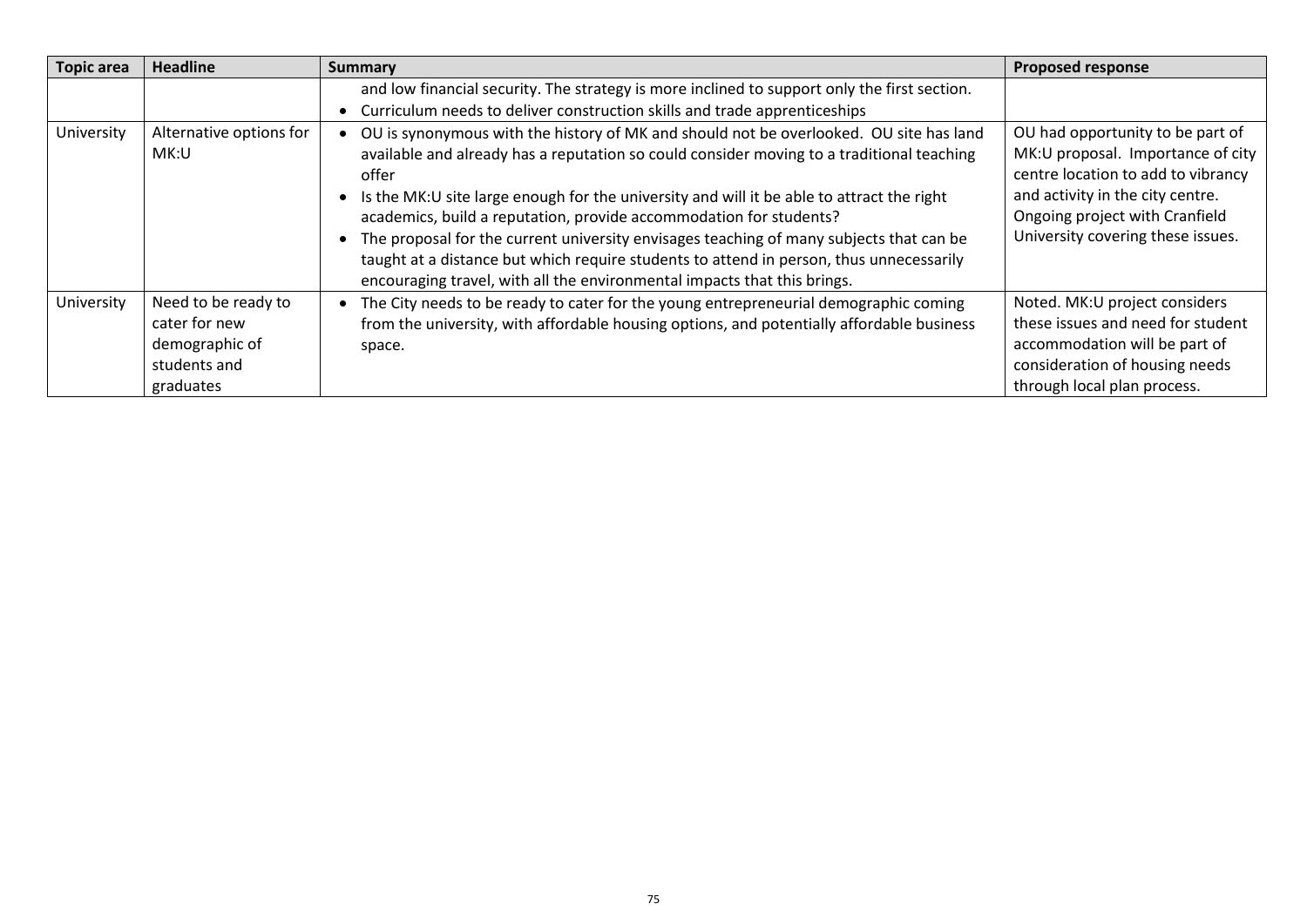| Topic area | Headline | Summary | Proposed response |
|---|---|---|---|
| | | and low financial security. The strategy is more inclined to support only the first section.<br>• Curriculum needs to deliver construction skills and trade apprenticeships | |
| University | Alternative options for MK:U | • OU is synonymous with the history of MK and should not be overlooked. OU site has land available and already has a reputation so could consider moving to a traditional teaching offer<br>• Is the MK:U site large enough for the university and will it be able to attract the right academics, build a reputation, provide accommodation for students?<br>• The proposal for the current university envisages teaching of many subjects that can be taught at a distance but which require students to attend in person, thus unnecessarily encouraging travel, with all the environmental impacts that this brings. | OU had opportunity to be part of MK:U proposal. Importance of city centre location to add to vibrancy and activity in the city centre. Ongoing project with Cranfield University covering these issues. |
| University | Need to be ready to cater for new demographic of students and graduates | • The City needs to be ready to cater for the young entrepreneurial demographic coming from the university, with affordable housing options, and potentially affordable business space. | Noted. MK:U project considers these issues and need for student accommodation will be part of consideration of housing needs through local plan process. |